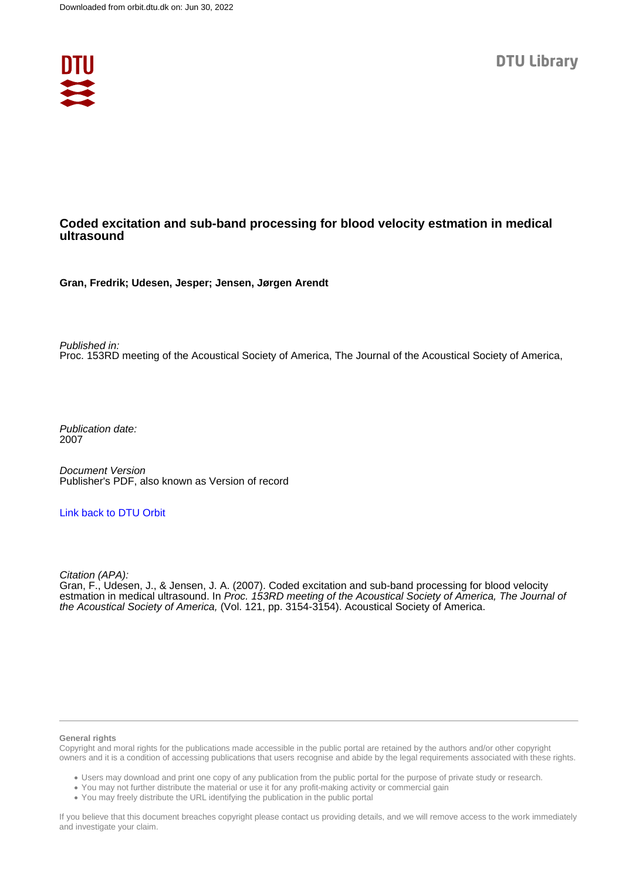Downloaded from orbit.dtu.dk on: Jun 30, 2022

DTU Library

# Coded excitation and sub-band processing for blood velocity estmation in medical ultrasound

**Gran, Fredrik; Udesen, Jesper; Jensen, Jørgen Arendt**

*Published in:*
Proc. 153RD meeting of the Acoustical Society of America, The Journal of the Acoustical Society of America,

*Publication date:*
2007

*Document Version*
Publisher's PDF, also known as Version of record

[Link back to DTU Orbit](#)

*Citation (APA):*
Gran, F., Udesen, J., & Jensen, J. A. (2007). Coded excitation and sub-band processing for blood velocity estmation in medical ultrasound. In *Proc. 153RD meeting of the Acoustical Society of America, The Journal of the Acoustical Society of America,* (Vol. 121, pp. 3154-3154). Acoustical Society of America.

**General rights**

Copyright and moral rights for the publications made accessible in the public portal are retained by the authors and/or other copyright owners and it is a condition of accessing publications that users recognise and abide by the legal requirements associated with these rights.

- Users may download and print one copy of any publication from the public portal for the purpose of private study or research.
- You may not further distribute the material or use it for any profit-making activity or commercial gain
- You may freely distribute the URL identifying the publication in the public portal

If you believe that this document breaches copyright please contact us providing details, and we will remove access to the work immediately and investigate your claim.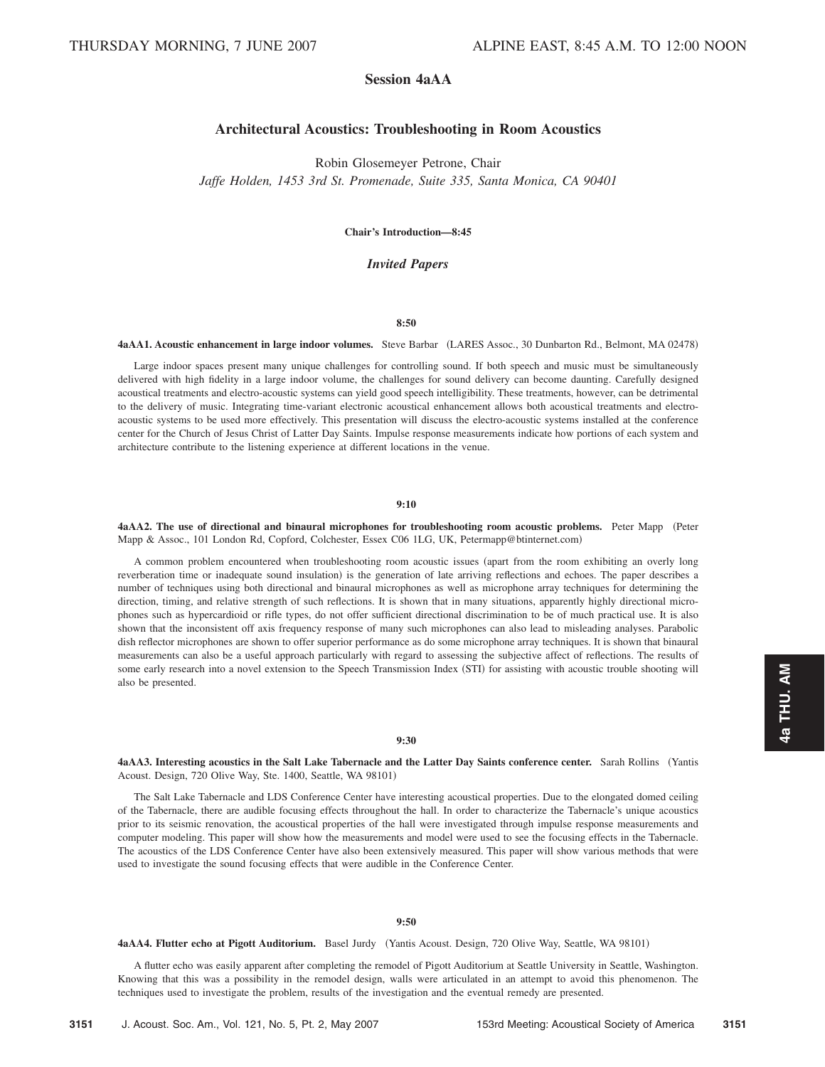THURSDAY MORNING, 7 JUNE 2007 ALPINE EAST, 8:45 A.M. TO 12:00 NOON

## Session 4aAA

## Architectural Acoustics: Troubleshooting in Room Acoustics

Robin Glosemeyer Petrone, Chair
*Jaffe Holden, 1453 3rd St. Promenade, Suite 335, Santa Monica, CA 90401*

**Chair's Introduction—8:45**

### *Invited Papers*

**8:50**

**4aAA1. Acoustic enhancement in large indoor volumes.** Steve Barbar (LARES Assoc., 30 Dunbarton Rd., Belmont, MA 02478)

Large indoor spaces present many unique challenges for controlling sound. If both speech and music must be simultaneously delivered with high fidelity in a large indoor volume, the challenges for sound delivery can become daunting. Carefully designed acoustical treatments and electro-acoustic systems can yield good speech intelligibility. These treatments, however, can be detrimental to the delivery of music. Integrating time-variant electronic acoustical enhancement allows both acoustical treatments and electro-acoustic systems to be used more effectively. This presentation will discuss the electro-acoustic systems installed at the conference center for the Church of Jesus Christ of Latter Day Saints. Impulse response measurements indicate how portions of each system and architecture contribute to the listening experience at different locations in the venue.

**9:10**

**4aAA2. The use of directional and binaural microphones for troubleshooting room acoustic problems.** Peter Mapp (Peter Mapp & Assoc., 101 London Rd, Copford, Colchester, Essex C06 1LG, UK, Petermapp@btinternet.com)

A common problem encountered when troubleshooting room acoustic issues (apart from the room exhibiting an overly long reverberation time or inadequate sound insulation) is the generation of late arriving reflections and echoes. The paper describes a number of techniques using both directional and binaural microphones as well as microphone array techniques for determining the direction, timing, and relative strength of such reflections. It is shown that in many situations, apparently highly directional microphones such as hypercardioid or rifle types, do not offer sufficient directional discrimination to be of much practical use. It is also shown that the inconsistent off axis frequency response of many such microphones can also lead to misleading analyses. Parabolic dish reflector microphones are shown to offer superior performance as do some microphone array techniques. It is shown that binaural measurements can also be a useful approach particularly with regard to assessing the subjective affect of reflections. The results of some early research into a novel extension to the Speech Transmission Index (STI) for assisting with acoustic trouble shooting will also be presented.

**9:30**

**4aAA3. Interesting acoustics in the Salt Lake Tabernacle and the Latter Day Saints conference center.** Sarah Rollins (Yantis Acoust. Design, 720 Olive Way, Ste. 1400, Seattle, WA 98101)

The Salt Lake Tabernacle and LDS Conference Center have interesting acoustical properties. Due to the elongated domed ceiling of the Tabernacle, there are audible focusing effects throughout the hall. In order to characterize the Tabernacle's unique acoustics prior to its seismic renovation, the acoustical properties of the hall were investigated through impulse response measurements and computer modeling. This paper will show how the measurements and model were used to see the focusing effects in the Tabernacle. The acoustics of the LDS Conference Center have also been extensively measured. This paper will show various methods that were used to investigate the sound focusing effects that were audible in the Conference Center.

**9:50**

**4aAA4. Flutter echo at Pigott Auditorium.** Basel Jurdy (Yantis Acoust. Design, 720 Olive Way, Seattle, WA 98101)

A flutter echo was easily apparent after completing the remodel of Pigott Auditorium at Seattle University in Seattle, Washington. Knowing that this was a possibility in the remodel design, walls were articulated in an attempt to avoid this phenomenon. The techniques used to investigate the problem, results of the investigation and the eventual remedy are presented.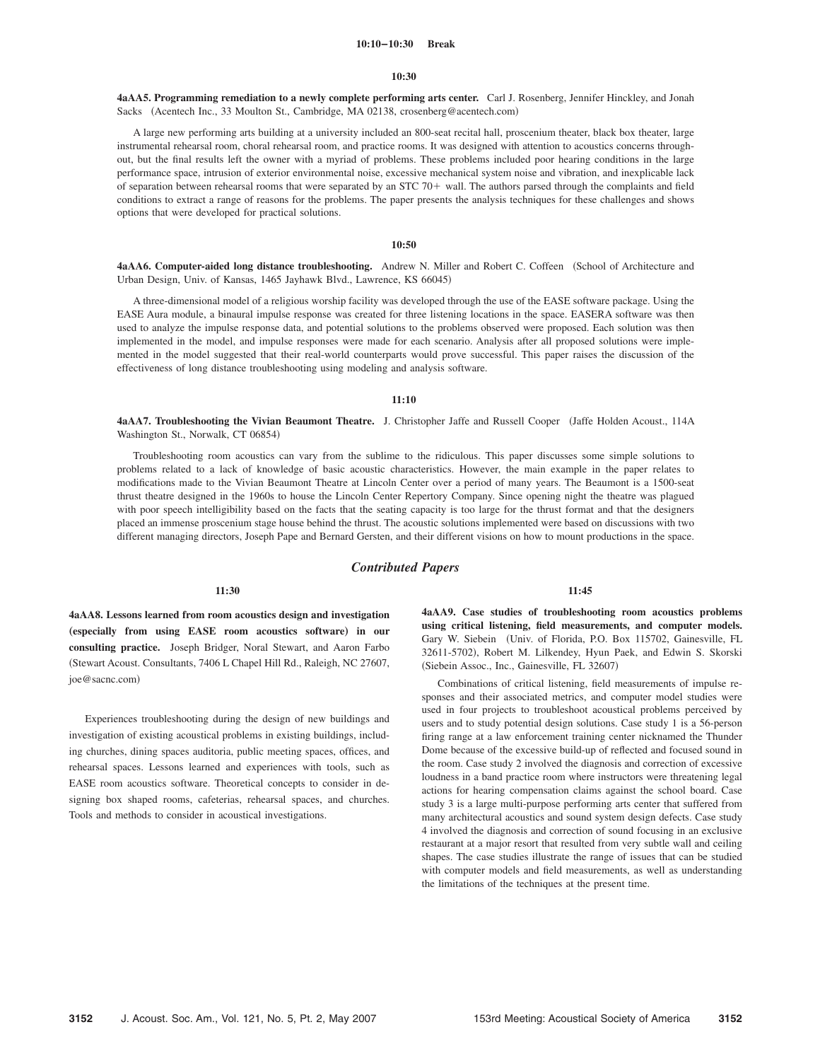**10:10–10:30 Break**

**10:30**

**4aAA5. Programming remediation to a newly complete performing arts center.** Carl J. Rosenberg, Jennifer Hinckley, and Jonah Sacks (Acentech Inc., 33 Moulton St., Cambridge, MA 02138, crosenberg@acentech.com)

A large new performing arts building at a university included an 800-seat recital hall, proscenium theater, black box theater, large instrumental rehearsal room, choral rehearsal room, and practice rooms. It was designed with attention to acoustics concerns throughout, but the final results left the owner with a myriad of problems. These problems included poor hearing conditions in the large performance space, intrusion of exterior environmental noise, excessive mechanical system noise and vibration, and inexplicable lack of separation between rehearsal rooms that were separated by an STC 70+ wall. The authors parsed through the complaints and field conditions to extract a range of reasons for the problems. The paper presents the analysis techniques for these challenges and shows options that were developed for practical solutions.

**10:50**

**4aAA6. Computer-aided long distance troubleshooting.** Andrew N. Miller and Robert C. Coffeen (School of Architecture and Urban Design, Univ. of Kansas, 1465 Jayhawk Blvd., Lawrence, KS 66045)

A three-dimensional model of a religious worship facility was developed through the use of the EASE software package. Using the EASE Aura module, a binaural impulse response was created for three listening locations in the space. EASERA software was then used to analyze the impulse response data, and potential solutions to the problems observed were proposed. Each solution was then implemented in the model, and impulse responses were made for each scenario. Analysis after all proposed solutions were implemented in the model suggested that their real-world counterparts would prove successful. This paper raises the discussion of the effectiveness of long distance troubleshooting using modeling and analysis software.

**11:10**

**4aAA7. Troubleshooting the Vivian Beaumont Theatre.** J. Christopher Jaffe and Russell Cooper (Jaffe Holden Acoust., 114A Washington St., Norwalk, CT 06854)

Troubleshooting room acoustics can vary from the sublime to the ridiculous. This paper discusses some simple solutions to problems related to a lack of knowledge of basic acoustic characteristics. However, the main example in the paper relates to modifications made to the Vivian Beaumont Theatre at Lincoln Center over a period of many years. The Beaumont is a 1500-seat thrust theatre designed in the 1960s to house the Lincoln Center Repertory Company. Since opening night the theatre was plagued with poor speech intelligibility based on the facts that the seating capacity is too large for the thrust format and that the designers placed an immense proscenium stage house behind the thrust. The acoustic solutions implemented were based on discussions with two different managing directors, Joseph Pape and Bernard Gersten, and their different visions on how to mount productions in the space.

## *Contributed Papers*

**11:30**

**4aAA8. Lessons learned from room acoustics design and investigation (especially from using EASE room acoustics software) in our consulting practice.** Joseph Bridger, Noral Stewart, and Aaron Farbo (Stewart Acoust. Consultants, 7406 L Chapel Hill Rd., Raleigh, NC 27607, joe@sacnc.com)

Experiences troubleshooting during the design of new buildings and investigation of existing acoustical problems in existing buildings, including churches, dining spaces auditoria, public meeting spaces, offices, and rehearsal spaces. Lessons learned and experiences with tools, such as EASE room acoustics software. Theoretical concepts to consider in designing box shaped rooms, cafeterias, rehearsal spaces, and churches. Tools and methods to consider in acoustical investigations.

**11:45**

**4aAA9. Case studies of troubleshooting room acoustics problems using critical listening, field measurements, and computer models.** Gary W. Siebein (Univ. of Florida, P.O. Box 115702, Gainesville, FL 32611-5702), Robert M. Lilkendey, Hyun Paek, and Edwin S. Skorski (Siebein Assoc., Inc., Gainesville, FL 32607)

Combinations of critical listening, field measurements of impulse responses and their associated metrics, and computer model studies were used in four projects to troubleshoot acoustical problems perceived by users and to study potential design solutions. Case study 1 is a 56-person firing range at a law enforcement training center nicknamed the Thunder Dome because of the excessive build-up of reflected and focused sound in the room. Case study 2 involved the diagnosis and correction of excessive loudness in a band practice room where instructors were threatening legal actions for hearing compensation claims against the school board. Case study 3 is a large multi-purpose performing arts center that suffered from many architectural acoustics and sound system design defects. Case study 4 involved the diagnosis and correction of sound focusing in an exclusive restaurant at a major resort that resulted from very subtle wall and ceiling shapes. The case studies illustrate the range of issues that can be studied with computer models and field measurements, as well as understanding the limitations of the techniques at the present time.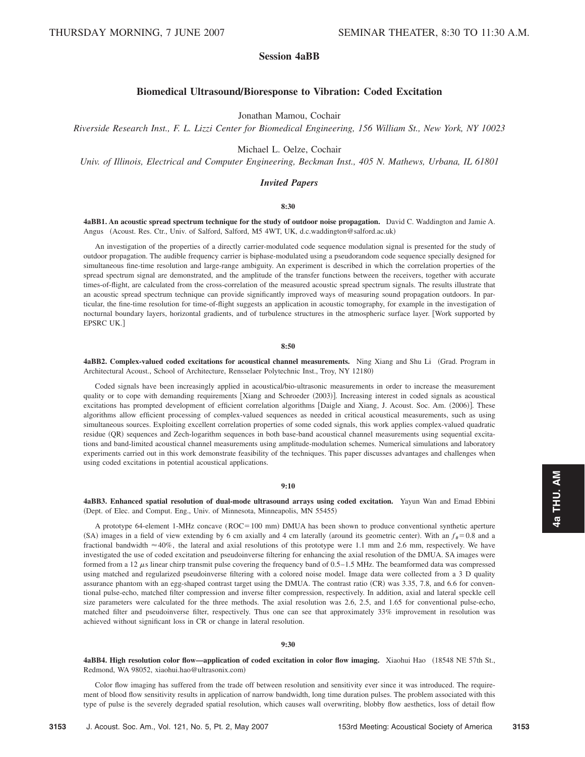THURSDAY MORNING, 7 JUNE 2007 SEMINAR THEATER, 8:30 TO 11:30 A.M.

## Session 4aBB

### Biomedical Ultrasound/Bioresponse to Vibration: Coded Excitation

Jonathan Mamou, Cochair

*Riverside Research Inst., F. L. Lizzi Center for Biomedical Engineering, 156 William St., New York, NY 10023*

Michael L. Oelze, Cochair

*Univ. of Illinois, Electrical and Computer Engineering, Beckman Inst., 405 N. Mathews, Urbana, IL 61801*

### *Invited Papers*

**8:30**

**4aBB1. An acoustic spread spectrum technique for the study of outdoor noise propagation.** David C. Waddington and Jamie A. Angus (Acoust. Res. Ctr., Univ. of Salford, Salford, M5 4WT, UK, d.c.waddington@salford.ac.uk)

An investigation of the properties of a directly carrier-modulated code sequence modulation signal is presented for the study of outdoor propagation. The audible frequency carrier is biphase-modulated using a pseudorandom code sequence specially designed for simultaneous fine-time resolution and large-range ambiguity. An experiment is described in which the correlation properties of the spread spectrum signal are demonstrated, and the amplitude of the transfer functions between the receivers, together with accurate times-of-flight, are calculated from the cross-correlation of the measured acoustic spread spectrum signals. The results illustrate that an acoustic spread spectrum technique can provide significantly improved ways of measuring sound propagation outdoors. In particular, the fine-time resolution for time-of-flight suggests an application in acoustic tomography, for example in the investigation of nocturnal boundary layers, horizontal gradients, and of turbulence structures in the atmospheric surface layer. [Work supported by EPSRC UK.]

**8:50**

**4aBB2. Complex-valued coded excitations for acoustical channel measurements.** Ning Xiang and Shu Li (Grad. Program in Architectural Acoust., School of Architecture, Rensselaer Polytechnic Inst., Troy, NY 12180)

Coded signals have been increasingly applied in acoustical/bio-ultrasonic measurements in order to increase the measurement quality or to cope with demanding requirements [Xiang and Schroeder (2003)]. Increasing interest in coded signals as acoustical excitations has prompted development of efficient correlation algorithms [Daigle and Xiang, J. Acoust. Soc. Am. (2006)]. These algorithms allow efficient processing of complex-valued sequences as needed in critical acoustical measurements, such as using simultaneous sources. Exploiting excellent correlation properties of some coded signals, this work applies complex-valued quadratic residue (QR) sequences and Zech-logarithm sequences in both base-band acoustical channel measurements using sequential excitations and band-limited acoustical channel measurements using amplitude-modulation schemes. Numerical simulations and laboratory experiments carried out in this work demonstrate feasibility of the techniques. This paper discusses advantages and challenges when using coded excitations in potential acoustical applications.

**9:10**

**4aBB3. Enhanced spatial resolution of dual-mode ultrasound arrays using coded excitation.** Yayun Wan and Emad Ebbini (Dept. of Elec. and Comput. Eng., Univ. of Minnesota, Minneapolis, MN 55455)

A prototype 64-element 1-MHz concave (ROC=100 mm) DMUA has been shown to produce conventional synthetic aperture (SA) images in a field of view extending by 6 cm axially and 4 cm laterally (around its geometric center). With an $f_{\#}=0.8$ and a fractional bandwidth $\approx 40\%$, the lateral and axial resolutions of this prototype were 1.1 mm and 2.6 mm, respectively. We have investigated the use of coded excitation and pseudoinverse filtering for enhancing the axial resolution of the DMUA. SA images were formed from a 12 $\mu$s linear chirp transmit pulse covering the frequency band of 0.5–1.5 MHz. The beamformed data was compressed using matched and regularized pseudoinverse filtering with a colored noise model. Image data were collected from a 3 D quality assurance phantom with an egg-shaped contrast target using the DMUA. The contrast ratio (CR) was 3.35, 7.8, and 6.6 for conventional pulse-echo, matched filter compression and inverse filter compression, respectively. In addition, axial and lateral speckle cell size parameters were calculated for the three methods. The axial resolution was 2.6, 2.5, and 1.65 for conventional pulse-echo, matched filter and pseudoinverse filter, respectively. Thus one can see that approximately 33% improvement in resolution was achieved without significant loss in CR or change in lateral resolution.

**9:30**

**4aBB4. High resolution color flow—application of coded excitation in color flow imaging.** Xiaohui Hao (18548 NE 57th St., Redmond, WA 98052, xiaohui.hao@ultrasonix.com)

Color flow imaging has suffered from the trade off between resolution and sensitivity ever since it was introduced. The requirement of blood flow sensitivity results in application of narrow bandwidth, long time duration pulses. The problem associated with this type of pulse is the severely degraded spatial resolution, which causes wall overwriting, blobby flow aesthetics, loss of detail flow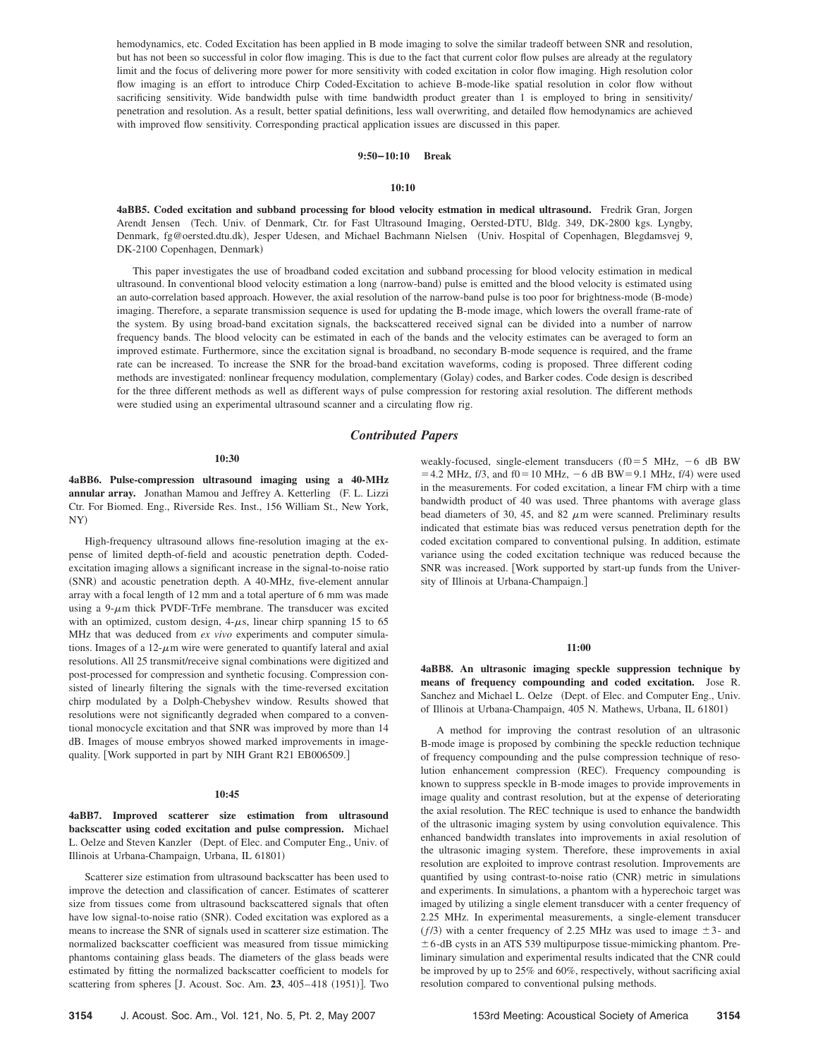hemodynamics, etc. Coded Excitation has been applied in B mode imaging to solve the similar tradeoff between SNR and resolution, but has not been so successful in color flow imaging. This is due to the fact that current color flow pulses are already at the regulatory limit and the focus of delivering more power for more sensitivity with coded excitation in color flow imaging. High resolution color flow imaging is an effort to introduce Chirp Coded-Excitation to achieve B-mode-like spatial resolution in color flow without sacrificing sensitivity. Wide bandwidth pulse with time bandwidth product greater than 1 is employed to bring in sensitivity/penetration and resolution. As a result, better spatial definitions, less wall overwriting, and detailed flow hemodynamics are achieved with improved flow sensitivity. Corresponding practical application issues are discussed in this paper.

**9:50–10:10 Break**

**10:10**

**4aBB5. Coded excitation and subband processing for blood velocity estmation in medical ultrasound.** Fredrik Gran, Jorgen Arendt Jensen (Tech. Univ. of Denmark, Ctr. for Fast Ultrasound Imaging, Oersted-DTU, Bldg. 349, DK-2800 kgs. Lyngby, Denmark, fg@oersted.dtu.dk), Jesper Udesen, and Michael Bachmann Nielsen (Univ. Hospital of Copenhagen, Blegdamsvej 9, DK-2100 Copenhagen, Denmark)

This paper investigates the use of broadband coded excitation and subband processing for blood velocity estimation in medical ultrasound. In conventional blood velocity estimation a long (narrow-band) pulse is emitted and the blood velocity is estimated using an auto-correlation based approach. However, the axial resolution of the narrow-band pulse is too poor for brightness-mode (B-mode) imaging. Therefore, a separate transmission sequence is used for updating the B-mode image, which lowers the overall frame-rate of the system. By using broad-band excitation signals, the backscattered received signal can be divided into a number of narrow frequency bands. The blood velocity can be estimated in each of the bands and the velocity estimates can be averaged to form an improved estimate. Furthermore, since the excitation signal is broadband, no secondary B-mode sequence is required, and the frame rate can be increased. To increase the SNR for the broad-band excitation waveforms, coding is proposed. Three different coding methods are investigated: nonlinear frequency modulation, complementary (Golay) codes, and Barker codes. Code design is described for the three different methods as well as different ways of pulse compression for restoring axial resolution. The different methods were studied using an experimental ultrasound scanner and a circulating flow rig.

## *Contributed Papers*

**10:30**

**4aBB6. Pulse-compression ultrasound imaging using a 40-MHz annular array.** Jonathan Mamou and Jeffrey A. Ketterling (F. L. Lizzi Ctr. For Biomed. Eng., Riverside Res. Inst., 156 William St., New York, NY)

High-frequency ultrasound allows fine-resolution imaging at the expense of limited depth-of-field and acoustic penetration depth. Coded-excitation imaging allows a significant increase in the signal-to-noise ratio (SNR) and acoustic penetration depth. A 40-MHz, five-element annular array with a focal length of 12 mm and a total aperture of 6 mm was made using a 9-$\mu$m thick PVDF-TrFe membrane. The transducer was excited with an optimized, custom design, 4-$\mu$s, linear chirp spanning 15 to 65 MHz that was deduced from *ex vivo* experiments and computer simulations. Images of a 12-$\mu$m wire were generated to quantify lateral and axial resolutions. All 25 transmit/receive signal combinations were digitized and post-processed for compression and synthetic focusing. Compression consisted of linearly filtering the signals with the time-reversed excitation chirp modulated by a Dolph-Chebyshev window. Results showed that resolutions were not significantly degraded when compared to a conventional monocycle excitation and that SNR was improved by more than 14 dB. Images of mouse embryos showed marked improvements in image-quality. [Work supported in part by NIH Grant R21 EB006509.]

**10:45**

**4aBB7. Improved scatterer size estimation from ultrasound backscatter using coded excitation and pulse compression.** Michael L. Oelze and Steven Kanzler (Dept. of Elec. and Computer Eng., Univ. of Illinois at Urbana-Champaign, Urbana, IL 61801)

Scatterer size estimation from ultrasound backscatter has been used to improve the detection and classification of cancer. Estimates of scatterer size from tissues come from ultrasound backscattered signals that often have low signal-to-noise ratio (SNR). Coded excitation was explored as a means to increase the SNR of signals used in scatterer size estimation. The normalized backscatter coefficient was measured from tissue mimicking phantoms containing glass beads. The diameters of the glass beads were estimated by fitting the normalized backscatter coefficient to models for scattering from spheres [J. Acoust. Soc. Am. **23**, 405–418 (1951)]. Two weakly-focused, single-element transducers (f0 = 5 MHz, −6 dB BW = 4.2 MHz, f/3, and f0 = 10 MHz, −6 dB BW = 9.1 MHz, f/4) were used in the measurements. For coded excitation, a linear FM chirp with a time bandwidth product of 40 was used. Three phantoms with average glass bead diameters of 30, 45, and 82 $\mu$m were scanned. Preliminary results indicated that estimate bias was reduced versus penetration depth for the coded excitation compared to conventional pulsing. In addition, estimate variance using the coded excitation technique was reduced because the SNR was increased. [Work supported by start-up funds from the University of Illinois at Urbana-Champaign.]

**11:00**

**4aBB8. An ultrasonic imaging speckle suppression technique by means of frequency compounding and coded excitation.** Jose R. Sanchez and Michael L. Oelze (Dept. of Elec. and Computer Eng., Univ. of Illinois at Urbana-Champaign, 405 N. Mathews, Urbana, IL 61801)

A method for improving the contrast resolution of an ultrasonic B-mode image is proposed by combining the speckle reduction technique of frequency compounding and the pulse compression technique of resolution enhancement compression (REC). Frequency compounding is known to suppress speckle in B-mode images to provide improvements in image quality and contrast resolution, but at the expense of deteriorating the axial resolution. The REC technique is used to enhance the bandwidth of the ultrasonic imaging system by using convolution equivalence. This enhanced bandwidth translates into improvements in axial resolution of the ultrasonic imaging system. Therefore, these improvements in axial resolution are exploited to improve contrast resolution. Improvements are quantified by using contrast-to-noise ratio (CNR) metric in simulations and experiments. In simulations, a phantom with a hyperechoic target was imaged by utilizing a single element transducer with a center frequency of 2.25 MHz. In experimental measurements, a single-element transducer ($f/3$) with a center frequency of 2.25 MHz was used to image $\pm 3$- and $\pm 6$-dB cysts in an ATS 539 multipurpose tissue-mimicking phantom. Preliminary simulation and experimental results indicated that the CNR could be improved by up to 25% and 60%, respectively, without sacrificing axial resolution compared to conventional pulsing methods.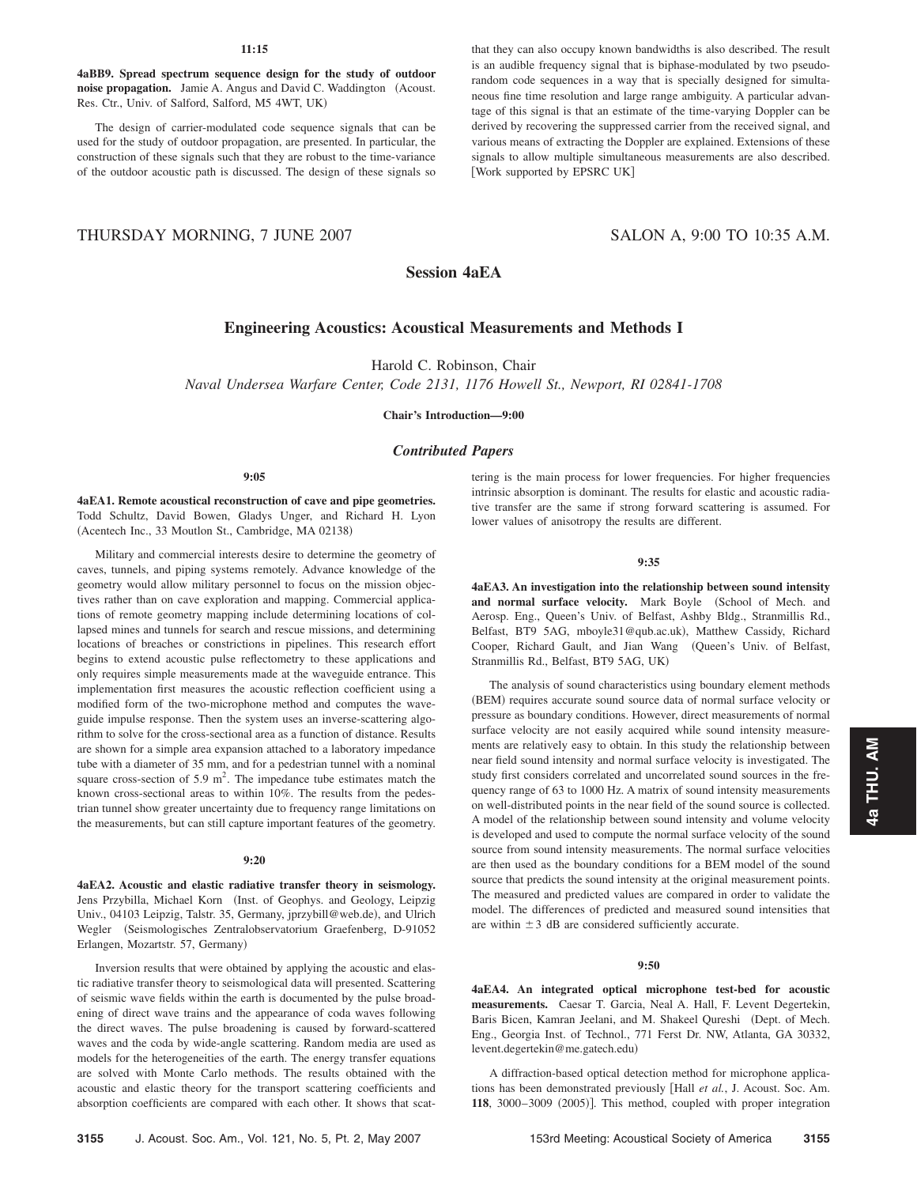**11:15**

**4aBB9. Spread spectrum sequence design for the study of outdoor noise propagation.** Jamie A. Angus and David C. Waddington (Acoust. Res. Ctr., Univ. of Salford, Salford, M5 4WT, UK)

The design of carrier-modulated code sequence signals that can be used for the study of outdoor propagation, are presented. In particular, the construction of these signals such that they are robust to the time-variance of the outdoor acoustic path is discussed. The design of these signals so that they can also occupy known bandwidths is also described. The result is an audible frequency signal that is biphase-modulated by two pseudo-random code sequences in a way that is specially designed for simultaneous fine time resolution and large range ambiguity. A particular advantage of this signal is that an estimate of the time-varying Doppler can be derived by recovering the suppressed carrier from the received signal, and various means of extracting the Doppler are explained. Extensions of these signals to allow multiple simultaneous measurements are also described. [Work supported by EPSRC UK]

THURSDAY MORNING, 7 JUNE 2007 SALON A, 9:00 TO 10:35 A.M.

## Session 4aEA

## Engineering Acoustics: Acoustical Measurements and Methods I

Harold C. Robinson, Chair

*Naval Undersea Warfare Center, Code 2131, 1176 Howell St., Newport, RI 02841-1708*

**Chair's Introduction—9:00**

### *Contributed Papers*

**9:05**

**4aEA1. Remote acoustical reconstruction of cave and pipe geometries.** Todd Schultz, David Bowen, Gladys Unger, and Richard H. Lyon (Acentech Inc., 33 Moutlon St., Cambridge, MA 02138)

Military and commercial interests desire to determine the geometry of caves, tunnels, and piping systems remotely. Advance knowledge of the geometry would allow military personnel to focus on the mission objectives rather than on cave exploration and mapping. Commercial applications of remote geometry mapping include determining locations of collapsed mines and tunnels for search and rescue missions, and determining locations of breaches or constrictions in pipelines. This research effort begins to extend acoustic pulse reflectometry to these applications and only requires simple measurements made at the waveguide entrance. This implementation first measures the acoustic reflection coefficient using a modified form of the two-microphone method and computes the waveguide impulse response. Then the system uses an inverse-scattering algorithm to solve for the cross-sectional area as a function of distance. Results are shown for a simple area expansion attached to a laboratory impedance tube with a diameter of 35 mm, and for a pedestrian tunnel with a nominal square cross-section of 5.9 $m^2$. The impedance tube estimates match the known cross-sectional areas to within 10%. The results from the pedestrian tunnel show greater uncertainty due to frequency range limitations on the measurements, but can still capture important features of the geometry.

**9:20**

**4aEA2. Acoustic and elastic radiative transfer theory in seismology.** Jens Przybilla, Michael Korn (Inst. of Geophys. and Geology, Leipzig Univ., 04103 Leipzig, Talstr. 35, Germany, jprzybill@web.de), and Ulrich Wegler (Seismologisches Zentralobservatorium Graefenberg, D-91052 Erlangen, Mozartstr. 57, Germany)

Inversion results that were obtained by applying the acoustic and elastic radiative transfer theory to seismological data will presented. Scattering of seismic wave fields within the earth is documented by the pulse broadening of direct wave trains and the appearance of coda waves following the direct waves. The pulse broadening is caused by forward-scattered waves and the coda by wide-angle scattering. Random media are used as models for the heterogeneities of the earth. The energy transfer equations are solved with Monte Carlo methods. The results obtained with the acoustic and elastic theory for the transport scattering coefficients and absorption coefficients are compared with each other. It shows that scattering is the main process for lower frequencies. For higher frequencies intrinsic absorption is dominant. The results for elastic and acoustic radiative transfer are the same if strong forward scattering is assumed. For lower values of anisotropy the results are different.

**9:35**

**4aEA3. An investigation into the relationship between sound intensity and normal surface velocity.** Mark Boyle (School of Mech. and Aerosp. Eng., Queen's Univ. of Belfast, Ashby Bldg., Stranmillis Rd., Belfast, BT9 5AG, mboyle31@qub.ac.uk), Matthew Cassidy, Richard Cooper, Richard Gault, and Jian Wang (Queen's Univ. of Belfast, Stranmillis Rd., Belfast, BT9 5AG, UK)

The analysis of sound characteristics using boundary element methods (BEM) requires accurate sound source data of normal surface velocity or pressure as boundary conditions. However, direct measurements of normal surface velocity are not easily acquired while sound intensity measurements are relatively easy to obtain. In this study the relationship between near field sound intensity and normal surface velocity is investigated. The study first considers correlated and uncorrelated sound sources in the frequency range of 63 to 1000 Hz. A matrix of sound intensity measurements on well-distributed points in the near field of the sound source is collected. A model of the relationship between sound intensity and volume velocity is developed and used to compute the normal surface velocity of the sound source from sound intensity measurements. The normal surface velocities are then used as the boundary conditions for a BEM model of the sound source that predicts the sound intensity at the original measurement points. The measured and predicted values are compared in order to validate the model. The differences of predicted and measured sound intensities that are within $\pm 3$ dB are considered sufficiently accurate.

**9:50**

**4aEA4. An integrated optical microphone test-bed for acoustic measurements.** Caesar T. Garcia, Neal A. Hall, F. Levent Degertekin, Baris Bicen, Kamran Jeelani, and M. Shakeel Qureshi (Dept. of Mech. Eng., Georgia Inst. of Technol., 771 Ferst Dr. NW, Atlanta, GA 30332, levent.degertekin@me.gatech.edu)

A diffraction-based optical detection method for microphone applications has been demonstrated previously [Hall *et al.*, J. Acoust. Soc. Am. **118**, 3000–3009 (2005)]. This method, coupled with proper integration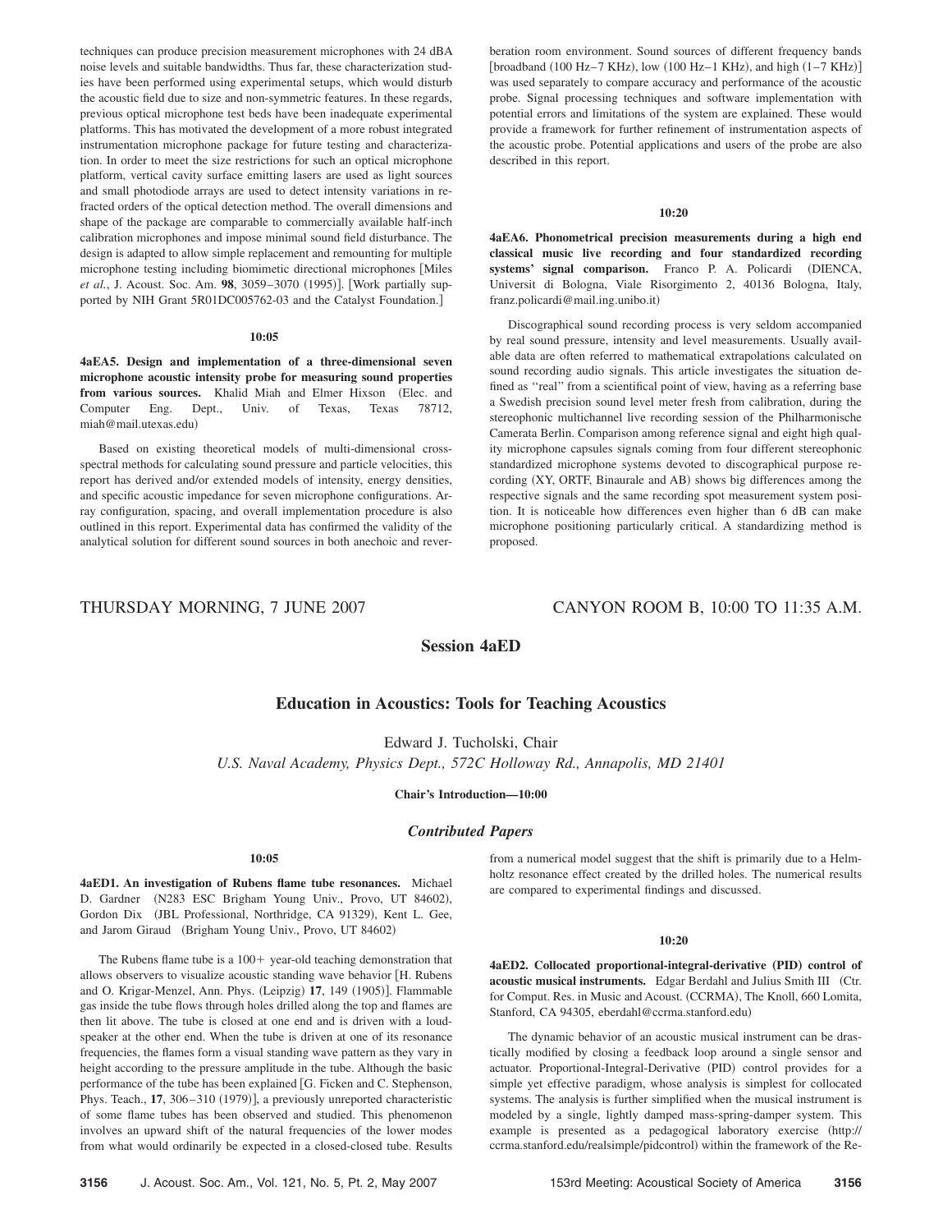techniques can produce precision measurement microphones with 24 dBA noise levels and suitable bandwidths. Thus far, these characterization studies have been performed using experimental setups, which would disturb the acoustic field due to size and non-symmetric features. In these regards, previous optical microphone test beds have been inadequate experimental platforms. This has motivated the development of a more robust integrated instrumentation microphone package for future testing and characterization. In order to meet the size restrictions for such an optical microphone platform, vertical cavity surface emitting lasers are used as light sources and small photodiode arrays are used to detect intensity variations in refracted orders of the optical detection method. The overall dimensions and shape of the package are comparable to commercially available half-inch calibration microphones and impose minimal sound field disturbance. The design is adapted to allow simple replacement and remounting for multiple microphone testing including biomimetic directional microphones [Miles *et al.*, J. Acoust. Soc. Am. **98**, 3059–3070 (1995)]. [Work partially supported by NIH Grant 5R01DC005762-03 and the Catalyst Foundation.]

**10:05**

**4aEA5. Design and implementation of a three-dimensional seven microphone acoustic intensity probe for measuring sound properties from various sources.** Khalid Miah and Elmer Hixson (Elec. and Computer Eng. Dept., Univ. of Texas, Texas 78712, miah@mail.utexas.edu)

Based on existing theoretical models of multi-dimensional cross-spectral methods for calculating sound pressure and particle velocities, this report has derived and/or extended models of intensity, energy densities, and specific acoustic impedance for seven microphone configurations. Array configuration, spacing, and overall implementation procedure is also outlined in this report. Experimental data has confirmed the validity of the analytical solution for different sound sources in both anechoic and reverberation room environment. Sound sources of different frequency bands [broadband (100 Hz–7 KHz), low (100 Hz–1 KHz), and high (1–7 KHz)] was used separately to compare accuracy and performance of the acoustic probe. Signal processing techniques and software implementation with potential errors and limitations of the system are explained. These would provide a framework for further refinement of instrumentation aspects of the acoustic probe. Potential applications and users of the probe are also described in this report.

**10:20**

**4aEA6. Phonometrical precision measurements during a high end classical music live recording and four standardized recording systems' signal comparison.** Franco P. A. Policardi (DIENCA, Universit di Bologna, Viale Risorgimento 2, 40136 Bologna, Italy, franz.policardi@mail.ing.unibo.it)

Discographical sound recording process is very seldom accompanied by real sound pressure, intensity and level measurements. Usually available data are often referred to mathematical extrapolations calculated on sound recording audio signals. This article investigates the situation defined as "real" from a scientifical point of view, having as a referring base a Swedish precision sound level meter fresh from calibration, during the stereophonic multichannel live recording session of the Philharmonische Camerata Berlin. Comparison among reference signal and eight high quality microphone capsules signals coming from four different stereophonic standardized microphone systems devoted to discographical purpose recording (XY, ORTF, Binaurale and AB) shows big differences among the respective signals and the same recording spot measurement system position. It is noticeable how differences even higher than 6 dB can make microphone positioning particularly critical. A standardizing method is proposed.

THURSDAY MORNING, 7 JUNE 2007 — CANYON ROOM B, 10:00 TO 11:35 A.M.

## Session 4aED

## Education in Acoustics: Tools for Teaching Acoustics

Edward J. Tucholski, Chair
*U.S. Naval Academy, Physics Dept., 572C Holloway Rd., Annapolis, MD 21401*

**Chair's Introduction—10:00**

### *Contributed Papers*

**10:05**

**4aED1. An investigation of Rubens flame tube resonances.** Michael D. Gardner (N283 ESC Brigham Young Univ., Provo, UT 84602), Gordon Dix (JBL Professional, Northridge, CA 91329), Kent L. Gee, and Jarom Giraud (Brigham Young Univ., Provo, UT 84602)

The Rubens flame tube is a 100+ year-old teaching demonstration that allows observers to visualize acoustic standing wave behavior [H. Rubens and O. Krigar-Menzel, Ann. Phys. (Leipzig) **17**, 149 (1905)]. Flammable gas inside the tube flows through holes drilled along the top and flames are then lit above. The tube is closed at one end and is driven with a loudspeaker at the other end. When the tube is driven at one of its resonance frequencies, the flames form a visual standing wave pattern as they vary in height according to the pressure amplitude in the tube. Although the basic performance of the tube has been explained [G. Ficken and C. Stephenson, Phys. Teach., **17**, 306–310 (1979)], a previously unreported characteristic of some flame tubes has been observed and studied. This phenomenon involves an upward shift of the natural frequencies of the lower modes from what would ordinarily be expected in a closed-closed tube. Results from a numerical model suggest that the shift is primarily due to a Helmholtz resonance effect created by the drilled holes. The numerical results are compared to experimental findings and discussed.

**10:20**

**4aED2. Collocated proportional-integral-derivative (PID) control of acoustic musical instruments.** Edgar Berdahl and Julius Smith III (Ctr. for Comput. Res. in Music and Acoust. (CCRMA), The Knoll, 660 Lomita, Stanford, CA 94305, eberdahl@ccrma.stanford.edu)

The dynamic behavior of an acoustic musical instrument can be drastically modified by closing a feedback loop around a single sensor and actuator. Proportional-Integral-Derivative (PID) control provides for a simple yet effective paradigm, whose analysis is simplest for collocated systems. The analysis is further simplified when the musical instrument is modeled by a single, lightly damped mass-spring-damper system. This example is presented as a pedagogical laboratory exercise (http://ccrma.stanford.edu/realsimple/pidcontrol) within the framework of the Re-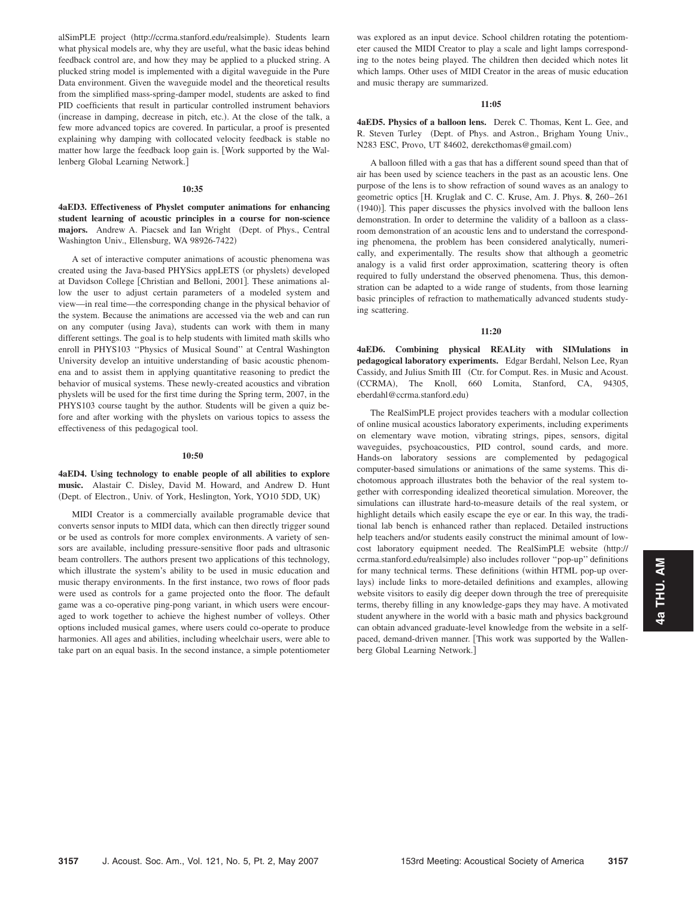alSimPLE project (http://ccrma.stanford.edu/realsimple). Students learn what physical models are, why they are useful, what the basic ideas behind feedback control are, and how they may be applied to a plucked string. A plucked string model is implemented with a digital waveguide in the Pure Data environment. Given the waveguide model and the theoretical results from the simplified mass-spring-damper model, students are asked to find PID coefficients that result in particular controlled instrument behaviors (increase in damping, decrease in pitch, etc.). At the close of the talk, a few more advanced topics are covered. In particular, a proof is presented explaining why damping with collocated velocity feedback is stable no matter how large the feedback loop gain is. [Work supported by the Wallenberg Global Learning Network.]

**10:35**

**4aED3. Effectiveness of Physlet computer animations for enhancing student learning of acoustic principles in a course for non-science majors.** Andrew A. Piacsek and Ian Wright (Dept. of Phys., Central Washington Univ., Ellensburg, WA 98926-7422)

A set of interactive computer animations of acoustic phenomena was created using the Java-based PHYSics appLETS (or physlets) developed at Davidson College [Christian and Belloni, 2001]. These animations allow the user to adjust certain parameters of a modeled system and view—in real time—the corresponding change in the physical behavior of the system. Because the animations are accessed via the web and can run on any computer (using Java), students can work with them in many different settings. The goal is to help students with limited math skills who enroll in PHYS103 "Physics of Musical Sound" at Central Washington University develop an intuitive understanding of basic acoustic phenomena and to assist them in applying quantitative reasoning to predict the behavior of musical systems. These newly-created acoustics and vibration physlets will be used for the first time during the Spring term, 2007, in the PHYS103 course taught by the author. Students will be given a quiz before and after working with the physlets on various topics to assess the effectiveness of this pedagogical tool.

**10:50**

**4aED4. Using technology to enable people of all abilities to explore music.** Alastair C. Disley, David M. Howard, and Andrew D. Hunt (Dept. of Electron., Univ. of York, Heslington, York, YO10 5DD, UK)

MIDI Creator is a commercially available programable device that converts sensor inputs to MIDI data, which can then directly trigger sound or be used as controls for more complex environments. A variety of sensors are available, including pressure-sensitive floor pads and ultrasonic beam controllers. The authors present two applications of this technology, which illustrate the system's ability to be used in music education and music therapy environments. In the first instance, two rows of floor pads were used as controls for a game projected onto the floor. The default game was a co-operative ping-pong variant, in which users were encouraged to work together to achieve the highest number of volleys. Other options included musical games, where users could co-operate to produce harmonies. All ages and abilities, including wheelchair users, were able to take part on an equal basis. In the second instance, a simple potentiometer was explored as an input device. School children rotating the potentiometer caused the MIDI Creator to play a scale and light lamps corresponding to the notes being played. The children then decided which notes lit which lamps. Other uses of MIDI Creator in the areas of music education and music therapy are summarized.

**11:05**

**4aED5. Physics of a balloon lens.** Derek C. Thomas, Kent L. Gee, and R. Steven Turley (Dept. of Phys. and Astron., Brigham Young Univ., N283 ESC, Provo, UT 84602, derekcthomas@gmail.com)

A balloon filled with a gas that has a different sound speed than that of air has been used by science teachers in the past as an acoustic lens. One purpose of the lens is to show refraction of sound waves as an analogy to geometric optics [H. Kruglak and C. C. Kruse, Am. J. Phys. **8**, 260–261 (1940)]. This paper discusses the physics involved with the balloon lens demonstration. In order to determine the validity of a balloon as a classroom demonstration of an acoustic lens and to understand the corresponding phenomena, the problem has been considered analytically, numerically, and experimentally. The results show that although a geometric analogy is a valid first order approximation, scattering theory is often required to fully understand the observed phenomena. Thus, this demonstration can be adapted to a wide range of students, from those learning basic principles of refraction to mathematically advanced students studying scattering.

**11:20**

**4aED6. Combining physical REALity with SIMulations in pedagogical laboratory experiments.** Edgar Berdahl, Nelson Lee, Ryan Cassidy, and Julius Smith III (Ctr. for Comput. Res. in Music and Acoust. (CCRMA), The Knoll, 660 Lomita, Stanford, CA, 94305, eberdahl@ccrma.stanford.edu)

The RealSimPLE project provides teachers with a modular collection of online musical acoustics laboratory experiments, including experiments on elementary wave motion, vibrating strings, pipes, sensors, digital waveguides, psychoacoustics, PID control, sound cards, and more. Hands-on laboratory sessions are complemented by pedagogical computer-based simulations or animations of the same systems. This dichotomous approach illustrates both the behavior of the real system together with corresponding idealized theoretical simulation. Moreover, the simulations can illustrate hard-to-measure details of the real system, or highlight details which easily escape the eye or ear. In this way, the traditional lab bench is enhanced rather than replaced. Detailed instructions help teachers and/or students easily construct the minimal amount of low-cost laboratory equipment needed. The RealSimPLE website (http://ccrma.stanford.edu/realsimple) also includes rollover "pop-up" definitions for many technical terms. These definitions (within HTML pop-up overlays) include links to more-detailed definitions and examples, allowing website visitors to easily dig deeper down through the tree of prerequisite terms, thereby filling in any knowledge-gaps they may have. A motivated student anywhere in the world with a basic math and physics background can obtain advanced graduate-level knowledge from the website in a self-paced, demand-driven manner. [This work was supported by the Wallenberg Global Learning Network.]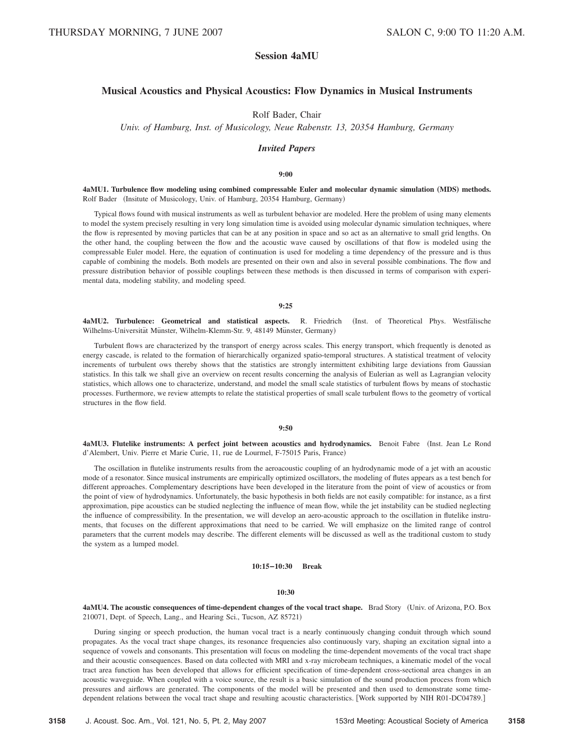# Session 4aMU

## Musical Acoustics and Physical Acoustics: Flow Dynamics in Musical Instruments

Rolf Bader, Chair

*Univ. of Hamburg, Inst. of Musicology, Neue Rabenstr. 13, 20354 Hamburg, Germany*

### *Invited Papers*

**9:00**

**4aMU1. Turbulence flow modeling using combined compressable Euler and molecular dynamic simulation (MDS) methods.** Rolf Bader (Insitute of Musicology, Univ. of Hamburg, 20354 Hamburg, Germany)

Typical flows found with musical instruments as well as turbulent behavior are modeled. Here the problem of using many elements to model the system precisely resulting in very long simulation time is avoided using molecular dynamic simulation techniques, where the flow is represented by moving particles that can be at any position in space and so act as an alternative to small grid lengths. On the other hand, the coupling between the flow and the acoustic wave caused by oscillations of that flow is modeled using the compressable Euler model. Here, the equation of continuation is used for modeling a time dependency of the pressure and is thus capable of combining the models. Both models are presented on their own and also in several possible combinations. The flow and pressure distribution behavior of possible couplings between these methods is then discussed in terms of comparison with experimental data, modeling stability, and modeling speed.

**9:25**

**4aMU2. Turbulence: Geometrical and statistical aspects.** R. Friedrich (Inst. of Theoretical Phys. Westfälische Wilhelms-Universität Münster, Wilhelm-Klemm-Str. 9, 48149 Münster, Germany)

Turbulent flows are characterized by the transport of energy across scales. This energy transport, which frequently is denoted as energy cascade, is related to the formation of hierarchically organized spatio-temporal structures. A statistical treatment of velocity increments of turbulent ows thereby shows that the statistics are strongly intermittent exhibiting large deviations from Gaussian statistics. In this talk we shall give an overview on recent results concerning the analysis of Eulerian as well as Lagrangian velocity statistics, which allows one to characterize, understand, and model the small scale statistics of turbulent flows by means of stochastic processes. Furthermore, we review attempts to relate the statistical properties of small scale turbulent flows to the geometry of vortical structures in the flow field.

**9:50**

**4aMU3. Flutelike instruments: A perfect joint between acoustics and hydrodynamics.** Benoit Fabre (Inst. Jean Le Rond d'Alembert, Univ. Pierre et Marie Curie, 11, rue de Lourmel, F-75015 Paris, France)

The oscillation in flutelike instruments results from the aeroacoustic coupling of an hydrodynamic mode of a jet with an acoustic mode of a resonator. Since musical instruments are empirically optimized oscillators, the modeling of flutes appears as a test bench for different approaches. Complementary descriptions have been developed in the literature from the point of view of acoustics or from the point of view of hydrodynamics. Unfortunately, the basic hypothesis in both fields are not easily compatible: for instance, as a first approximation, pipe acoustics can be studied neglecting the influence of mean flow, while the jet instability can be studied neglecting the influence of compressibility. In the presentation, we will develop an aero-acoustic approach to the oscillation in flutelike instruments, that focuses on the different approximations that need to be carried. We will emphasize on the limited range of control parameters that the current models may describe. The different elements will be discussed as well as the traditional custom to study the system as a lumped model.

**10:15–10:30 Break**

**10:30**

**4aMU4. The acoustic consequences of time-dependent changes of the vocal tract shape.** Brad Story (Univ. of Arizona, P.O. Box 210071, Dept. of Speech, Lang., and Hearing Sci., Tucson, AZ 85721)

During singing or speech production, the human vocal tract is a nearly continuously changing conduit through which sound propagates. As the vocal tract shape changes, its resonance frequencies also continuously vary, shaping an excitation signal into a sequence of vowels and consonants. This presentation will focus on modeling the time-dependent movements of the vocal tract shape and their acoustic consequences. Based on data collected with MRI and x-ray microbeam techniques, a kinematic model of the vocal tract area function has been developed that allows for efficient specification of time-dependent cross-sectional area changes in an acoustic waveguide. When coupled with a voice source, the result is a basic simulation of the sound production process from which pressures and airflows are generated. The components of the model will be presented and then used to demonstrate some time-dependent relations between the vocal tract shape and resulting acoustic characteristics. [Work supported by NIH R01-DC04789.]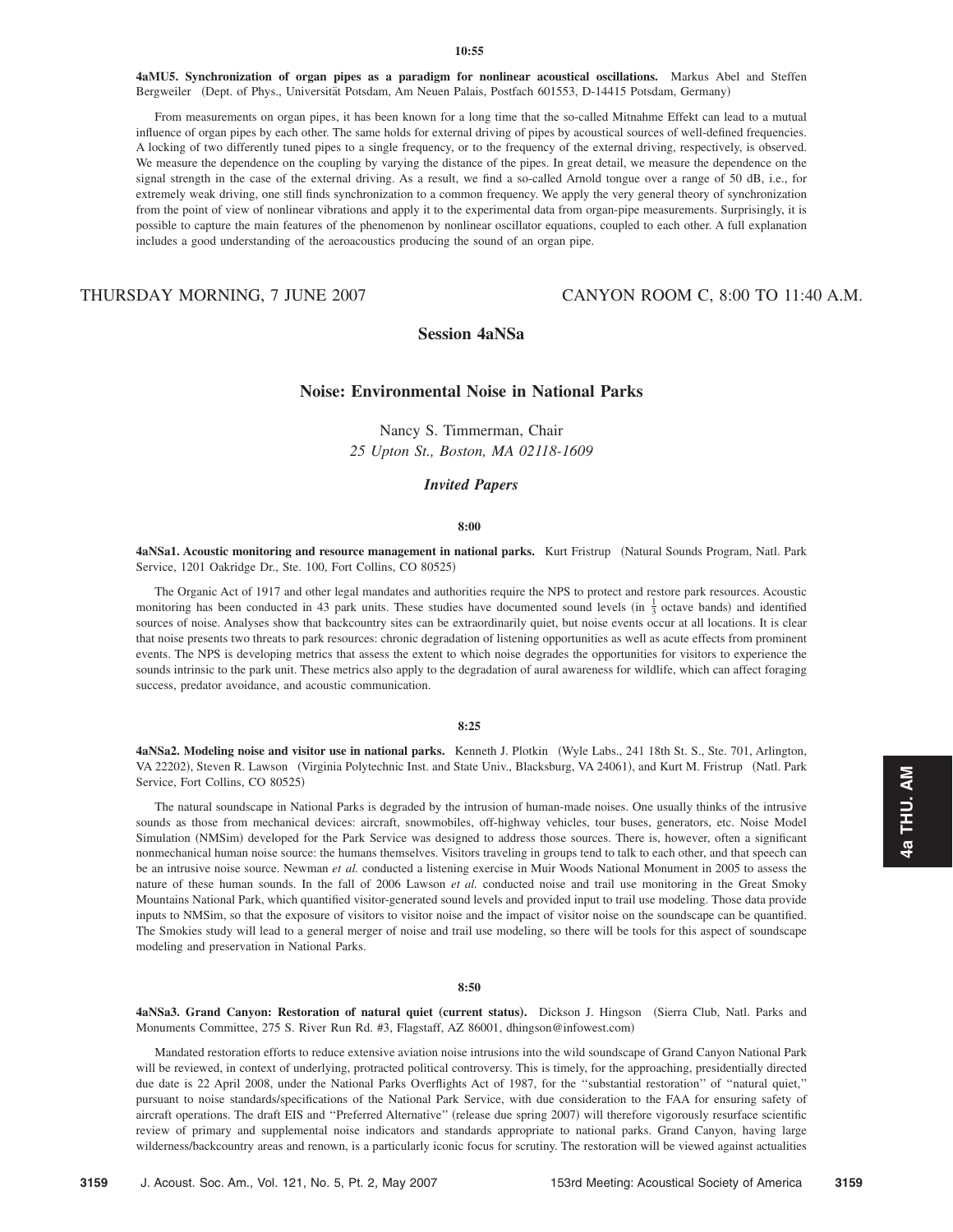10:55

**4aMU5. Synchronization of organ pipes as a paradigm for nonlinear acoustical oscillations.** Markus Abel and Steffen Bergweiler (Dept. of Phys., Universität Potsdam, Am Neuen Palais, Postfach 601553, D-14415 Potsdam, Germany)

From measurements on organ pipes, it has been known for a long time that the so-called Mitnahme Effekt can lead to a mutual influence of organ pipes by each other. The same holds for external driving of pipes by acoustical sources of well-defined frequencies. A locking of two differently tuned pipes to a single frequency, or to the frequency of the external driving, respectively, is observed. We measure the dependence on the coupling by varying the distance of the pipes. In great detail, we measure the dependence on the signal strength in the case of the external driving. As a result, we find a so-called Arnold tongue over a range of 50 dB, i.e., for extremely weak driving, one still finds synchronization to a common frequency. We apply the very general theory of synchronization from the point of view of nonlinear vibrations and apply it to the experimental data from organ-pipe measurements. Surprisingly, it is possible to capture the main features of the phenomenon by nonlinear oscillator equations, coupled to each other. A full explanation includes a good understanding of the aeroacoustics producing the sound of an organ pipe.

THURSDAY MORNING, 7 JUNE 2007 — CANYON ROOM C, 8:00 TO 11:40 A.M.

## Session 4aNSa

## Noise: Environmental Noise in National Parks

Nancy S. Timmerman, Chair
*25 Upton St., Boston, MA 02118-1609*

### *Invited Papers*

8:00

**4aNSa1. Acoustic monitoring and resource management in national parks.** Kurt Fristrup (Natural Sounds Program, Natl. Park Service, 1201 Oakridge Dr., Ste. 100, Fort Collins, CO 80525)

The Organic Act of 1917 and other legal mandates and authorities require the NPS to protect and restore park resources. Acoustic monitoring has been conducted in 43 park units. These studies have documented sound levels (in $\frac{1}{3}$ octave bands) and identified sources of noise. Analyses show that backcountry sites can be extraordinarily quiet, but noise events occur at all locations. It is clear that noise presents two threats to park resources: chronic degradation of listening opportunities as well as acute effects from prominent events. The NPS is developing metrics that assess the extent to which noise degrades the opportunities for visitors to experience the sounds intrinsic to the park unit. These metrics also apply to the degradation of aural awareness for wildlife, which can affect foraging success, predator avoidance, and acoustic communication.

8:25

**4aNSa2. Modeling noise and visitor use in national parks.** Kenneth J. Plotkin (Wyle Labs., 241 18th St. S., Ste. 701, Arlington, VA 22202), Steven R. Lawson (Virginia Polytechnic Inst. and State Univ., Blacksburg, VA 24061), and Kurt M. Fristrup (Natl. Park Service, Fort Collins, CO 80525)

The natural soundscape in National Parks is degraded by the intrusion of human-made noises. One usually thinks of the intrusive sounds as those from mechanical devices: aircraft, snowmobiles, off-highway vehicles, tour buses, generators, etc. Noise Model Simulation (NMSim) developed for the Park Service was designed to address those sources. There is, however, often a significant nonmechanical human noise source: the humans themselves. Visitors traveling in groups tend to talk to each other, and that speech can be an intrusive noise source. Newman *et al.* conducted a listening exercise in Muir Woods National Monument in 2005 to assess the nature of these human sounds. In the fall of 2006 Lawson *et al.* conducted noise and trail use monitoring in the Great Smoky Mountains National Park, which quantified visitor-generated sound levels and provided input to trail use modeling. Those data provide inputs to NMSim, so that the exposure of visitors to visitor noise and the impact of visitor noise on the soundscape can be quantified. The Smokies study will lead to a general merger of noise and trail use modeling, so there will be tools for this aspect of soundscape modeling and preservation in National Parks.

8:50

**4aNSa3. Grand Canyon: Restoration of natural quiet (current status).** Dickson J. Hingson (Sierra Club, Natl. Parks and Monuments Committee, 275 S. River Run Rd. #3, Flagstaff, AZ 86001, dhingson@infowest.com)

Mandated restoration efforts to reduce extensive aviation noise intrusions into the wild soundscape of Grand Canyon National Park will be reviewed, in context of underlying, protracted political controversy. This is timely, for the approaching, presidentially directed due date is 22 April 2008, under the National Parks Overflights Act of 1987, for the "substantial restoration" of "natural quiet," pursuant to noise standards/specifications of the National Park Service, with due consideration to the FAA for ensuring safety of aircraft operations. The draft EIS and "Preferred Alternative" (release due spring 2007) will therefore vigorously resurface scientific review of primary and supplemental noise indicators and standards appropriate to national parks. Grand Canyon, having large wilderness/backcountry areas and renown, is a particularly iconic focus for scrutiny. The restoration will be viewed against actualities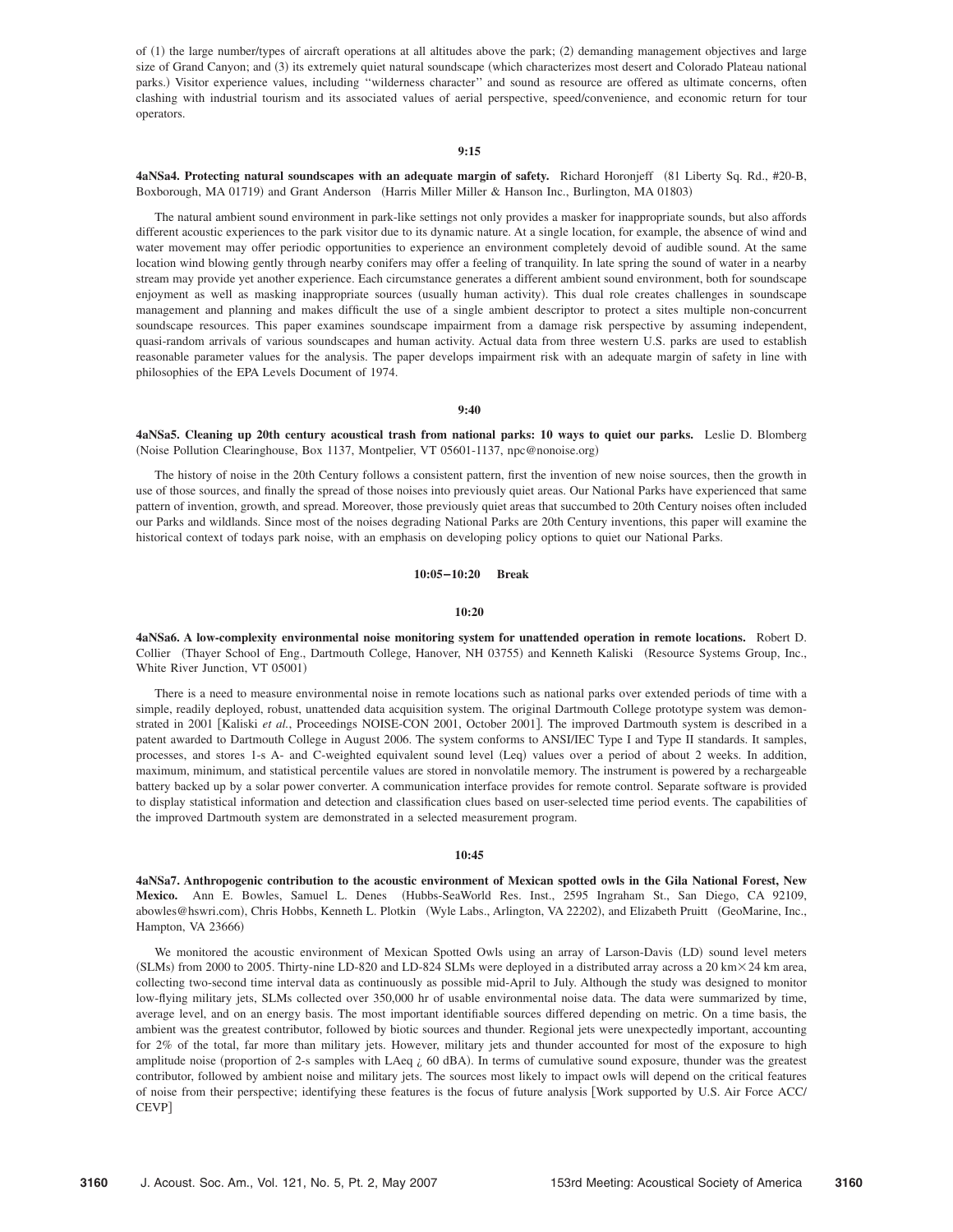of (1) the large number/types of aircraft operations at all altitudes above the park; (2) demanding management objectives and large size of Grand Canyon; and (3) its extremely quiet natural soundscape (which characterizes most desert and Colorado Plateau national parks.) Visitor experience values, including ''wilderness character'' and sound as resource are offered as ultimate concerns, often clashing with industrial tourism and its associated values of aerial perspective, speed/convenience, and economic return for tour operators.

**9:15**

**4aNSa4. Protecting natural soundscapes with an adequate margin of safety.** Richard Horonjeff (81 Liberty Sq. Rd., #20-B, Boxborough, MA 01719) and Grant Anderson (Harris Miller Miller & Hanson Inc., Burlington, MA 01803)

The natural ambient sound environment in park-like settings not only provides a masker for inappropriate sounds, but also affords different acoustic experiences to the park visitor due to its dynamic nature. At a single location, for example, the absence of wind and water movement may offer periodic opportunities to experience an environment completely devoid of audible sound. At the same location wind blowing gently through nearby conifers may offer a feeling of tranquility. In late spring the sound of water in a nearby stream may provide yet another experience. Each circumstance generates a different ambient sound environment, both for soundscape enjoyment as well as masking inappropriate sources (usually human activity). This dual role creates challenges in soundscape management and planning and makes difficult the use of a single ambient descriptor to protect a sites multiple non-concurrent soundscape resources. This paper examines soundscape impairment from a damage risk perspective by assuming independent, quasi-random arrivals of various soundscapes and human activity. Actual data from three western U.S. parks are used to establish reasonable parameter values for the analysis. The paper develops impairment risk with an adequate margin of safety in line with philosophies of the EPA Levels Document of 1974.

**9:40**

**4aNSa5. Cleaning up 20th century acoustical trash from national parks: 10 ways to quiet our parks.** Leslie D. Blomberg (Noise Pollution Clearinghouse, Box 1137, Montpelier, VT 05601-1137, npc@nonoise.org)

The history of noise in the 20th Century follows a consistent pattern, first the invention of new noise sources, then the growth in use of those sources, and finally the spread of those noises into previously quiet areas. Our National Parks have experienced that same pattern of invention, growth, and spread. Moreover, those previously quiet areas that succumbed to 20th Century noises often included our Parks and wildlands. Since most of the noises degrading National Parks are 20th Century inventions, this paper will examine the historical context of todays park noise, with an emphasis on developing policy options to quiet our National Parks.

**10:05–10:20 Break**

**10:20**

**4aNSa6. A low-complexity environmental noise monitoring system for unattended operation in remote locations.** Robert D. Collier (Thayer School of Eng., Dartmouth College, Hanover, NH 03755) and Kenneth Kaliski (Resource Systems Group, Inc., White River Junction, VT 05001)

There is a need to measure environmental noise in remote locations such as national parks over extended periods of time with a simple, readily deployed, robust, unattended data acquisition system. The original Dartmouth College prototype system was demonstrated in 2001 [Kaliski *et al.*, Proceedings NOISE-CON 2001, October 2001]. The improved Dartmouth system is described in a patent awarded to Dartmouth College in August 2006. The system conforms to ANSI/IEC Type I and Type II standards. It samples, processes, and stores 1-s A- and C-weighted equivalent sound level (Leq) values over a period of about 2 weeks. In addition, maximum, minimum, and statistical percentile values are stored in nonvolatile memory. The instrument is powered by a rechargeable battery backed up by a solar power converter. A communication interface provides for remote control. Separate software is provided to display statistical information and detection and classification clues based on user-selected time period events. The capabilities of the improved Dartmouth system are demonstrated in a selected measurement program.

**10:45**

**4aNSa7. Anthropogenic contribution to the acoustic environment of Mexican spotted owls in the Gila National Forest, New Mexico.** Ann E. Bowles, Samuel L. Denes (Hubbs-SeaWorld Res. Inst., 2595 Ingraham St., San Diego, CA 92109, abowles@hswri.com), Chris Hobbs, Kenneth L. Plotkin (Wyle Labs., Arlington, VA 22202), and Elizabeth Pruitt (GeoMarine, Inc., Hampton, VA 23666)

We monitored the acoustic environment of Mexican Spotted Owls using an array of Larson-Davis (LD) sound level meters (SLMs) from 2000 to 2005. Thirty-nine LD-820 and LD-824 SLMs were deployed in a distributed array across a 20 km×24 km area, collecting two-second time interval data as continuously as possible mid-April to July. Although the study was designed to monitor low-flying military jets, SLMs collected over 350,000 hr of usable environmental noise data. The data were summarized by time, average level, and on an energy basis. The most important identifiable sources differed depending on metric. On a time basis, the ambient was the greatest contributor, followed by biotic sources and thunder. Regional jets were unexpectedly important, accounting for 2% of the total, far more than military jets. However, military jets and thunder accounted for most of the exposure to high amplitude noise (proportion of 2-s samples with LAeq ¿ 60 dBA). In terms of cumulative sound exposure, thunder was the greatest contributor, followed by ambient noise and military jets. The sources most likely to impact owls will depend on the critical features of noise from their perspective; identifying these features is the focus of future analysis [Work supported by U.S. Air Force ACC/CEVP]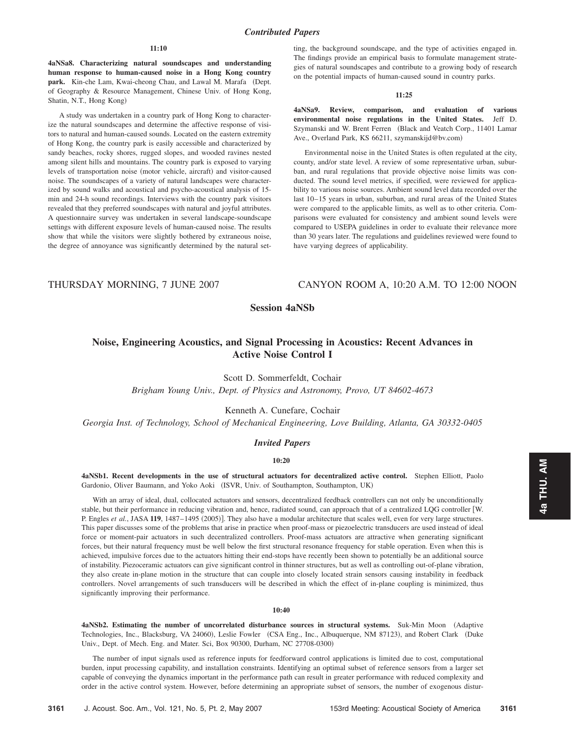## *Contributed Papers*

**11:10**

**4aNSa8. Characterizing natural soundscapes and understanding human response to human-caused noise in a Hong Kong country park.** Kin-che Lam, Kwai-cheong Chau, and Lawal M. Marafa (Dept. of Geography & Resource Management, Chinese Univ. of Hong Kong, Shatin, N.T., Hong Kong)

A study was undertaken in a country park of Hong Kong to characterize the natural soundscapes and determine the affective response of visitors to natural and human-caused sounds. Located on the eastern extremity of Hong Kong, the country park is easily accessible and characterized by sandy beaches, rocky shores, rugged slopes, and wooded ravines nested among silent hills and mountains. The country park is exposed to varying levels of transportation noise (motor vehicle, aircraft) and visitor-caused noise. The soundscapes of a variety of natural landscapes were characterized by sound walks and acoustical and psycho-acoustical analysis of 15-min and 24-h sound recordings. Interviews with the country park visitors revealed that they preferred soundscapes with natural and joyful attributes. A questionnaire survey was undertaken in several landscape-soundscape settings with different exposure levels of human-caused noise. The results show that while the visitors were slightly bothered by extraneous noise, the degree of annoyance was significantly determined by the natural setting, the background soundscape, and the type of activities engaged in. The findings provide an empirical basis to formulate management strategies of natural soundscapes and contribute to a growing body of research on the potential impacts of human-caused sound in country parks.

**11:25**

**4aNSa9. Review, comparison, and evaluation of various environmental noise regulations in the United States.** Jeff D. Szymanski and W. Brent Ferren (Black and Veatch Corp., 11401 Lamar Ave., Overland Park, KS 66211, szymanskijd@bv.com)

Environmental noise in the United States is often regulated at the city, county, and/or state level. A review of some representative urban, suburban, and rural regulations that provide objective noise limits was conducted. The sound level metrics, if specified, were reviewed for applicability to various noise sources. Ambient sound level data recorded over the last 10–15 years in urban, suburban, and rural areas of the United States were compared to the applicable limits, as well as to other criteria. Comparisons were evaluated for consistency and ambient sound levels were compared to USEPA guidelines in order to evaluate their relevance more than 30 years later. The regulations and guidelines reviewed were found to have varying degrees of applicability.

THURSDAY MORNING, 7 JUNE 2007 — CANYON ROOM A, 10:20 A.M. TO 12:00 NOON

# Session 4aNSb

## Noise, Engineering Acoustics, and Signal Processing in Acoustics: Recent Advances in Active Noise Control I

Scott D. Sommerfeldt, Cochair
*Brigham Young Univ., Dept. of Physics and Astronomy, Provo, UT 84602-4673*

Kenneth A. Cunefare, Cochair
*Georgia Inst. of Technology, School of Mechanical Engineering, Love Building, Atlanta, GA 30332-0405*

## *Invited Papers*

**10:20**

**4aNSb1. Recent developments in the use of structural actuators for decentralized active control.** Stephen Elliott, Paolo Gardonio, Oliver Baumann, and Yoko Aoki (ISVR, Univ. of Southampton, Southampton, UK)

With an array of ideal, dual, collocated actuators and sensors, decentralized feedback controllers can not only be unconditionally stable, but their performance in reducing vibration and, hence, radiated sound, can approach that of a centralized LQG controller [W. P. Engles *et al.*, JASA **119**, 1487–1495 (2005)]. They also have a modular architecture that scales well, even for very large structures. This paper discusses some of the problems that arise in practice when proof-mass or piezoelectric transducers are used instead of ideal force or moment-pair actuators in such decentralized controllers. Proof-mass actuators are attractive when generating significant forces, but their natural frequency must be well below the first structural resonance frequency for stable operation. Even when this is achieved, impulsive forces due to the actuators hitting their end-stops have recently been shown to potentially be an additional source of instability. Piezoceramic actuators can give significant control in thinner structures, but as well as controlling out-of-plane vibration, they also create in-plane motion in the structure that can couple into closely located strain sensors causing instability in feedback controllers. Novel arrangements of such transducers will be described in which the effect of in-plane coupling is minimized, thus significantly improving their performance.

**10:40**

**4aNSb2. Estimating the number of uncorrelated disturbance sources in structural systems.** Suk-Min Moon (Adaptive Technologies, Inc., Blacksburg, VA 24060), Leslie Fowler (CSA Eng., Inc., Albuquerque, NM 87123), and Robert Clark (Duke Univ., Dept. of Mech. Eng. and Mater. Sci, Box 90300, Durham, NC 27708-0300)

The number of input signals used as reference inputs for feedforward control applications is limited due to cost, computational burden, input processing capability, and installation constraints. Identifying an optimal subset of reference sensors from a larger set capable of conveying the dynamics important in the performance path can result in greater performance with reduced complexity and order in the active control system. However, before determining an appropriate subset of sensors, the number of exogenous distur-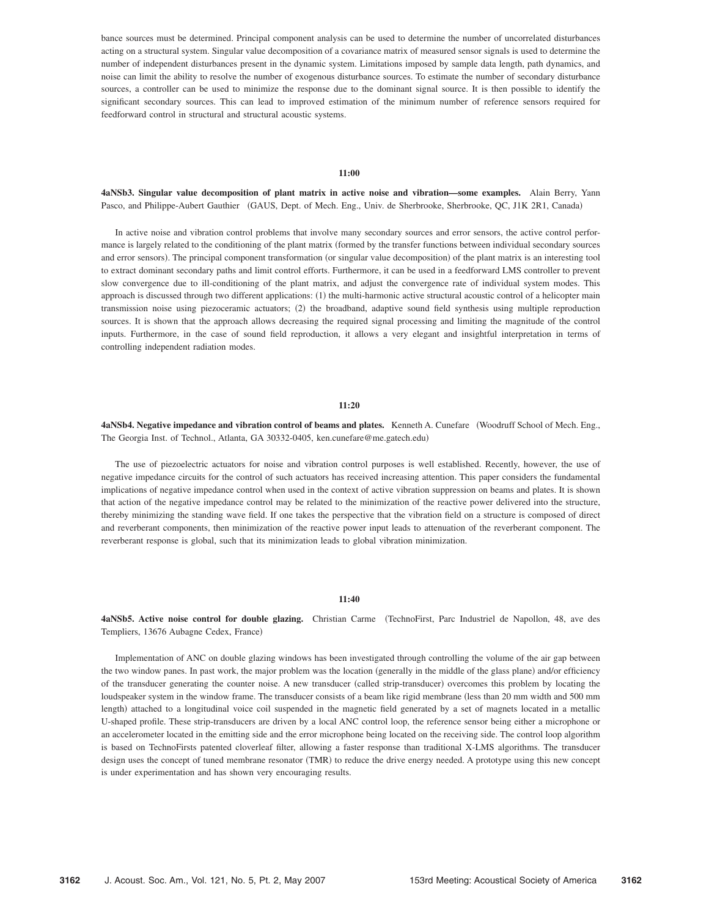bance sources must be determined. Principal component analysis can be used to determine the number of uncorrelated disturbances acting on a structural system. Singular value decomposition of a covariance matrix of measured sensor signals is used to determine the number of independent disturbances present in the dynamic system. Limitations imposed by sample data length, path dynamics, and noise can limit the ability to resolve the number of exogenous disturbance sources. To estimate the number of secondary disturbance sources, a controller can be used to minimize the response due to the dominant signal source. It is then possible to identify the significant secondary sources. This can lead to improved estimation of the minimum number of reference sensors required for feedforward control in structural and structural acoustic systems.

**11:00**

**4aNSb3. Singular value decomposition of plant matrix in active noise and vibration—some examples.** Alain Berry, Yann Pasco, and Philippe-Aubert Gauthier (GAUS, Dept. of Mech. Eng., Univ. de Sherbrooke, Sherbrooke, QC, J1K 2R1, Canada)

In active noise and vibration control problems that involve many secondary sources and error sensors, the active control performance is largely related to the conditioning of the plant matrix (formed by the transfer functions between individual secondary sources and error sensors). The principal component transformation (or singular value decomposition) of the plant matrix is an interesting tool to extract dominant secondary paths and limit control efforts. Furthermore, it can be used in a feedforward LMS controller to prevent slow convergence due to ill-conditioning of the plant matrix, and adjust the convergence rate of individual system modes. This approach is discussed through two different applications: (1) the multi-harmonic active structural acoustic control of a helicopter main transmission noise using piezoceramic actuators; (2) the broadband, adaptive sound field synthesis using multiple reproduction sources. It is shown that the approach allows decreasing the required signal processing and limiting the magnitude of the control inputs. Furthermore, in the case of sound field reproduction, it allows a very elegant and insightful interpretation in terms of controlling independent radiation modes.

**11:20**

**4aNSb4. Negative impedance and vibration control of beams and plates.** Kenneth A. Cunefare (Woodruff School of Mech. Eng., The Georgia Inst. of Technol., Atlanta, GA 30332-0405, ken.cunefare@me.gatech.edu)

The use of piezoelectric actuators for noise and vibration control purposes is well established. Recently, however, the use of negative impedance circuits for the control of such actuators has received increasing attention. This paper considers the fundamental implications of negative impedance control when used in the context of active vibration suppression on beams and plates. It is shown that action of the negative impedance control may be related to the minimization of the reactive power delivered into the structure, thereby minimizing the standing wave field. If one takes the perspective that the vibration field on a structure is composed of direct and reverberant components, then minimization of the reactive power input leads to attenuation of the reverberant component. The reverberant response is global, such that its minimization leads to global vibration minimization.

**11:40**

**4aNSb5. Active noise control for double glazing.** Christian Carme (TechnoFirst, Parc Industriel de Napollon, 48, ave des Templiers, 13676 Aubagne Cedex, France)

Implementation of ANC on double glazing windows has been investigated through controlling the volume of the air gap between the two window panes. In past work, the major problem was the location (generally in the middle of the glass plane) and/or efficiency of the transducer generating the counter noise. A new transducer (called strip-transducer) overcomes this problem by locating the loudspeaker system in the window frame. The transducer consists of a beam like rigid membrane (less than 20 mm width and 500 mm length) attached to a longitudinal voice coil suspended in the magnetic field generated by a set of magnets located in a metallic U-shaped profile. These strip-transducers are driven by a local ANC control loop, the reference sensor being either a microphone or an accelerometer located in the emitting side and the error microphone being located on the receiving side. The control loop algorithm is based on TechnoFirsts patented cloverleaf filter, allowing a faster response than traditional X-LMS algorithms. The transducer design uses the concept of tuned membrane resonator (TMR) to reduce the drive energy needed. A prototype using this new concept is under experimentation and has shown very encouraging results.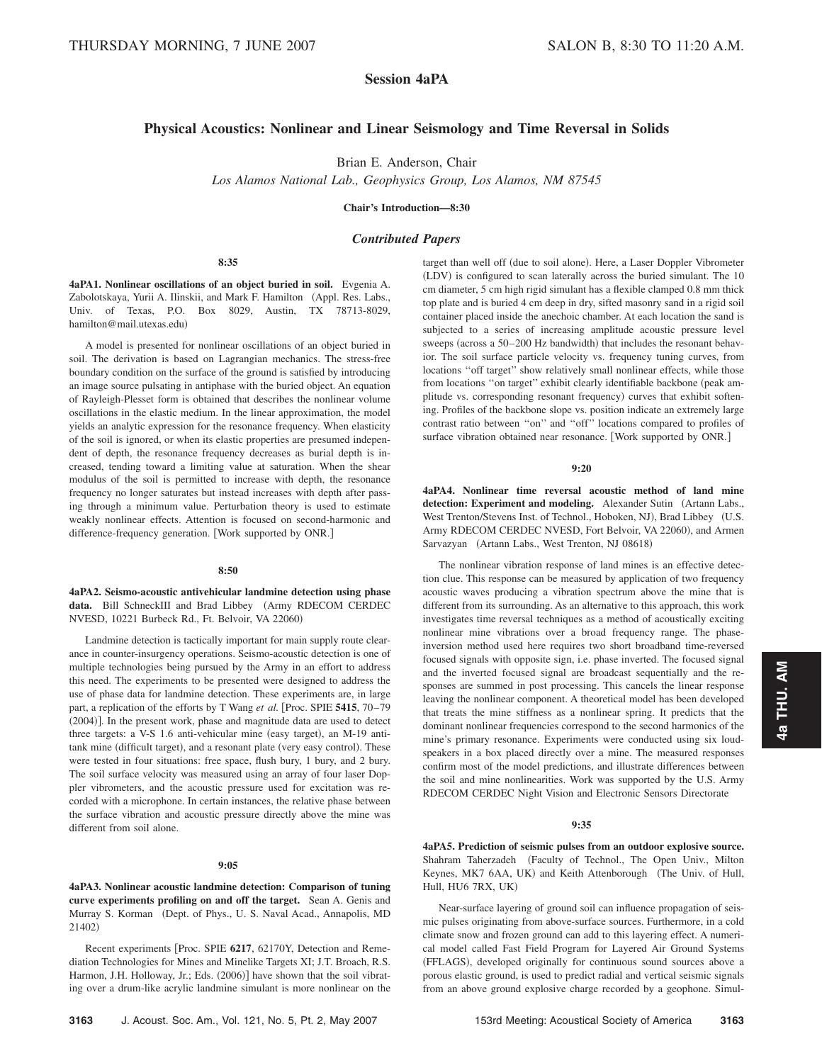## Session 4aPA

### Physical Acoustics: Nonlinear and Linear Seismology and Time Reversal in Solids

Brian E. Anderson, Chair

*Los Alamos National Lab., Geophysics Group, Los Alamos, NM 87545*

**Chair's Introduction—8:30**

### *Contributed Papers*

**8:35**

**4aPA1. Nonlinear oscillations of an object buried in soil.** Evgenia A. Zabolotskaya, Yurii A. Ilinskii, and Mark F. Hamilton (Appl. Res. Labs., Univ. of Texas, P.O. Box 8029, Austin, TX 78713-8029, hamilton@mail.utexas.edu)

A model is presented for nonlinear oscillations of an object buried in soil. The derivation is based on Lagrangian mechanics. The stress-free boundary condition on the surface of the ground is satisfied by introducing an image source pulsating in antiphase with the buried object. An equation of Rayleigh-Plesset form is obtained that describes the nonlinear volume oscillations in the elastic medium. In the linear approximation, the model yields an analytic expression for the resonance frequency. When elasticity of the soil is ignored, or when its elastic properties are presumed independent of depth, the resonance frequency decreases as burial depth is increased, tending toward a limiting value at saturation. When the shear modulus of the soil is permitted to increase with depth, the resonance frequency no longer saturates but instead increases with depth after passing through a minimum value. Perturbation theory is used to estimate weakly nonlinear effects. Attention is focused on second-harmonic and difference-frequency generation. [Work supported by ONR.]

**8:50**

**4aPA2. Seismo-acoustic antivehicular landmine detection using phase data.** Bill SchneckIII and Brad Libbey (Army RDECOM CERDEC NVESD, 10221 Burbeck Rd., Ft. Belvoir, VA 22060)

Landmine detection is tactically important for main supply route clearance in counter-insurgency operations. Seismo-acoustic detection is one of multiple technologies being pursued by the Army in an effort to address this need. The experiments to be presented were designed to address the use of phase data for landmine detection. These experiments are, in large part, a replication of the efforts by T Wang *et al.* [Proc. SPIE **5415**, 70–79 (2004)]. In the present work, phase and magnitude data are used to detect three targets: a V-S 1.6 anti-vehicular mine (easy target), an M-19 antitank mine (difficult target), and a resonant plate (very easy control). These were tested in four situations: free space, flush bury, 1 bury, and 2 bury. The soil surface velocity was measured using an array of four laser Doppler vibrometers, and the acoustic pressure used for excitation was recorded with a microphone. In certain instances, the relative phase between the surface vibration and acoustic pressure directly above the mine was different from soil alone.

**9:05**

**4aPA3. Nonlinear acoustic landmine detection: Comparison of tuning curve experiments profiling on and off the target.** Sean A. Genis and Murray S. Korman (Dept. of Phys., U. S. Naval Acad., Annapolis, MD 21402)

Recent experiments [Proc. SPIE **6217**, 62170Y, Detection and Remediation Technologies for Mines and Minelike Targets XI; J.T. Broach, R.S. Harmon, J.H. Holloway, Jr.; Eds. (2006)] have shown that the soil vibrating over a drum-like acrylic landmine simulant is more nonlinear on the target than well off (due to soil alone). Here, a Laser Doppler Vibrometer (LDV) is configured to scan laterally across the buried simulant. The 10 cm diameter, 5 cm high rigid simulant has a flexible clamped 0.8 mm thick top plate and is buried 4 cm deep in dry, sifted masonry sand in a rigid soil container placed inside the anechoic chamber. At each location the sand is subjected to a series of increasing amplitude acoustic pressure level sweeps (across a 50–200 Hz bandwidth) that includes the resonant behavior. The soil surface particle velocity vs. frequency tuning curves, from locations "off target" show relatively small nonlinear effects, while those from locations "on target" exhibit clearly identifiable backbone (peak amplitude vs. corresponding resonant frequency) curves that exhibit softening. Profiles of the backbone slope vs. position indicate an extremely large contrast ratio between "on" and "off" locations compared to profiles of surface vibration obtained near resonance. [Work supported by ONR.]

**9:20**

**4aPA4. Nonlinear time reversal acoustic method of land mine detection: Experiment and modeling.** Alexander Sutin (Artann Labs., West Trenton/Stevens Inst. of Technol., Hoboken, NJ), Brad Libbey (U.S. Army RDECOM CERDEC NVESD, Fort Belvoir, VA 22060), and Armen Sarvazyan (Artann Labs., West Trenton, NJ 08618)

The nonlinear vibration response of land mines is an effective detection clue. This response can be measured by application of two frequency acoustic waves producing a vibration spectrum above the mine that is different from its surrounding. As an alternative to this approach, this work investigates time reversal techniques as a method of acoustically exciting nonlinear mine vibrations over a broad frequency range. The phase-inversion method used here requires two short broadband time-reversed focused signals with opposite sign, i.e. phase inverted. The focused signal and the inverted focused signal are broadcast sequentially and the responses are summed in post processing. This cancels the linear response leaving the nonlinear component. A theoretical model has been developed that treats the mine stiffness as a nonlinear spring. It predicts that the dominant nonlinear frequencies correspond to the second harmonics of the mine's primary resonance. Experiments were conducted using six loudspeakers in a box placed directly over a mine. The measured responses confirm most of the model predictions, and illustrate differences between the soil and mine nonlinearities. Work was supported by the U.S. Army RDECOM CERDEC Night Vision and Electronic Sensors Directorate

**9:35**

**4aPA5. Prediction of seismic pulses from an outdoor explosive source.** Shahram Taherzadeh (Faculty of Technol., The Open Univ., Milton Keynes, MK7 6AA, UK) and Keith Attenborough (The Univ. of Hull, Hull, HU6 7RX, UK)

Near-surface layering of ground soil can influence propagation of seismic pulses originating from above-surface sources. Furthermore, in a cold climate snow and frozen ground can add to this layering effect. A numerical model called Fast Field Program for Layered Air Ground Systems (FFLAGS), developed originally for continuous sound sources above a porous elastic ground, is used to predict radial and vertical seismic signals from an above ground explosive charge recorded by a geophone. Simul-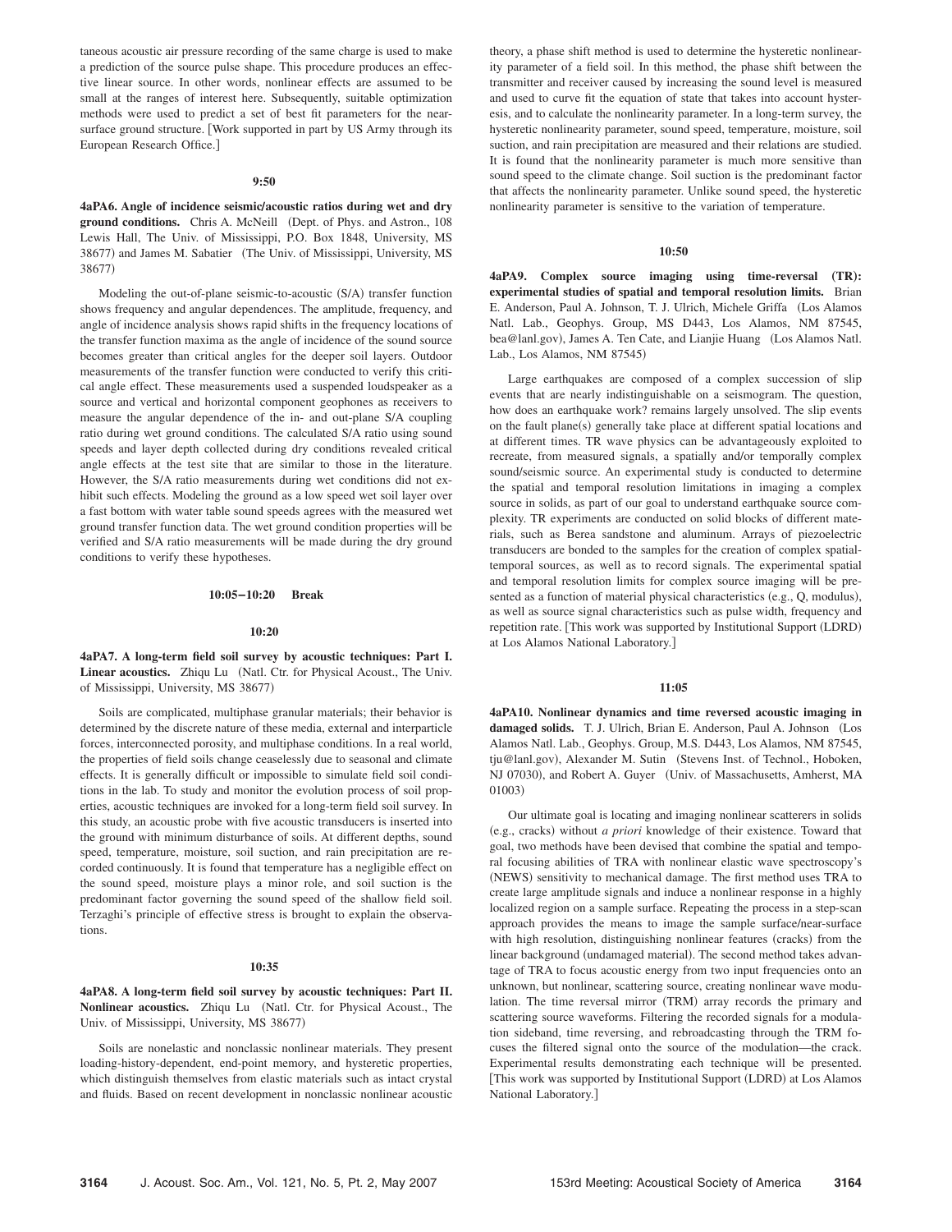taneous acoustic air pressure recording of the same charge is used to make a prediction of the source pulse shape. This procedure produces an effective linear source. In other words, nonlinear effects are assumed to be small at the ranges of interest here. Subsequently, suitable optimization methods were used to predict a set of best fit parameters for the near-surface ground structure. [Work supported in part by US Army through its European Research Office.]

**9:50**

**4aPA6. Angle of incidence seismic/acoustic ratios during wet and dry ground conditions.** Chris A. McNeill (Dept. of Phys. and Astron., 108 Lewis Hall, The Univ. of Mississippi, P.O. Box 1848, University, MS 38677) and James M. Sabatier (The Univ. of Mississippi, University, MS 38677)

Modeling the out-of-plane seismic-to-acoustic (S/A) transfer function shows frequency and angular dependences. The amplitude, frequency, and angle of incidence analysis shows rapid shifts in the frequency locations of the transfer function maxima as the angle of incidence of the sound source becomes greater than critical angles for the deeper soil layers. Outdoor measurements of the transfer function were conducted to verify this critical angle effect. These measurements used a suspended loudspeaker as a source and vertical and horizontal component geophones as receivers to measure the angular dependence of the in- and out-plane S/A coupling ratio during wet ground conditions. The calculated S/A ratio using sound speeds and layer depth collected during dry conditions revealed critical angle effects at the test site that are similar to those in the literature. However, the S/A ratio measurements during wet conditions did not exhibit such effects. Modeling the ground as a low speed wet soil layer over a fast bottom with water table sound speeds agrees with the measured wet ground transfer function data. The wet ground condition properties will be verified and S/A ratio measurements will be made during the dry ground conditions to verify these hypotheses.

**10:05–10:20 Break**

**10:20**

**4aPA7. A long-term field soil survey by acoustic techniques: Part I. Linear acoustics.** Zhiqu Lu (Natl. Ctr. for Physical Acoust., The Univ. of Mississippi, University, MS 38677)

Soils are complicated, multiphase granular materials; their behavior is determined by the discrete nature of these media, external and interparticle forces, interconnected porosity, and multiphase conditions. In a real world, the properties of field soils change ceaselessly due to seasonal and climate effects. It is generally difficult or impossible to simulate field soil conditions in the lab. To study and monitor the evolution process of soil properties, acoustic techniques are invoked for a long-term field soil survey. In this study, an acoustic probe with five acoustic transducers is inserted into the ground with minimum disturbance of soils. At different depths, sound speed, temperature, moisture, soil suction, and rain precipitation are recorded continuously. It is found that temperature has a negligible effect on the sound speed, moisture plays a minor role, and soil suction is the predominant factor governing the sound speed of the shallow field soil. Terzaghi's principle of effective stress is brought to explain the observations.

**10:35**

**4aPA8. A long-term field soil survey by acoustic techniques: Part II. Nonlinear acoustics.** Zhiqu Lu (Natl. Ctr. for Physical Acoust., The Univ. of Mississippi, University, MS 38677)

Soils are nonelastic and nonclassic nonlinear materials. They present loading-history-dependent, end-point memory, and hysteretic properties, which distinguish themselves from elastic materials such as intact crystal and fluids. Based on recent development in nonclassic nonlinear acoustic theory, a phase shift method is used to determine the hysteretic nonlinearity parameter of a field soil. In this method, the phase shift between the transmitter and receiver caused by increasing the sound level is measured and used to curve fit the equation of state that takes into account hysteresis, and to calculate the nonlinearity parameter. In a long-term survey, the hysteretic nonlinearity parameter, sound speed, temperature, moisture, soil suction, and rain precipitation are measured and their relations are studied. It is found that the nonlinearity parameter is much more sensitive than sound speed to the climate change. Soil suction is the predominant factor that affects the nonlinearity parameter. Unlike sound speed, the hysteretic nonlinearity parameter is sensitive to the variation of temperature.

**10:50**

**4aPA9. Complex source imaging using time-reversal (TR): experimental studies of spatial and temporal resolution limits.** Brian E. Anderson, Paul A. Johnson, T. J. Ulrich, Michele Griffa (Los Alamos Natl. Lab., Geophys. Group, MS D443, Los Alamos, NM 87545, bea@lanl.gov), James A. Ten Cate, and Lianjie Huang (Los Alamos Natl. Lab., Los Alamos, NM 87545)

Large earthquakes are composed of a complex succession of slip events that are nearly indistinguishable on a seismogram. The question, how does an earthquake work? remains largely unsolved. The slip events on the fault plane(s) generally take place at different spatial locations and at different times. TR wave physics can be advantageously exploited to recreate, from measured signals, a spatially and/or temporally complex sound/seismic source. An experimental study is conducted to determine the spatial and temporal resolution limitations in imaging a complex source in solids, as part of our goal to understand earthquake source complexity. TR experiments are conducted on solid blocks of different materials, such as Berea sandstone and aluminum. Arrays of piezoelectric transducers are bonded to the samples for the creation of complex spatial-temporal sources, as well as to record signals. The experimental spatial and temporal resolution limits for complex source imaging will be presented as a function of material physical characteristics (e.g., Q, modulus), as well as source signal characteristics such as pulse width, frequency and repetition rate. [This work was supported by Institutional Support (LDRD) at Los Alamos National Laboratory.]

**11:05**

**4aPA10. Nonlinear dynamics and time reversed acoustic imaging in damaged solids.** T. J. Ulrich, Brian E. Anderson, Paul A. Johnson (Los Alamos Natl. Lab., Geophys. Group, M.S. D443, Los Alamos, NM 87545, tju@lanl.gov), Alexander M. Sutin (Stevens Inst. of Technol., Hoboken, NJ 07030), and Robert A. Guyer (Univ. of Massachusetts, Amherst, MA 01003)

Our ultimate goal is locating and imaging nonlinear scatterers in solids (e.g., cracks) without *a priori* knowledge of their existence. Toward that goal, two methods have been devised that combine the spatial and temporal focusing abilities of TRA with nonlinear elastic wave spectroscopy's (NEWS) sensitivity to mechanical damage. The first method uses TRA to create large amplitude signals and induce a nonlinear response in a highly localized region on a sample surface. Repeating the process in a step-scan approach provides the means to image the sample surface/near-surface with high resolution, distinguishing nonlinear features (cracks) from the linear background (undamaged material). The second method takes advantage of TRA to focus acoustic energy from two input frequencies onto an unknown, but nonlinear, scattering source, creating nonlinear wave modulation. The time reversal mirror (TRM) array records the primary and scattering source waveforms. Filtering the recorded signals for a modulation sideband, time reversing, and rebroadcasting through the TRM focuses the filtered signal onto the source of the modulation—the crack. Experimental results demonstrating each technique will be presented. [This work was supported by Institutional Support (LDRD) at Los Alamos National Laboratory.]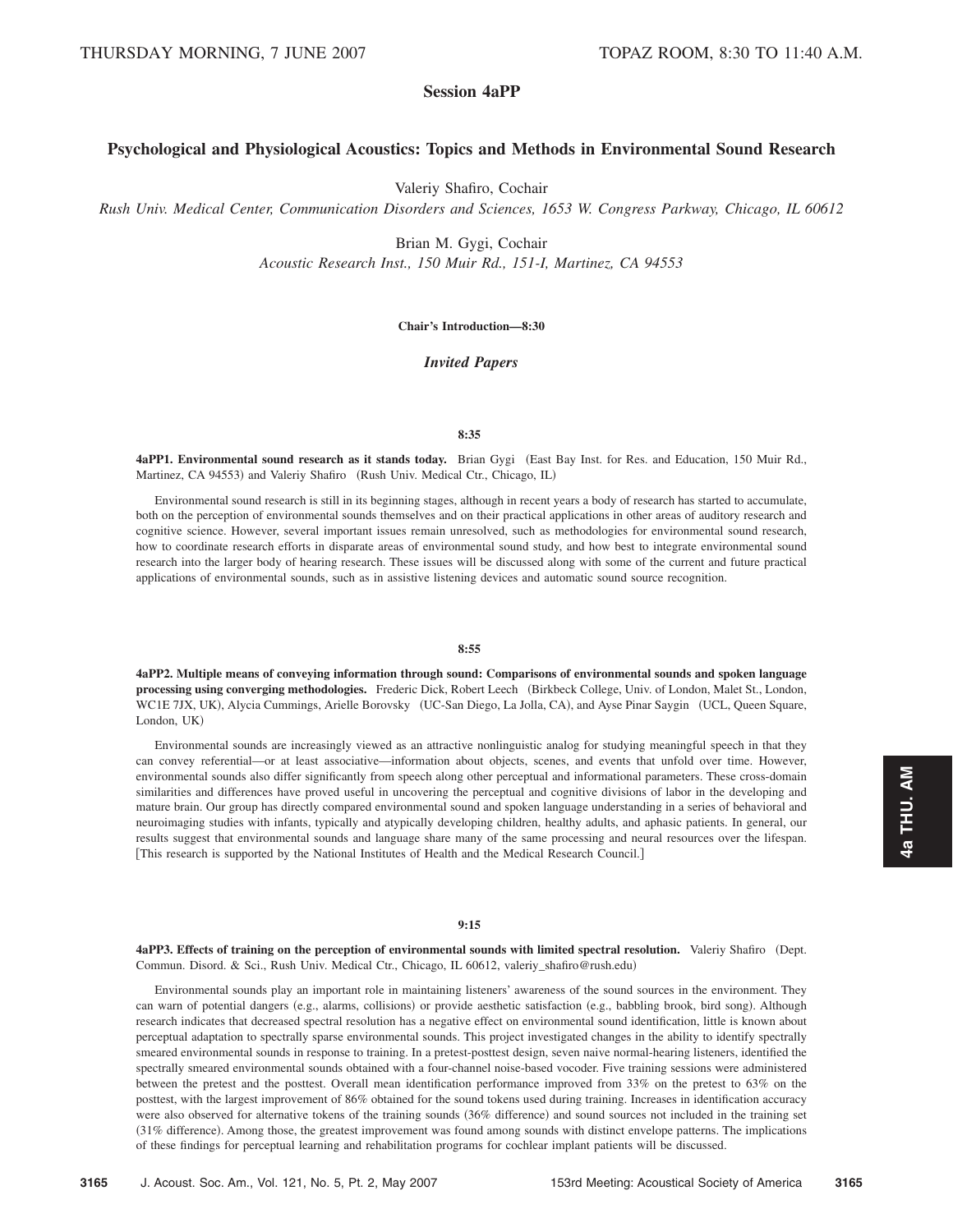THURSDAY MORNING, 7 JUNE 2007 TOPAZ ROOM, 8:30 TO 11:40 A.M.

# Session 4aPP

## Psychological and Physiological Acoustics: Topics and Methods in Environmental Sound Research

Valeriy Shafiro, Cochair

*Rush Univ. Medical Center, Communication Disorders and Sciences, 1653 W. Congress Parkway, Chicago, IL 60612*

Brian M. Gygi, Cochair

*Acoustic Research Inst., 150 Muir Rd., 151-I, Martinez, CA 94553*

**Chair's Introduction—8:30**

### *Invited Papers*

**8:35**

**4aPP1. Environmental sound research as it stands today.** Brian Gygi (East Bay Inst. for Res. and Education, 150 Muir Rd., Martinez, CA 94553) and Valeriy Shafiro (Rush Univ. Medical Ctr., Chicago, IL)

Environmental sound research is still in its beginning stages, although in recent years a body of research has started to accumulate, both on the perception of environmental sounds themselves and on their practical applications in other areas of auditory research and cognitive science. However, several important issues remain unresolved, such as methodologies for environmental sound research, how to coordinate research efforts in disparate areas of environmental sound study, and how best to integrate environmental sound research into the larger body of hearing research. These issues will be discussed along with some of the current and future practical applications of environmental sounds, such as in assistive listening devices and automatic sound source recognition.

**8:55**

**4aPP2. Multiple means of conveying information through sound: Comparisons of environmental sounds and spoken language processing using converging methodologies.** Frederic Dick, Robert Leech (Birkbeck College, Univ. of London, Malet St., London, WC1E 7JX, UK), Alycia Cummings, Arielle Borovsky (UC-San Diego, La Jolla, CA), and Ayse Pinar Saygin (UCL, Queen Square, London, UK)

Environmental sounds are increasingly viewed as an attractive nonlinguistic analog for studying meaningful speech in that they can convey referential—or at least associative—information about objects, scenes, and events that unfold over time. However, environmental sounds also differ significantly from speech along other perceptual and informational parameters. These cross-domain similarities and differences have proved useful in uncovering the perceptual and cognitive divisions of labor in the developing and mature brain. Our group has directly compared environmental sound and spoken language understanding in a series of behavioral and neuroimaging studies with infants, typically and atypically developing children, healthy adults, and aphasic patients. In general, our results suggest that environmental sounds and language share many of the same processing and neural resources over the lifespan. [This research is supported by the National Institutes of Health and the Medical Research Council.]

**9:15**

**4aPP3. Effects of training on the perception of environmental sounds with limited spectral resolution.** Valeriy Shafiro (Dept. Commun. Disord. & Sci., Rush Univ. Medical Ctr., Chicago, IL 60612, valeriy_shafiro@rush.edu)

Environmental sounds play an important role in maintaining listeners' awareness of the sound sources in the environment. They can warn of potential dangers (e.g., alarms, collisions) or provide aesthetic satisfaction (e.g., babbling brook, bird song). Although research indicates that decreased spectral resolution has a negative effect on environmental sound identification, little is known about perceptual adaptation to spectrally sparse environmental sounds. This project investigated changes in the ability to identify spectrally smeared environmental sounds in response to training. In a pretest-posttest design, seven naive normal-hearing listeners, identified the spectrally smeared environmental sounds obtained with a four-channel noise-based vocoder. Five training sessions were administered between the pretest and the posttest. Overall mean identification performance improved from 33% on the pretest to 63% on the posttest, with the largest improvement of 86% obtained for the sound tokens used during training. Increases in identification accuracy were also observed for alternative tokens of the training sounds (36% difference) and sound sources not included in the training set (31% difference). Among those, the greatest improvement was found among sounds with distinct envelope patterns. The implications of these findings for perceptual learning and rehabilitation programs for cochlear implant patients will be discussed.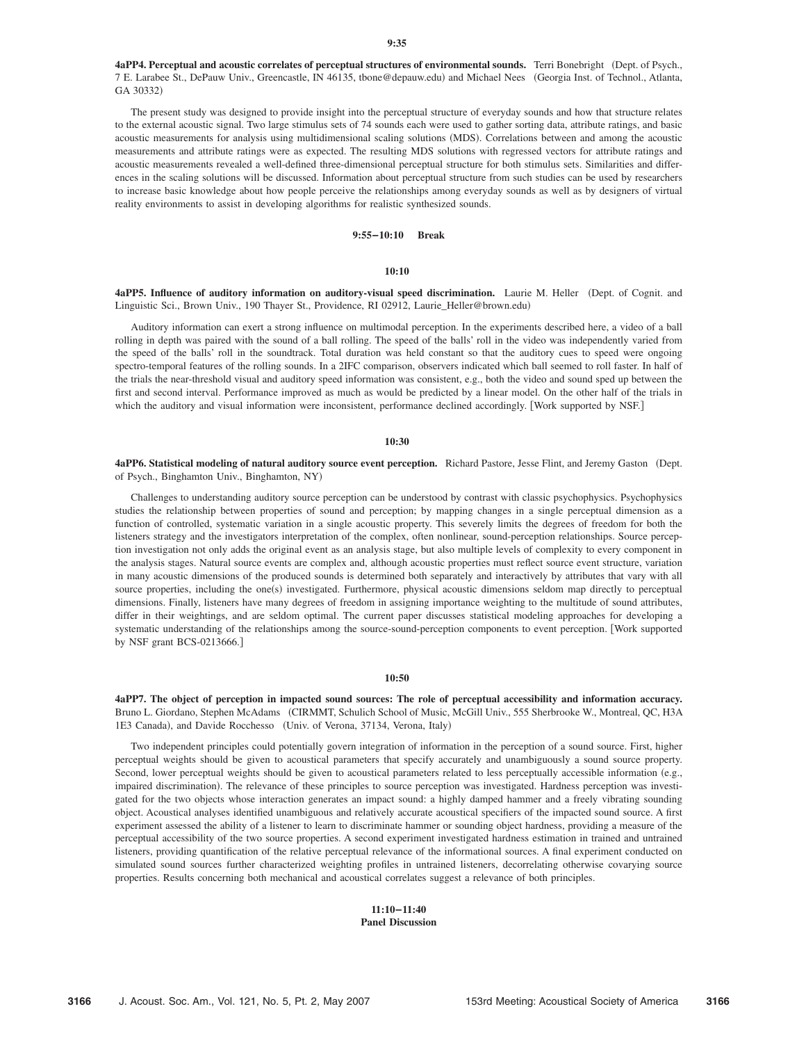**9:35**

**4aPP4. Perceptual and acoustic correlates of perceptual structures of environmental sounds.** Terri Bonebright (Dept. of Psych., 7 E. Larabee St., DePauw Univ., Greencastle, IN 46135, tbone@depauw.edu) and Michael Nees (Georgia Inst. of Technol., Atlanta, GA 30332)

The present study was designed to provide insight into the perceptual structure of everyday sounds and how that structure relates to the external acoustic signal. Two large stimulus sets of 74 sounds each were used to gather sorting data, attribute ratings, and basic acoustic measurements for analysis using multidimensional scaling solutions (MDS). Correlations between and among the acoustic measurements and attribute ratings were as expected. The resulting MDS solutions with regressed vectors for attribute ratings and acoustic measurements revealed a well-defined three-dimensional perceptual structure for both stimulus sets. Similarities and differences in the scaling solutions will be discussed. Information about perceptual structure from such studies can be used by researchers to increase basic knowledge about how people perceive the relationships among everyday sounds as well as by designers of virtual reality environments to assist in developing algorithms for realistic synthesized sounds.

**9:55–10:10 Break**

**10:10**

**4aPP5. Influence of auditory information on auditory-visual speed discrimination.** Laurie M. Heller (Dept. of Cognit. and Linguistic Sci., Brown Univ., 190 Thayer St., Providence, RI 02912, Laurie_Heller@brown.edu)

Auditory information can exert a strong influence on multimodal perception. In the experiments described here, a video of a ball rolling in depth was paired with the sound of a ball rolling. The speed of the balls' roll in the video was independently varied from the speed of the balls' roll in the soundtrack. Total duration was held constant so that the auditory cues to speed were ongoing spectro-temporal features of the rolling sounds. In a 2IFC comparison, observers indicated which ball seemed to roll faster. In half of the trials the near-threshold visual and auditory speed information was consistent, e.g., both the video and sound sped up between the first and second interval. Performance improved as much as would be predicted by a linear model. On the other half of the trials in which the auditory and visual information were inconsistent, performance declined accordingly. [Work supported by NSF.]

**10:30**

**4aPP6. Statistical modeling of natural auditory source event perception.** Richard Pastore, Jesse Flint, and Jeremy Gaston (Dept. of Psych., Binghamton Univ., Binghamton, NY)

Challenges to understanding auditory source perception can be understood by contrast with classic psychophysics. Psychophysics studies the relationship between properties of sound and perception; by mapping changes in a single perceptual dimension as a function of controlled, systematic variation in a single acoustic property. This severely limits the degrees of freedom for both the listeners strategy and the investigators interpretation of the complex, often nonlinear, sound-perception relationships. Source perception investigation not only adds the original event as an analysis stage, but also multiple levels of complexity to every component in the analysis stages. Natural source events are complex and, although acoustic properties must reflect source event structure, variation in many acoustic dimensions of the produced sounds is determined both separately and interactively by attributes that vary with all source properties, including the one(s) investigated. Furthermore, physical acoustic dimensions seldom map directly to perceptual dimensions. Finally, listeners have many degrees of freedom in assigning importance weighting to the multitude of sound attributes, differ in their weightings, and are seldom optimal. The current paper discusses statistical modeling approaches for developing a systematic understanding of the relationships among the source-sound-perception components to event perception. [Work supported by NSF grant BCS-0213666.]

**10:50**

**4aPP7. The object of perception in impacted sound sources: The role of perceptual accessibility and information accuracy.** Bruno L. Giordano, Stephen McAdams (CIRMMT, Schulich School of Music, McGill Univ., 555 Sherbrooke W., Montreal, QC, H3A 1E3 Canada), and Davide Rocchesso (Univ. of Verona, 37134, Verona, Italy)

Two independent principles could potentially govern integration of information in the perception of a sound source. First, higher perceptual weights should be given to acoustical parameters that specify accurately and unambiguously a sound source property. Second, lower perceptual weights should be given to acoustical parameters related to less perceptually accessible information (e.g., impaired discrimination). The relevance of these principles to source perception was investigated. Hardness perception was investigated for the two objects whose interaction generates an impact sound: a highly damped hammer and a freely vibrating sounding object. Acoustical analyses identified unambiguous and relatively accurate acoustical specifiers of the impacted sound source. A first experiment assessed the ability of a listener to learn to discriminate hammer or sounding object hardness, providing a measure of the perceptual accessibility of the two source properties. A second experiment investigated hardness estimation in trained and untrained listeners, providing quantification of the relative perceptual relevance of the informational sources. A final experiment conducted on simulated sound sources further characterized weighting profiles in untrained listeners, decorrelating otherwise covarying source properties. Results concerning both mechanical and acoustical correlates suggest a relevance of both principles.

**11:10–11:40**
**Panel Discussion**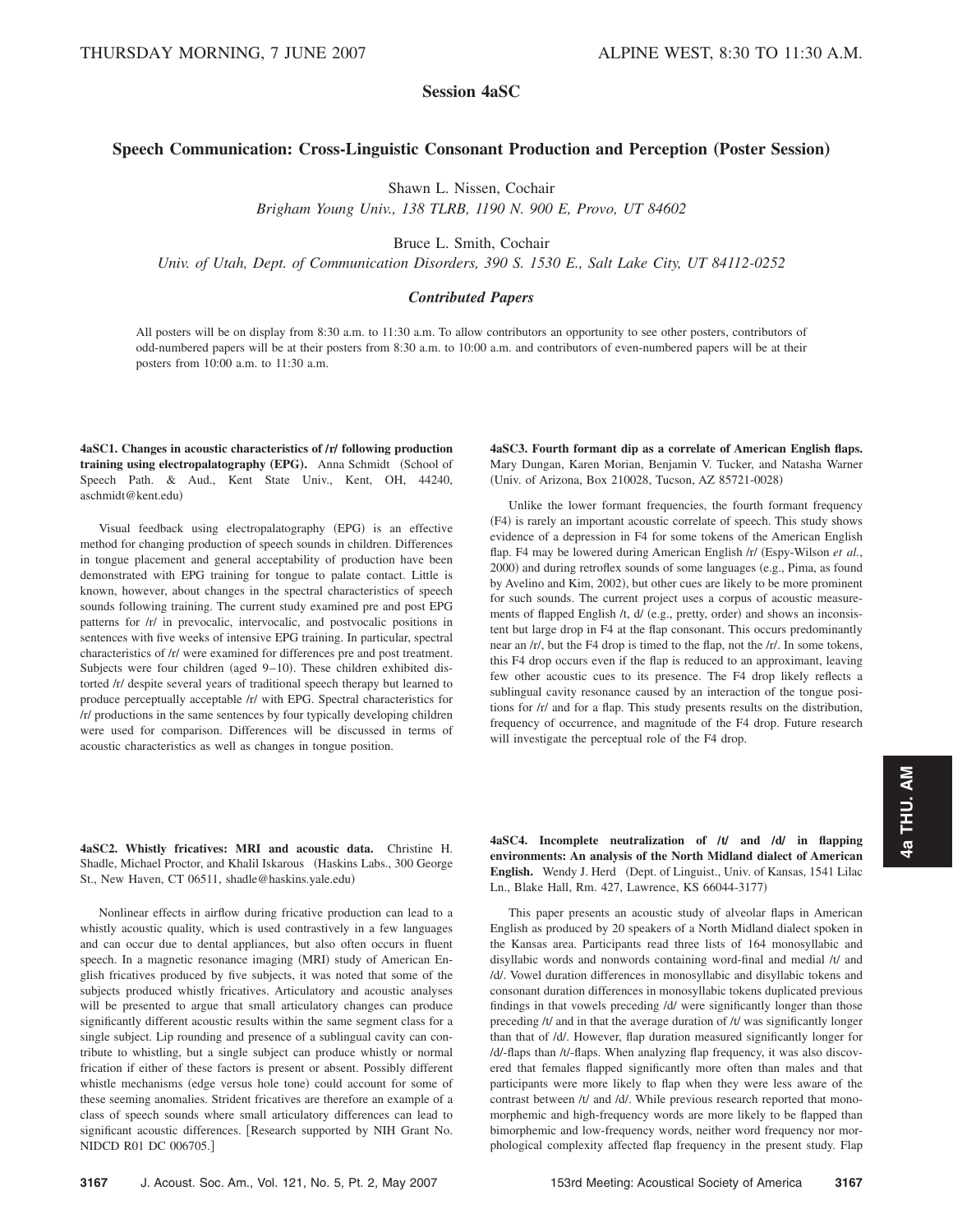## Session 4aSC

## Speech Communication: Cross-Linguistic Consonant Production and Perception (Poster Session)

Shawn L. Nissen, Cochair
*Brigham Young Univ., 138 TLRB, 1190 N. 900 E, Provo, UT 84602*

Bruce L. Smith, Cochair
*Univ. of Utah, Dept. of Communication Disorders, 390 S. 1530 E., Salt Lake City, UT 84112-0252*

### *Contributed Papers*

All posters will be on display from 8:30 a.m. to 11:30 a.m. To allow contributors an opportunity to see other posters, contributors of odd-numbered papers will be at their posters from 8:30 a.m. to 10:00 a.m. and contributors of even-numbered papers will be at their posters from 10:00 a.m. to 11:30 a.m.

**4aSC1. Changes in acoustic characteristics of /r/ following production training using electropalatography (EPG).** Anna Schmidt (School of Speech Path. & Aud., Kent State Univ., Kent, OH, 44240, aschmidt@kent.edu)

Visual feedback using electropalatography (EPG) is an effective method for changing production of speech sounds in children. Differences in tongue placement and general acceptability of production have been demonstrated with EPG training for tongue to palate contact. Little is known, however, about changes in the spectral characteristics of speech sounds following training. The current study examined pre and post EPG patterns for /r/ in prevocalic, intervocalic, and postvocalic positions in sentences with five weeks of intensive EPG training. In particular, spectral characteristics of /r/ were examined for differences pre and post treatment. Subjects were four children (aged 9–10). These children exhibited distorted /r/ despite several years of traditional speech therapy but learned to produce perceptually acceptable /r/ with EPG. Spectral characteristics for /r/ productions in the same sentences by four typically developing children were used for comparison. Differences will be discussed in terms of acoustic characteristics as well as changes in tongue position.

**4aSC2. Whistly fricatives: MRI and acoustic data.** Christine H. Shadle, Michael Proctor, and Khalil Iskarous (Haskins Labs., 300 George St., New Haven, CT 06511, shadle@haskins.yale.edu)

Nonlinear effects in airflow during fricative production can lead to a whistly acoustic quality, which is used contrastively in a few languages and can occur due to dental appliances, but also often occurs in fluent speech. In a magnetic resonance imaging (MRI) study of American English fricatives produced by five subjects, it was noted that some of the subjects produced whistly fricatives. Articulatory and acoustic analyses will be presented to argue that small articulatory changes can produce significantly different acoustic results within the same segment class for a single subject. Lip rounding and presence of a sublingual cavity can contribute to whistling, but a single subject can produce whistly or normal frication if either of these factors is present or absent. Possibly different whistle mechanisms (edge versus hole tone) could account for some of these seeming anomalies. Strident fricatives are therefore an example of a class of speech sounds where small articulatory differences can lead to significant acoustic differences. [Research supported by NIH Grant No. NIDCD R01 DC 006705.]

**4aSC3. Fourth formant dip as a correlate of American English flaps.** Mary Dungan, Karen Morian, Benjamin V. Tucker, and Natasha Warner (Univ. of Arizona, Box 210028, Tucson, AZ 85721-0028)

Unlike the lower formant frequencies, the fourth formant frequency (F4) is rarely an important acoustic correlate of speech. This study shows evidence of a depression in F4 for some tokens of the American English flap. F4 may be lowered during American English /r/ (Espy-Wilson *et al.*, 2000) and during retroflex sounds of some languages (e.g., Pima, as found by Avelino and Kim, 2002), but other cues are likely to be more prominent for such sounds. The current project uses a corpus of acoustic measurements of flapped English /t, d/ (e.g., pretty, order) and shows an inconsistent but large drop in F4 at the flap consonant. This occurs predominantly near an /r/, but the F4 drop is timed to the flap, not the /r/. In some tokens, this F4 drop occurs even if the flap is reduced to an approximant, leaving few other acoustic cues to its presence. The F4 drop likely reflects a sublingual cavity resonance caused by an interaction of the tongue positions for /r/ and for a flap. This study presents results on the distribution, frequency of occurrence, and magnitude of the F4 drop. Future research will investigate the perceptual role of the F4 drop.

**4aSC4. Incomplete neutralization of /t/ and /d/ in flapping environments: An analysis of the North Midland dialect of American English.** Wendy J. Herd (Dept. of Linguist., Univ. of Kansas, 1541 Lilac Ln., Blake Hall, Rm. 427, Lawrence, KS 66044-3177)

This paper presents an acoustic study of alveolar flaps in American English as produced by 20 speakers of a North Midland dialect spoken in the Kansas area. Participants read three lists of 164 monosyllabic and disyllabic words and nonwords containing word-final and medial /t/ and /d/. Vowel duration differences in monosyllabic and disyllabic tokens and consonant duration differences in monosyllabic tokens duplicated previous findings in that vowels preceding /d/ were significantly longer than those preceding /t/ and in that the average duration of /t/ was significantly longer than that of /d/. However, flap duration measured significantly longer for /d/-flaps than /t/-flaps. When analyzing flap frequency, it was also discovered that females flapped significantly more often than males and that participants were more likely to flap when they were less aware of the contrast between /t/ and /d/. While previous research reported that monomorphemic and high-frequency words are more likely to be flapped than bimorphemic and low-frequency words, neither word frequency nor morphological complexity affected flap frequency in the present study. Flap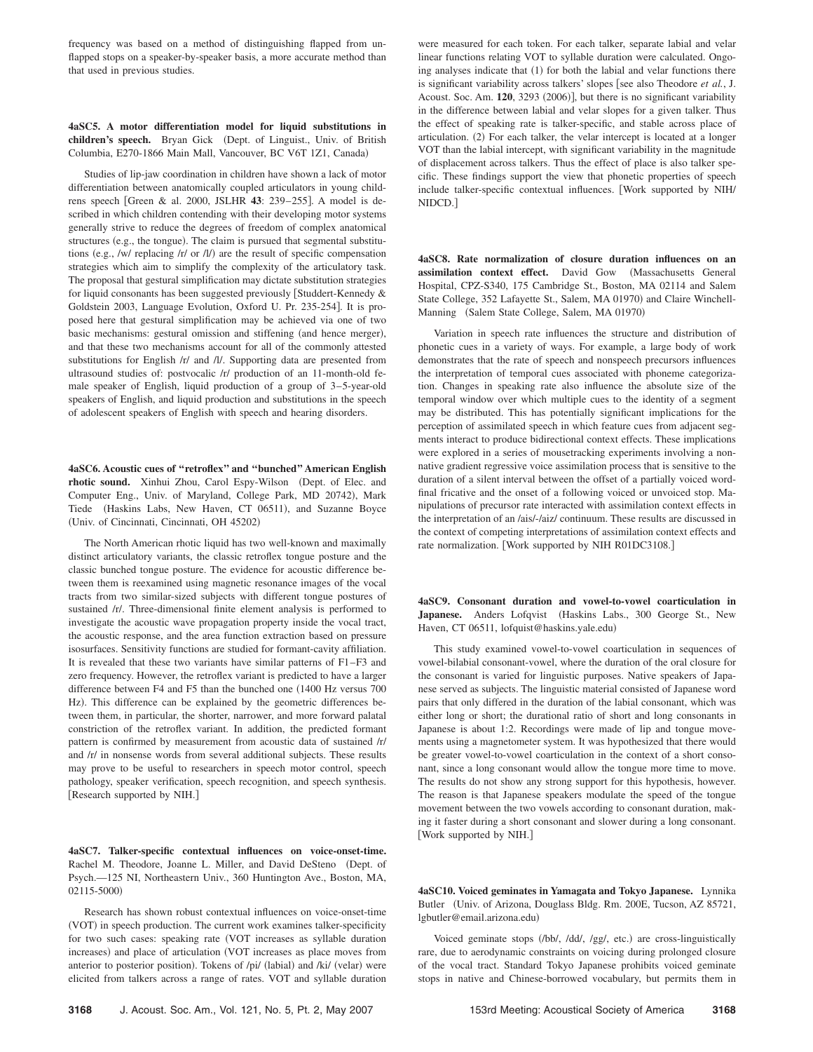frequency was based on a method of distinguishing flapped from unflapped stops on a speaker-by-speaker basis, a more accurate method than that used in previous studies.

**4aSC5. A motor differentiation model for liquid substitutions in children's speech.** Bryan Gick (Dept. of Linguist., Univ. of British Columbia, E270-1866 Main Mall, Vancouver, BC V6T 1Z1, Canada)

Studies of lip-jaw coordination in children have shown a lack of motor differentiation between anatomically coupled articulators in young childrens speech [Green & al. 2000, JSLHR **43**: 239–255]. A model is described in which children contending with their developing motor systems generally strive to reduce the degrees of freedom of complex anatomical structures (e.g., the tongue). The claim is pursued that segmental substitutions (e.g., /w/ replacing /r/ or /l/) are the result of specific compensation strategies which aim to simplify the complexity of the articulatory task. The proposal that gestural simplification may dictate substitution strategies for liquid consonants has been suggested previously [Studdert-Kennedy & Goldstein 2003, Language Evolution, Oxford U. Pr. 235-254]. It is proposed here that gestural simplification may be achieved via one of two basic mechanisms: gestural omission and stiffening (and hence merger), and that these two mechanisms account for all of the commonly attested substitutions for English /r/ and /l/. Supporting data are presented from ultrasound studies of: postvocalic /r/ production of an 11-month-old female speaker of English, liquid production of a group of 3–5-year-old speakers of English, and liquid production and substitutions in the speech of adolescent speakers of English with speech and hearing disorders.

**4aSC6. Acoustic cues of "retroflex" and "bunched" American English rhotic sound.** Xinhui Zhou, Carol Espy-Wilson (Dept. of Elec. and Computer Eng., Univ. of Maryland, College Park, MD 20742), Mark Tiede (Haskins Labs, New Haven, CT 06511), and Suzanne Boyce (Univ. of Cincinnati, Cincinnati, OH 45202)

The North American rhotic liquid has two well-known and maximally distinct articulatory variants, the classic retroflex tongue posture and the classic bunched tongue posture. The evidence for acoustic difference between them is reexamined using magnetic resonance images of the vocal tracts from two similar-sized subjects with different tongue postures of sustained /r/. Three-dimensional finite element analysis is performed to investigate the acoustic wave propagation property inside the vocal tract, the acoustic response, and the area function extraction based on pressure isosurfaces. Sensitivity functions are studied for formant-cavity affiliation. It is revealed that these two variants have similar patterns of F1–F3 and zero frequency. However, the retroflex variant is predicted to have a larger difference between F4 and F5 than the bunched one (1400 Hz versus 700 Hz). This difference can be explained by the geometric differences between them, in particular, the shorter, narrower, and more forward palatal constriction of the retroflex variant. In addition, the predicted formant pattern is confirmed by measurement from acoustic data of sustained /r/ and /r/ in nonsense words from several additional subjects. These results may prove to be useful to researchers in speech motor control, speech pathology, speaker verification, speech recognition, and speech synthesis. [Research supported by NIH.]

**4aSC7. Talker-specific contextual influences on voice-onset-time.** Rachel M. Theodore, Joanne L. Miller, and David DeSteno (Dept. of Psych.—125 NI, Northeastern Univ., 360 Huntington Ave., Boston, MA, 02115-5000)

Research has shown robust contextual influences on voice-onset-time (VOT) in speech production. The current work examines talker-specificity for two such cases: speaking rate (VOT increases as syllable duration increases) and place of articulation (VOT increases as place moves from anterior to posterior position). Tokens of /pi/ (labial) and /ki/ (velar) were elicited from talkers across a range of rates. VOT and syllable duration were measured for each token. For each talker, separate labial and velar linear functions relating VOT to syllable duration were calculated. Ongoing analyses indicate that (1) for both the labial and velar functions there is significant variability across talkers' slopes [see also Theodore *et al.*, J. Acoust. Soc. Am. **120**, 3293 (2006)], but there is no significant variability in the difference between labial and velar slopes for a given talker. Thus the effect of speaking rate is talker-specific, and stable across place of articulation. (2) For each talker, the velar intercept is located at a longer VOT than the labial intercept, with significant variability in the magnitude of displacement across talkers. Thus the effect of place is also talker specific. These findings support the view that phonetic properties of speech include talker-specific contextual influences. [Work supported by NIH/NIDCD.]

**4aSC8. Rate normalization of closure duration influences on an assimilation context effect.** David Gow (Massachusetts General Hospital, CPZ-S340, 175 Cambridge St., Boston, MA 02114 and Salem State College, 352 Lafayette St., Salem, MA 01970) and Claire Winchell-Manning (Salem State College, Salem, MA 01970)

Variation in speech rate influences the structure and distribution of phonetic cues in a variety of ways. For example, a large body of work demonstrates that the rate of speech and nonspeech precursors influences the interpretation of temporal cues associated with phoneme categorization. Changes in speaking rate also influence the absolute size of the temporal window over which multiple cues to the identity of a segment may be distributed. This has potentially significant implications for the perception of assimilated speech in which feature cues from adjacent segments interact to produce bidirectional context effects. These implications were explored in a series of mousetracking experiments involving a nonnative gradient regressive voice assimilation process that is sensitive to the duration of a silent interval between the offset of a partially voiced word-final fricative and the onset of a following voiced or unvoiced stop. Manipulations of precursor rate interacted with assimilation context effects in the interpretation of an /ais/-/aiz/ continuum. These results are discussed in the context of competing interpretations of assimilation context effects and rate normalization. [Work supported by NIH R01DC3108.]

**4aSC9. Consonant duration and vowel-to-vowel coarticulation in Japanese.** Anders Lofqvist (Haskins Labs., 300 George St., New Haven, CT 06511, lofquist@haskins.yale.edu)

This study examined vowel-to-vowel coarticulation in sequences of vowel-bilabial consonant-vowel, where the duration of the oral closure for the consonant is varied for linguistic purposes. Native speakers of Japanese served as subjects. The linguistic material consisted of Japanese word pairs that only differed in the duration of the labial consonant, which was either long or short; the durational ratio of short and long consonants in Japanese is about 1:2. Recordings were made of lip and tongue movements using a magnetometer system. It was hypothesized that there would be greater vowel-to-vowel coarticulation in the context of a short consonant, since a long consonant would allow the tongue more time to move. The results do not show any strong support for this hypothesis, however. The reason is that Japanese speakers modulate the speed of the tongue movement between the two vowels according to consonant duration, making it faster during a short consonant and slower during a long consonant. [Work supported by NIH.]

**4aSC10. Voiced geminates in Yamagata and Tokyo Japanese.** Lynnika Butler (Univ. of Arizona, Douglass Bldg. Rm. 200E, Tucson, AZ 85721, lgbutler@email.arizona.edu)

Voiced geminate stops (/bb/, /dd/, /gg/, etc.) are cross-linguistically rare, due to aerodynamic constraints on voicing during prolonged closure of the vocal tract. Standard Tokyo Japanese prohibits voiced geminate stops in native and Chinese-borrowed vocabulary, but permits them in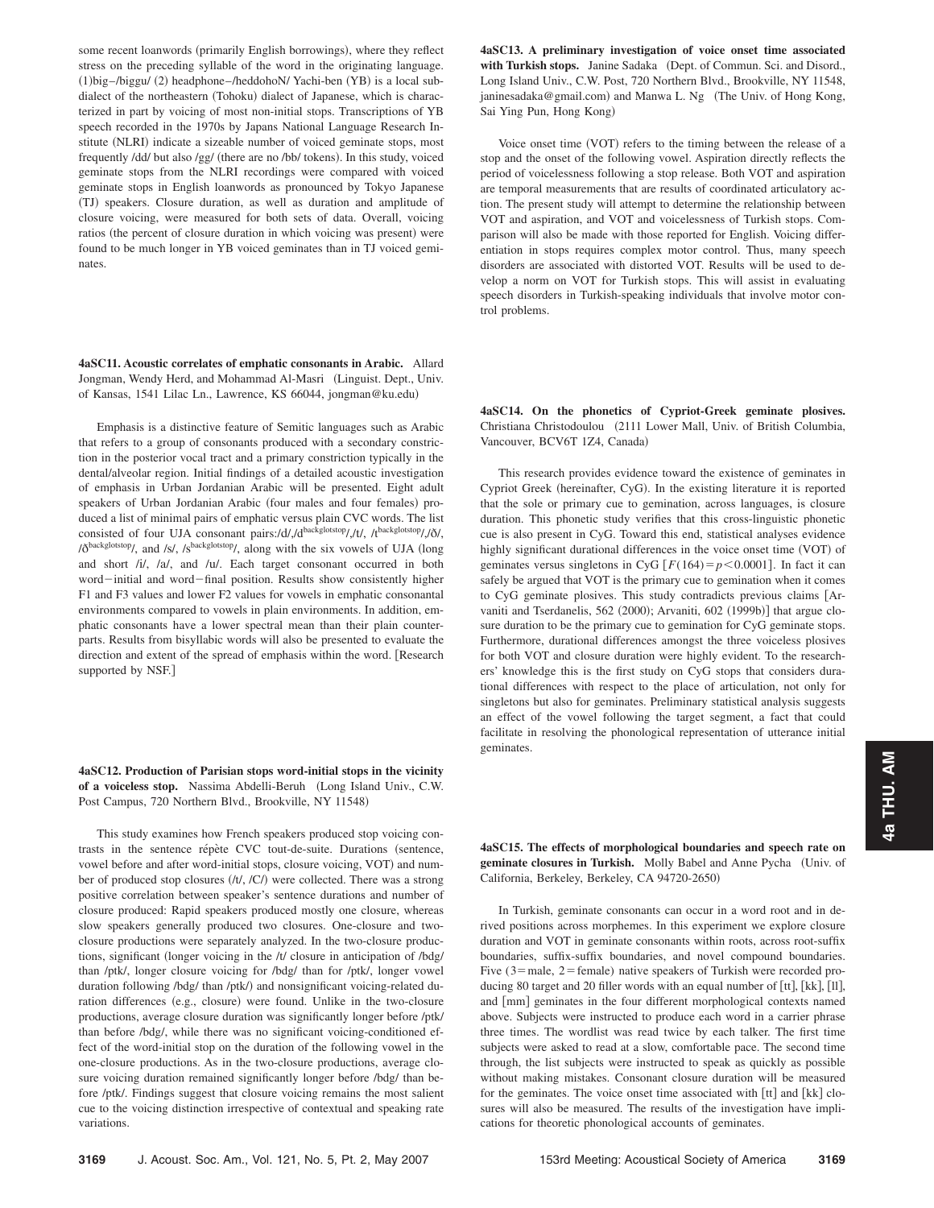some recent loanwords (primarily English borrowings), where they reflect stress on the preceding syllable of the word in the originating language. (1)big–/biggu/ (2) headphone–/heddohoN/ Yachi-ben (YB) is a local subdialect of the northeastern (Tohoku) dialect of Japanese, which is characterized in part by voicing of most non-initial stops. Transcriptions of YB speech recorded in the 1970s by Japans National Language Research Institute (NLRI) indicate a sizeable number of voiced geminate stops, most frequently /dd/ but also /gg/ (there are no /bb/ tokens). In this study, voiced geminate stops from the NLRI recordings were compared with voiced geminate stops in English loanwords as pronounced by Tokyo Japanese (TJ) speakers. Closure duration, as well as duration and amplitude of closure voicing, were measured for both sets of data. Overall, voicing ratios (the percent of closure duration in which voicing was present) were found to be much longer in YB voiced geminates than in TJ voiced geminates.

**4aSC11. Acoustic correlates of emphatic consonants in Arabic.** Allard Jongman, Wendy Herd, and Mohammad Al-Masri (Linguist. Dept., Univ. of Kansas, 1541 Lilac Ln., Lawrence, KS 66044, jongman@ku.edu)

Emphasis is a distinctive feature of Semitic languages such as Arabic that refers to a group of consonants produced with a secondary constriction in the posterior vocal tract and a primary constriction typically in the dental/alveolar region. Initial findings of a detailed acoustic investigation of emphasis in Urban Jordanian Arabic will be presented. Eight adult speakers of Urban Jordanian Arabic (four males and four females) produced a list of minimal pairs of emphatic versus plain CVC words. The list consisted of four UJA consonant pairs:/d/,/d$^{backglotstop}$/,/t/, /t$^{backglotstop}$/,/ð/, /ð$^{backglotstop}$/, and /s/, /s$^{backglotstop}$/, along with the six vowels of UJA (long and short /i/, /a/, and /u/. Each target consonant occurred in both word−initial and word−final position. Results show consistently higher F1 and F3 values and lower F2 values for vowels in emphatic consonantal environments compared to vowels in plain environments. In addition, emphatic consonants have a lower spectral mean than their plain counterparts. Results from bisyllabic words will also be presented to evaluate the direction and extent of the spread of emphasis within the word. [Research supported by NSF.]

**4aSC12. Production of Parisian stops word-initial stops in the vicinity of a voiceless stop.** Nassima Abdelli-Beruh (Long Island Univ., C.W. Post Campus, 720 Northern Blvd., Brookville, NY 11548)

This study examines how French speakers produced stop voicing contrasts in the sentence répète CVC tout-de-suite. Durations (sentence, vowel before and after word-initial stops, closure voicing, VOT) and number of produced stop closures (/t/, /C/) were collected. There was a strong positive correlation between speaker's sentence durations and number of closure produced: Rapid speakers produced mostly one closure, whereas slow speakers generally produced two closures. One-closure and two-closure productions were separately analyzed. In the two-closure productions, significant (longer voicing in the /t/ closure in anticipation of /bdg/ than /ptk/, longer closure voicing for /bdg/ than for /ptk/, longer vowel duration following /bdg/ than /ptk/) and nonsignificant voicing-related duration differences (e.g., closure) were found. Unlike in the two-closure productions, average closure duration was significantly longer before /ptk/ than before /bdg/, while there was no significant voicing-conditioned effect of the word-initial stop on the duration of the following vowel in the one-closure productions. As in the two-closure productions, average closure voicing duration remained significantly longer before /bdg/ than before /ptk/. Findings suggest that closure voicing remains the most salient cue to the voicing distinction irrespective of contextual and speaking rate variations.

**4aSC13. A preliminary investigation of voice onset time associated with Turkish stops.** Janine Sadaka (Dept. of Commun. Sci. and Disord., Long Island Univ., C.W. Post, 720 Northern Blvd., Brookville, NY 11548, janinesadaka@gmail.com) and Manwa L. Ng (The Univ. of Hong Kong, Sai Ying Pun, Hong Kong)

Voice onset time (VOT) refers to the timing between the release of a stop and the onset of the following vowel. Aspiration directly reflects the period of voicelessness following a stop release. Both VOT and aspiration are temporal measurements that are results of coordinated articulatory action. The present study will attempt to determine the relationship between VOT and aspiration, and VOT and voicelessness of Turkish stops. Comparison will also be made with those reported for English. Voicing differentiation in stops requires complex motor control. Thus, many speech disorders are associated with distorted VOT. Results will be used to develop a norm on VOT for Turkish stops. This will assist in evaluating speech disorders in Turkish-speaking individuals that involve motor control problems.

**4aSC14. On the phonetics of Cypriot-Greek geminate plosives.** Christiana Christodoulou (2111 Lower Mall, Univ. of British Columbia, Vancouver, BCV6T 1Z4, Canada)

This research provides evidence toward the existence of geminates in Cypriot Greek (hereinafter, CyG). In the existing literature it is reported that the sole or primary cue to gemination, across languages, is closure duration. This phonetic study verifies that this cross-linguistic phonetic cue is also present in CyG. Toward this end, statistical analyses evidence highly significant durational differences in the voice onset time (VOT) of geminates versus singletons in CyG [$F(164) = p < 0.0001$]. In fact it can safely be argued that VOT is the primary cue to gemination when it comes to CyG geminate plosives. This study contradicts previous claims [Arvaniti and Tserdanelis, 562 (2000); Arvaniti, 602 (1999b)] that argue closure duration to be the primary cue to gemination for CyG geminate stops. Furthermore, durational differences amongst the three voiceless plosives for both VOT and closure duration were highly evident. To the researchers' knowledge this is the first study on CyG stops that considers durational differences with respect to the place of articulation, not only for singletons but also for geminates. Preliminary statistical analysis suggests an effect of the vowel following the target segment, a fact that could facilitate in resolving the phonological representation of utterance initial geminates.

**4aSC15. The effects of morphological boundaries and speech rate on geminate closures in Turkish.** Molly Babel and Anne Pycha (Univ. of California, Berkeley, Berkeley, CA 94720-2650)

In Turkish, geminate consonants can occur in a word root and in derived positions across morphemes. In this experiment we explore closure duration and VOT in geminate consonants within roots, across root-suffix boundaries, suffix-suffix boundaries, and novel compound boundaries. Five (3 = male, 2 = female) native speakers of Turkish were recorded producing 80 target and 20 filler words with an equal number of [tt], [kk], [ll], and [mm] geminates in the four different morphological contexts named above. Subjects were instructed to produce each word in a carrier phrase three times. The wordlist was read twice by each talker. The first time subjects were asked to read at a slow, comfortable pace. The second time through, the list subjects were instructed to speak as quickly as possible without making mistakes. Consonant closure duration will be measured for the geminates. The voice onset time associated with [tt] and [kk] closures will also be measured. The results of the investigation have implications for theoretic phonological accounts of geminates.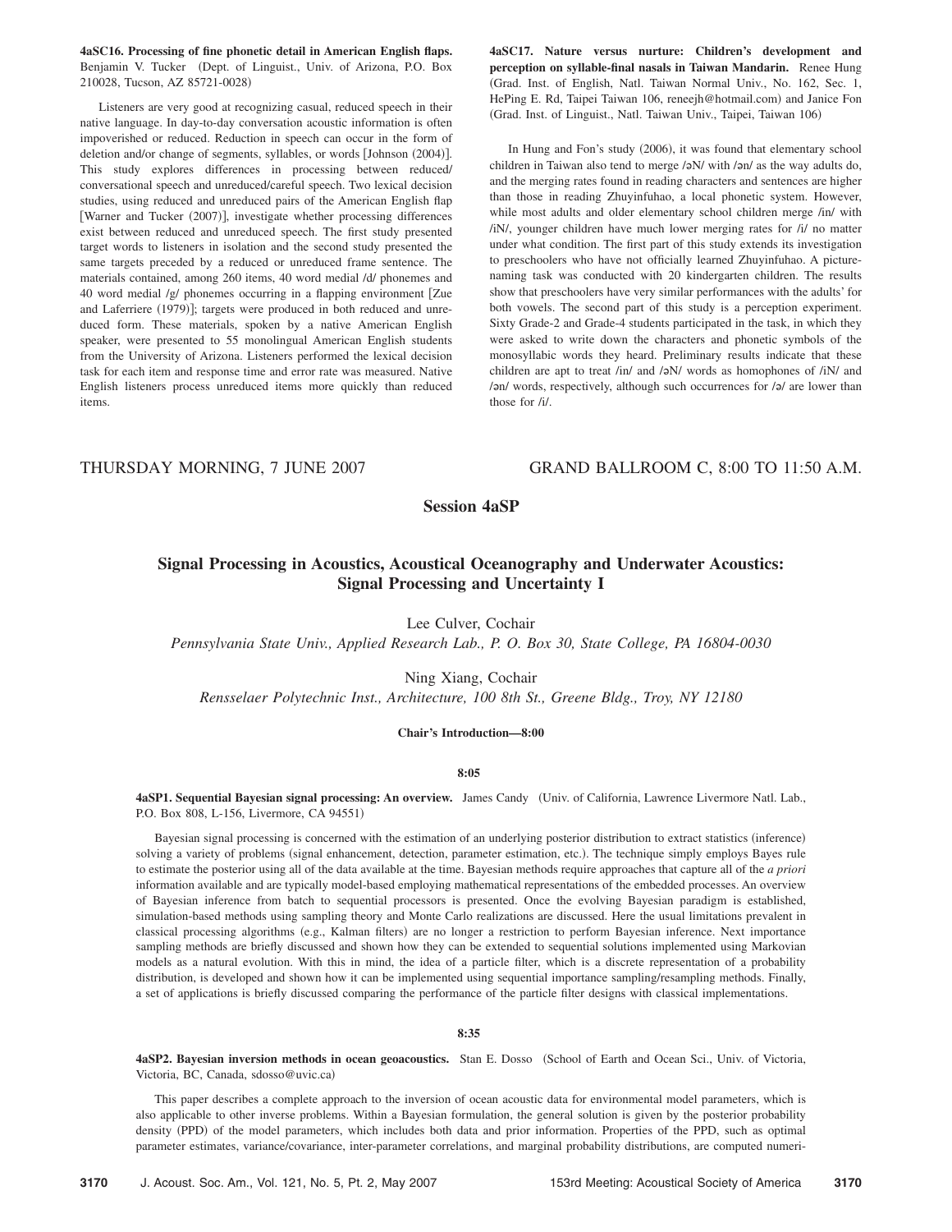**4aSC16. Processing of fine phonetic detail in American English flaps.** Benjamin V. Tucker (Dept. of Linguist., Univ. of Arizona, P.O. Box 210028, Tucson, AZ 85721-0028)

Listeners are very good at recognizing casual, reduced speech in their native language. In day-to-day conversation acoustic information is often impoverished or reduced. Reduction in speech can occur in the form of deletion and/or change of segments, syllables, or words [Johnson (2004)]. This study explores differences in processing between reduced/conversational speech and unreduced/careful speech. Two lexical decision studies, using reduced and unreduced pairs of the American English flap [Warner and Tucker (2007)], investigate whether processing differences exist between reduced and unreduced speech. The first study presented target words to listeners in isolation and the second study presented the same targets preceded by a reduced or unreduced frame sentence. The materials contained, among 260 items, 40 word medial /d/ phonemes and 40 word medial /g/ phonemes occurring in a flapping environment [Zue and Laferriere (1979)]; targets were produced in both reduced and unreduced form. These materials, spoken by a native American English speaker, were presented to 55 monolingual American English students from the University of Arizona. Listeners performed the lexical decision task for each item and response time and error rate was measured. Native English listeners process unreduced items more quickly than reduced items.

**4aSC17. Nature versus nurture: Children's development and perception on syllable-final nasals in Taiwan Mandarin.** Renee Hung (Grad. Inst. of English, Natl. Taiwan Normal Univ., No. 162, Sec. 1, HePing E. Rd, Taipei Taiwan 106, reneejh@hotmail.com) and Janice Fon (Grad. Inst. of Linguist., Natl. Taiwan Univ., Taipei, Taiwan 106)

In Hung and Fon's study (2006), it was found that elementary school children in Taiwan also tend to merge /əN/ with /ən/ as the way adults do, and the merging rates found in reading characters and sentences are higher than those in reading Zhuyinfuhao, a local phonetic system. However, while most adults and older elementary school children merge /in/ with /iN/, younger children have much lower merging rates for /i/ no matter under what condition. The first part of this study extends its investigation to preschoolers who have not officially learned Zhuyinfuhao. A picture-naming task was conducted with 20 kindergarten children. The results show that preschoolers have very similar performances with the adults' for both vowels. The second part of this study is a perception experiment. Sixty Grade-2 and Grade-4 students participated in the task, in which they were asked to write down the characters and phonetic symbols of the monosyllabic words they heard. Preliminary results indicate that these children are apt to treat /in/ and /əN/ words as homophones of /iN/ and /ən/ words, respectively, although such occurrences for /ə/ are lower than those for /i/.

THURSDAY MORNING, 7 JUNE 2007 GRAND BALLROOM C, 8:00 TO 11:50 A.M.

## Session 4aSP

## Signal Processing in Acoustics, Acoustical Oceanography and Underwater Acoustics: Signal Processing and Uncertainty I

Lee Culver, Cochair

*Pennsylvania State Univ., Applied Research Lab., P. O. Box 30, State College, PA 16804-0030*

Ning Xiang, Cochair

*Rensselaer Polytechnic Inst., Architecture, 100 8th St., Greene Bldg., Troy, NY 12180*

**Chair's Introduction—8:00**

**8:05**

**4aSP1. Sequential Bayesian signal processing: An overview.** James Candy (Univ. of California, Lawrence Livermore Natl. Lab., P.O. Box 808, L-156, Livermore, CA 94551)

Bayesian signal processing is concerned with the estimation of an underlying posterior distribution to extract statistics (inference) solving a variety of problems (signal enhancement, detection, parameter estimation, etc.). The technique simply employs Bayes rule to estimate the posterior using all of the data available at the time. Bayesian methods require approaches that capture all of the *a priori* information available and are typically model-based employing mathematical representations of the embedded processes. An overview of Bayesian inference from batch to sequential processors is presented. Once the evolving Bayesian paradigm is established, simulation-based methods using sampling theory and Monte Carlo realizations are discussed. Here the usual limitations prevalent in classical processing algorithms (e.g., Kalman filters) are no longer a restriction to perform Bayesian inference. Next importance sampling methods are briefly discussed and shown how they can be extended to sequential solutions implemented using Markovian models as a natural evolution. With this in mind, the idea of a particle filter, which is a discrete representation of a probability distribution, is developed and shown how it can be implemented using sequential importance sampling/resampling methods. Finally, a set of applications is briefly discussed comparing the performance of the particle filter designs with classical implementations.

**8:35**

**4aSP2. Bayesian inversion methods in ocean geoacoustics.** Stan E. Dosso (School of Earth and Ocean Sci., Univ. of Victoria, Victoria, BC, Canada, sdosso@uvic.ca)

This paper describes a complete approach to the inversion of ocean acoustic data for environmental model parameters, which is also applicable to other inverse problems. Within a Bayesian formulation, the general solution is given by the posterior probability density (PPD) of the model parameters, which includes both data and prior information. Properties of the PPD, such as optimal parameter estimates, variance/covariance, inter-parameter correlations, and marginal probability distributions, are computed numeri-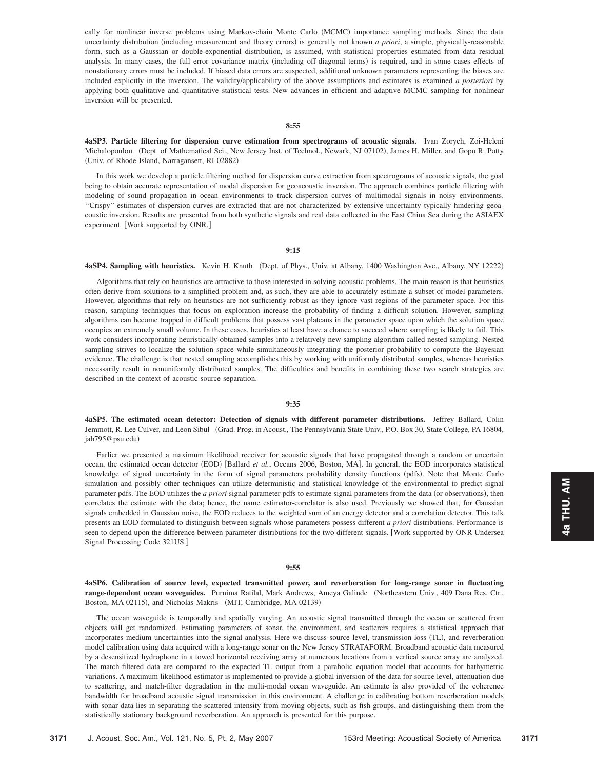cally for nonlinear inverse problems using Markov-chain Monte Carlo (MCMC) importance sampling methods. Since the data uncertainty distribution (including measurement and theory errors) is generally not known *a priori*, a simple, physically-reasonable form, such as a Gaussian or double-exponential distribution, is assumed, with statistical properties estimated from data residual analysis. In many cases, the full error covariance matrix (including off-diagonal terms) is required, and in some cases effects of nonstationary errors must be included. If biased data errors are suspected, additional unknown parameters representing the biases are included explicitly in the inversion. The validity/applicability of the above assumptions and estimates is examined *a posteriori* by applying both qualitative and quantitative statistical tests. New advances in efficient and adaptive MCMC sampling for nonlinear inversion will be presented.

**8:55**

**4aSP3. Particle filtering for dispersion curve estimation from spectrograms of acoustic signals.** Ivan Zorych, Zoi-Heleni Michalopoulou (Dept. of Mathematical Sci., New Jersey Inst. of Technol., Newark, NJ 07102), James H. Miller, and Gopu R. Potty (Univ. of Rhode Island, Narragansett, RI 02882)

In this work we develop a particle filtering method for dispersion curve extraction from spectrograms of acoustic signals, the goal being to obtain accurate representation of modal dispersion for geoacoustic inversion. The approach combines particle filtering with modeling of sound propagation in ocean environments to track dispersion curves of multimodal signals in noisy environments. "Crispy" estimates of dispersion curves are extracted that are not characterized by extensive uncertainty typically hindering geoacoustic inversion. Results are presented from both synthetic signals and real data collected in the East China Sea during the ASIAEX experiment. [Work supported by ONR.]

**9:15**

**4aSP4. Sampling with heuristics.** Kevin H. Knuth (Dept. of Phys., Univ. at Albany, 1400 Washington Ave., Albany, NY 12222)

Algorithms that rely on heuristics are attractive to those interested in solving acoustic problems. The main reason is that heuristics often derive from solutions to a simplified problem and, as such, they are able to accurately estimate a subset of model parameters. However, algorithms that rely on heuristics are not sufficiently robust as they ignore vast regions of the parameter space. For this reason, sampling techniques that focus on exploration increase the probability of finding a difficult solution. However, sampling algorithms can become trapped in difficult problems that possess vast plateaus in the parameter space upon which the solution space occupies an extremely small volume. In these cases, heuristics at least have a chance to succeed where sampling is likely to fail. This work considers incorporating heuristically-obtained samples into a relatively new sampling algorithm called nested sampling. Nested sampling strives to localize the solution space while simultaneously integrating the posterior probability to compute the Bayesian evidence. The challenge is that nested sampling accomplishes this by working with uniformly distributed samples, whereas heuristics necessarily result in nonuniformly distributed samples. The difficulties and benefits in combining these two search strategies are described in the context of acoustic source separation.

**9:35**

**4aSP5. The estimated ocean detector: Detection of signals with different parameter distributions.** Jeffrey Ballard, Colin Jemmott, R. Lee Culver, and Leon Sibul (Grad. Prog. in Acoust., The Pennsylvania State Univ., P.O. Box 30, State College, PA 16804, jab795@psu.edu)

Earlier we presented a maximum likelihood receiver for acoustic signals that have propagated through a random or uncertain ocean, the estimated ocean detector (EOD) [Ballard *et al.*, Oceans 2006, Boston, MA]. In general, the EOD incorporates statistical knowledge of signal uncertainty in the form of signal parameters probability density functions (pdfs). Note that Monte Carlo simulation and possibly other techniques can utilize deterministic and statistical knowledge of the environmental to predict signal parameter pdfs. The EOD utilizes the *a priori* signal parameter pdfs to estimate signal parameters from the data (or observations), then correlates the estimate with the data; hence, the name estimator-correlator is also used. Previously we showed that, for Gaussian signals embedded in Gaussian noise, the EOD reduces to the weighted sum of an energy detector and a correlation detector. This talk presents an EOD formulated to distinguish between signals whose parameters possess different *a priori* distributions. Performance is seen to depend upon the difference between parameter distributions for the two different signals. [Work supported by ONR Undersea Signal Processing Code 321US.]

**9:55**

**4aSP6. Calibration of source level, expected transmitted power, and reverberation for long-range sonar in fluctuating range-dependent ocean waveguides.** Purnima Ratilal, Mark Andrews, Ameya Galinde (Northeastern Univ., 409 Dana Res. Ctr., Boston, MA 02115), and Nicholas Makris (MIT, Cambridge, MA 02139)

The ocean waveguide is temporally and spatially varying. An acoustic signal transmitted through the ocean or scattered from objects will get randomized. Estimating parameters of sonar, the environment, and scatterers requires a statistical approach that incorporates medium uncertainties into the signal analysis. Here we discuss source level, transmission loss (TL), and reverberation model calibration using data acquired with a long-range sonar on the New Jersey STRATAFORM. Broadband acoustic data measured by a desensitized hydrophone in a towed horizontal receiving array at numerous locations from a vertical source array are analyzed. The match-filtered data are compared to the expected TL output from a parabolic equation model that accounts for bathymetric variations. A maximum likelihood estimator is implemented to provide a global inversion of the data for source level, attenuation due to scattering, and match-filter degradation in the multi-modal ocean waveguide. An estimate is also provided of the coherence bandwidth for broadband acoustic signal transmission in this environment. A challenge in calibrating bottom reverberation models with sonar data lies in separating the scattered intensity from moving objects, such as fish groups, and distinguishing them from the statistically stationary background reverberation. An approach is presented for this purpose.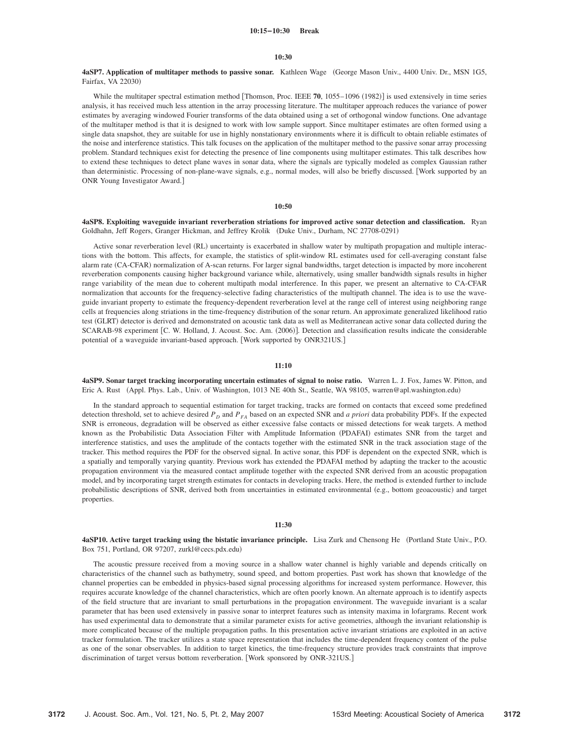**10:15–10:30 Break**

**10:30**

**4aSP7. Application of multitaper methods to passive sonar.** Kathleen Wage (George Mason Univ., 4400 Univ. Dr., MSN 1G5, Fairfax, VA 22030)

While the multitaper spectral estimation method [Thomson, Proc. IEEE **70**, 1055–1096 (1982)] is used extensively in time series analysis, it has received much less attention in the array processing literature. The multitaper approach reduces the variance of power estimates by averaging windowed Fourier transforms of the data obtained using a set of orthogonal window functions. One advantage of the multitaper method is that it is designed to work with low sample support. Since multitaper estimates are often formed using a single data snapshot, they are suitable for use in highly nonstationary environments where it is difficult to obtain reliable estimates of the noise and interference statistics. This talk focuses on the application of the multitaper method to the passive sonar array processing problem. Standard techniques exist for detecting the presence of line components using multitaper estimates. This talk describes how to extend these techniques to detect plane waves in sonar data, where the signals are typically modeled as complex Gaussian rather than deterministic. Processing of non-plane-wave signals, e.g., normal modes, will also be briefly discussed. [Work supported by an ONR Young Investigator Award.]

**10:50**

**4aSP8. Exploiting waveguide invariant reverberation striations for improved active sonar detection and classification.** Ryan Goldhahn, Jeff Rogers, Granger Hickman, and Jeffrey Krolik (Duke Univ., Durham, NC 27708-0291)

Active sonar reverberation level (RL) uncertainty is exacerbated in shallow water by multipath propagation and multiple interactions with the bottom. This affects, for example, the statistics of split-window RL estimates used for cell-averaging constant false alarm rate (CA-CFAR) normalization of A-scan returns. For larger signal bandwidths, target detection is impacted by more incoherent reverberation components causing higher background variance while, alternatively, using smaller bandwidth signals results in higher range variability of the mean due to coherent multipath modal interference. In this paper, we present an alternative to CA-CFAR normalization that accounts for the frequency-selective fading characteristics of the multipath channel. The idea is to use the waveguide invariant property to estimate the frequency-dependent reverberation level at the range cell of interest using neighboring range cells at frequencies along striations in the time-frequency distribution of the sonar return. An approximate generalized likelihood ratio test (GLRT) detector is derived and demonstrated on acoustic tank data as well as Mediterranean active sonar data collected during the SCARAB-98 experiment [C. W. Holland, J. Acoust. Soc. Am. (2006)]. Detection and classification results indicate the considerable potential of a waveguide invariant-based approach. [Work supported by ONR321US.]

**11:10**

**4aSP9. Sonar target tracking incorporating uncertain estimates of signal to noise ratio.** Warren L. J. Fox, James W. Pitton, and Eric A. Rust (Appl. Phys. Lab., Univ. of Washington, 1013 NE 40th St., Seattle, WA 98105, warren@apl.washington.edu)

In the standard approach to sequential estimation for target tracking, tracks are formed on contacts that exceed some predefined detection threshold, set to achieve desired $P_D$ and $P_{FA}$ based on an expected SNR and *a priori* data probability PDFs. If the expected SNR is erroneous, degradation will be observed as either excessive false contacts or missed detections for weak targets. A method known as the Probabilistic Data Association Filter with Amplitude Information (PDAFAI) estimates SNR from the target and interference statistics, and uses the amplitude of the contacts together with the estimated SNR in the track association stage of the tracker. This method requires the PDF for the observed signal. In active sonar, this PDF is dependent on the expected SNR, which is a spatially and temporally varying quantity. Previous work has extended the PDAFAI method by adapting the tracker to the acoustic propagation environment via the measured contact amplitude together with the expected SNR derived from an acoustic propagation model, and by incorporating target strength estimates for contacts in developing tracks. Here, the method is extended further to include probabilistic descriptions of SNR, derived both from uncertainties in estimated environmental (e.g., bottom geoacoustic) and target properties.

**11:30**

**4aSP10. Active target tracking using the bistatic invariance principle.** Lisa Zurk and Chensong He (Portland State Univ., P.O. Box 751, Portland, OR 97207, zurkl@cecs.pdx.edu)

The acoustic pressure received from a moving source in a shallow water channel is highly variable and depends critically on characteristics of the channel such as bathymetry, sound speed, and bottom properties. Past work has shown that knowledge of the channel properties can be embedded in physics-based signal processing algorithms for increased system performance. However, this requires accurate knowledge of the channel characteristics, which are often poorly known. An alternate approach is to identify aspects of the field structure that are invariant to small perturbations in the propagation environment. The waveguide invariant is a scalar parameter that has been used extensively in passive sonar to interpret features such as intensity maxima in lofargrams. Recent work has used experimental data to demonstrate that a similar parameter exists for active geometries, although the invariant relationship is more complicated because of the multiple propagation paths. In this presentation active invariant striations are exploited in an active tracker formulation. The tracker utilizes a state space representation that includes the time-dependent frequency content of the pulse as one of the sonar observables. In addition to target kinetics, the time-frequency structure provides track constraints that improve discrimination of target versus bottom reverberation. [Work sponsored by ONR-321US.]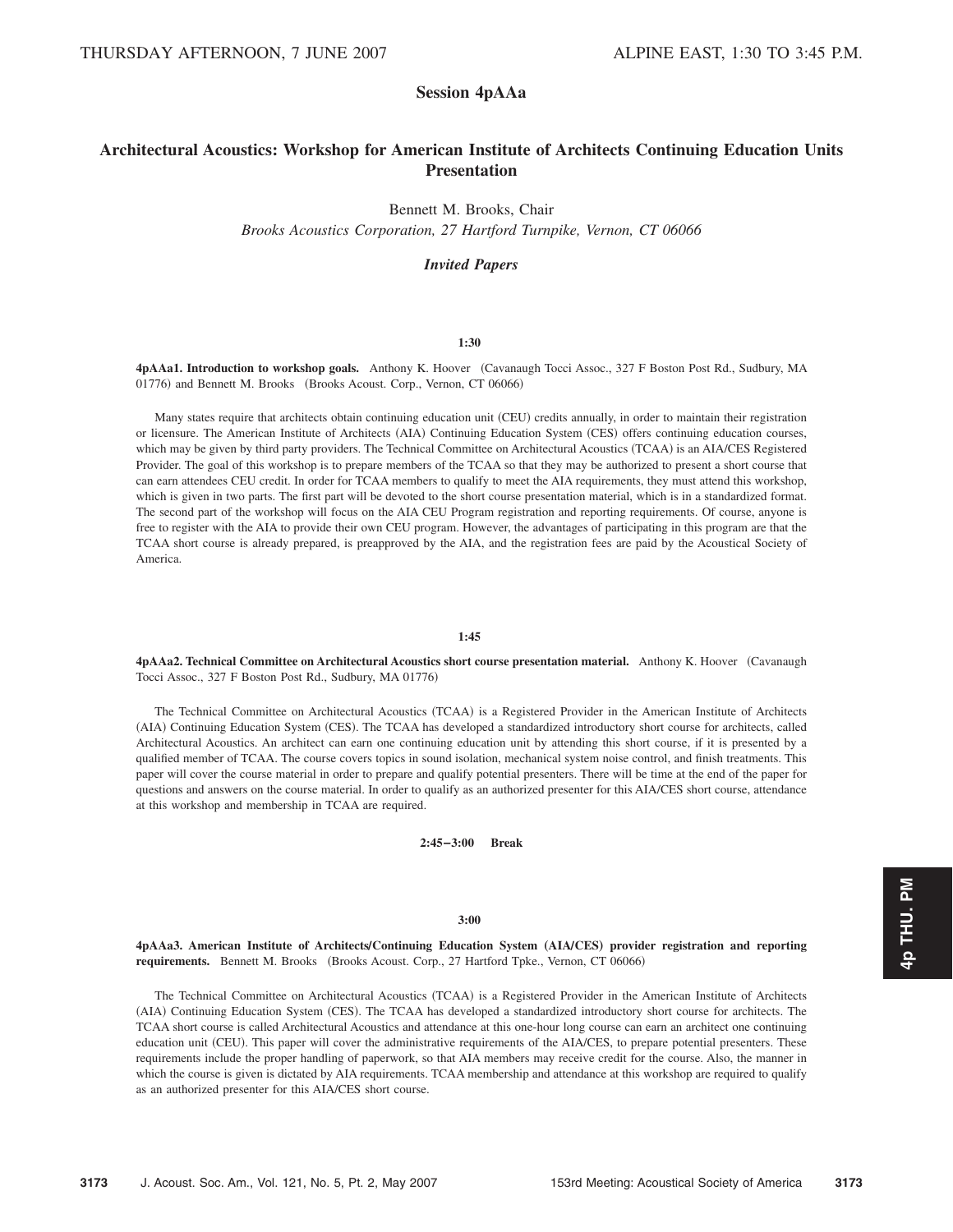THURSDAY AFTERNOON, 7 JUNE 2007 ALPINE EAST, 1:30 TO 3:45 P.M.

## Session 4pAAa

## Architectural Acoustics: Workshop for American Institute of Architects Continuing Education Units Presentation

Bennett M. Brooks, Chair

*Brooks Acoustics Corporation, 27 Hartford Turnpike, Vernon, CT 06066*

### *Invited Papers*

**1:30**

**4pAAa1. Introduction to workshop goals.** Anthony K. Hoover (Cavanaugh Tocci Assoc., 327 F Boston Post Rd., Sudbury, MA 01776) and Bennett M. Brooks (Brooks Acoust. Corp., Vernon, CT 06066)

Many states require that architects obtain continuing education unit (CEU) credits annually, in order to maintain their registration or licensure. The American Institute of Architects (AIA) Continuing Education System (CES) offers continuing education courses, which may be given by third party providers. The Technical Committee on Architectural Acoustics (TCAA) is an AIA/CES Registered Provider. The goal of this workshop is to prepare members of the TCAA so that they may be authorized to present a short course that can earn attendees CEU credit. In order for TCAA members to qualify to meet the AIA requirements, they must attend this workshop, which is given in two parts. The first part will be devoted to the short course presentation material, which is in a standardized format. The second part of the workshop will focus on the AIA CEU Program registration and reporting requirements. Of course, anyone is free to register with the AIA to provide their own CEU program. However, the advantages of participating in this program are that the TCAA short course is already prepared, is preapproved by the AIA, and the registration fees are paid by the Acoustical Society of America.

**1:45**

**4pAAa2. Technical Committee on Architectural Acoustics short course presentation material.** Anthony K. Hoover (Cavanaugh Tocci Assoc., 327 F Boston Post Rd., Sudbury, MA 01776)

The Technical Committee on Architectural Acoustics (TCAA) is a Registered Provider in the American Institute of Architects (AIA) Continuing Education System (CES). The TCAA has developed a standardized introductory short course for architects, called Architectural Acoustics. An architect can earn one continuing education unit by attending this short course, if it is presented by a qualified member of TCAA. The course covers topics in sound isolation, mechanical system noise control, and finish treatments. This paper will cover the course material in order to prepare and qualify potential presenters. There will be time at the end of the paper for questions and answers on the course material. In order to qualify as an authorized presenter for this AIA/CES short course, attendance at this workshop and membership in TCAA are required.

**2:45–3:00 Break**

**3:00**

**4pAAa3. American Institute of Architects/Continuing Education System (AIA/CES) provider registration and reporting requirements.** Bennett M. Brooks (Brooks Acoust. Corp., 27 Hartford Tpke., Vernon, CT 06066)

The Technical Committee on Architectural Acoustics (TCAA) is a Registered Provider in the American Institute of Architects (AIA) Continuing Education System (CES). The TCAA has developed a standardized introductory short course for architects. The TCAA short course is called Architectural Acoustics and attendance at this one-hour long course can earn an architect one continuing education unit (CEU). This paper will cover the administrative requirements of the AIA/CES, to prepare potential presenters. These requirements include the proper handling of paperwork, so that AIA members may receive credit for the course. Also, the manner in which the course is given is dictated by AIA requirements. TCAA membership and attendance at this workshop are required to qualify as an authorized presenter for this AIA/CES short course.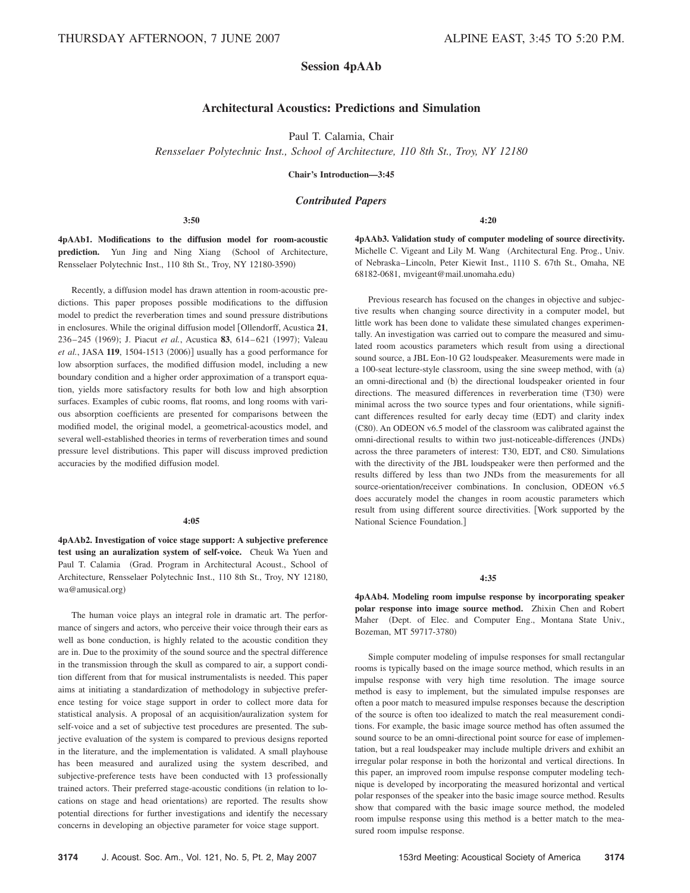THURSDAY AFTERNOON, 7 JUNE 2007 ALPINE EAST, 3:45 TO 5:20 P.M.

# Session 4pAAb

## Architectural Acoustics: Predictions and Simulation

Paul T. Calamia, Chair

*Rensselaer Polytechnic Inst., School of Architecture, 110 8th St., Troy, NY 12180*

**Chair's Introduction—3:45**

### *Contributed Papers*

**3:50**

**4pAAb1. Modifications to the diffusion model for room-acoustic prediction.** Yun Jing and Ning Xiang (School of Architecture, Rensselaer Polytechnic Inst., 110 8th St., Troy, NY 12180-3590)

Recently, a diffusion model has drawn attention in room-acoustic predictions. This paper proposes possible modifications to the diffusion model to predict the reverberation times and sound pressure distributions in enclosures. While the original diffusion model [Ollendorff, Acustica **21**, 236–245 (1969); J. Piacut *et al.*, Acustica **83**, 614–621 (1997); Valeau *et al.*, JASA **119**, 1504-1513 (2006)] usually has a good performance for low absorption surfaces, the modified diffusion model, including a new boundary condition and a higher order approximation of a transport equation, yields more satisfactory results for both low and high absorption surfaces. Examples of cubic rooms, flat rooms, and long rooms with various absorption coefficients are presented for comparisons between the modified model, the original model, a geometrical-acoustics model, and several well-established theories in terms of reverberation times and sound pressure level distributions. This paper will discuss improved prediction accuracies by the modified diffusion model.

**4:05**

**4pAAb2. Investigation of voice stage support: A subjective preference test using an auralization system of self-voice.** Cheuk Wa Yuen and Paul T. Calamia (Grad. Program in Architectural Acoust., School of Architecture, Rensselaer Polytechnic Inst., 110 8th St., Troy, NY 12180, wa@amusical.org)

The human voice plays an integral role in dramatic art. The performance of singers and actors, who perceive their voice through their ears as well as bone conduction, is highly related to the acoustic condition they are in. Due to the proximity of the sound source and the spectral difference in the transmission through the skull as compared to air, a support condition different from that for musical instrumentalists is needed. This paper aims at initiating a standardization of methodology in subjective preference testing for voice stage support in order to collect more data for statistical analysis. A proposal of an acquisition/auralization system for self-voice and a set of subjective test procedures are presented. The subjective evaluation of the system is compared to previous designs reported in the literature, and the implementation is validated. A small playhouse has been measured and auralized using the system described, and subjective-preference tests have been conducted with 13 professionally trained actors. Their preferred stage-acoustic conditions (in relation to locations on stage and head orientations) are reported. The results show potential directions for further investigations and identify the necessary concerns in developing an objective parameter for voice stage support.

**4:20**

**4pAAb3. Validation study of computer modeling of source directivity.** Michelle C. Vigeant and Lily M. Wang (Architectural Eng. Prog., Univ. of Nebraska–Lincoln, Peter Kiewit Inst., 1110 S. 67th St., Omaha, NE 68182-0681, mvigeant@mail.unomaha.edu)

Previous research has focused on the changes in objective and subjective results when changing source directivity in a computer model, but little work has been done to validate these simulated changes experimentally. An investigation was carried out to compare the measured and simulated room acoustics parameters which result from using a directional sound source, a JBL Eon-10 G2 loudspeaker. Measurements were made in a 100-seat lecture-style classroom, using the sine sweep method, with (a) an omni-directional and (b) the directional loudspeaker oriented in four directions. The measured differences in reverberation time (T30) were minimal across the two source types and four orientations, while significant differences resulted for early decay time (EDT) and clarity index (C80). An ODEON v6.5 model of the classroom was calibrated against the omni-directional results to within two just-noticeable-differences (JNDs) across the three parameters of interest: T30, EDT, and C80. Simulations with the directivity of the JBL loudspeaker were then performed and the results differed by less than two JNDs from the measurements for all source-orientation/receiver combinations. In conclusion, ODEON v6.5 does accurately model the changes in room acoustic parameters which result from using different source directivities. [Work supported by the National Science Foundation.]

**4:35**

**4pAAb4. Modeling room impulse response by incorporating speaker polar response into image source method.** Zhixin Chen and Robert Maher (Dept. of Elec. and Computer Eng., Montana State Univ., Bozeman, MT 59717-3780)

Simple computer modeling of impulse responses for small rectangular rooms is typically based on the image source method, which results in an impulse response with very high time resolution. The image source method is easy to implement, but the simulated impulse responses are often a poor match to measured impulse responses because the description of the source is often too idealized to match the real measurement conditions. For example, the basic image source method has often assumed the sound source to be an omni-directional point source for ease of implementation, but a real loudspeaker may include multiple drivers and exhibit an irregular polar response in both the horizontal and vertical directions. In this paper, an improved room impulse response computer modeling technique is developed by incorporating the measured horizontal and vertical polar responses of the speaker into the basic image source method. Results show that compared with the basic image source method, the modeled room impulse response using this method is a better match to the measured room impulse response.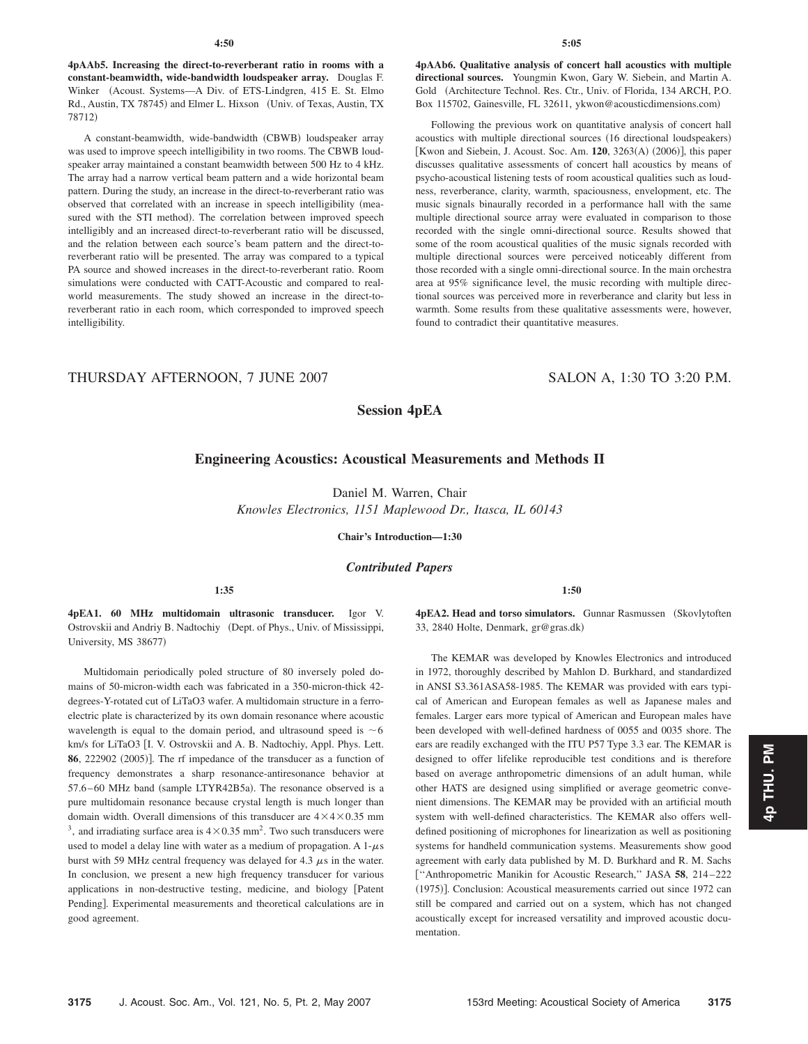**4:50**

**4pAAb5. Increasing the direct-to-reverberant ratio in rooms with a constant-beamwidth, wide-bandwidth loudspeaker array.** Douglas F. Winker (Acoust. Systems—A Div. of ETS-Lindgren, 415 E. St. Elmo Rd., Austin, TX 78745) and Elmer L. Hixson (Univ. of Texas, Austin, TX 78712)

A constant-beamwidth, wide-bandwidth (CBWB) loudspeaker array was used to improve speech intelligibility in two rooms. The CBWB loudspeaker array maintained a constant beamwidth between 500 Hz to 4 kHz. The array had a narrow vertical beam pattern and a wide horizontal beam pattern. During the study, an increase in the direct-to-reverberant ratio was observed that correlated with an increase in speech intelligibility (measured with the STI method). The correlation between improved speech intelligibly and an increased direct-to-reverberant ratio will be discussed, and the relation between each source's beam pattern and the direct-to-reverberant ratio will be presented. The array was compared to a typical PA source and showed increases in the direct-to-reverberant ratio. Room simulations were conducted with CATT-Acoustic and compared to real-world measurements. The study showed an increase in the direct-to-reverberant ratio in each room, which corresponded to improved speech intelligibility.

**5:05**

**4pAAb6. Qualitative analysis of concert hall acoustics with multiple directional sources.** Youngmin Kwon, Gary W. Siebein, and Martin A. Gold (Architecture Technol. Res. Ctr., Univ. of Florida, 134 ARCH, P.O. Box 115702, Gainesville, FL 32611, ykwon@acousticdimensions.com)

Following the previous work on quantitative analysis of concert hall acoustics with multiple directional sources (16 directional loudspeakers) [Kwon and Siebein, J. Acoust. Soc. Am. **120**, 3263(A) (2006)], this paper discusses qualitative assessments of concert hall acoustics by means of psycho-acoustical listening tests of room acoustical qualities such as loudness, reverberance, clarity, warmth, spaciousness, envelopment, etc. The music signals binaurally recorded in a performance hall with the same multiple directional source array were evaluated in comparison to those recorded with the single omni-directional source. Results showed that some of the room acoustical qualities of the music signals recorded with multiple directional sources were perceived noticeably different from those recorded with a single omni-directional source. In the main orchestra area at 95% significance level, the music recording with multiple directional sources was perceived more in reverberance and clarity but less in warmth. Some results from these qualitative assessments were, however, found to contradict their quantitative measures.

THURSDAY AFTERNOON, 7 JUNE 2007 — SALON A, 1:30 TO 3:20 P.M.

## Session 4pEA

## Engineering Acoustics: Acoustical Measurements and Methods II

Daniel M. Warren, Chair
*Knowles Electronics, 1151 Maplewood Dr., Itasca, IL 60143*

**Chair's Introduction—1:30**

### *Contributed Papers*

**1:35**

**4pEA1. 60 MHz multidomain ultrasonic transducer.** Igor V. Ostrovskii and Andriy B. Nadtochiy (Dept. of Phys., Univ. of Mississippi, University, MS 38677)

Multidomain periodically poled structure of 80 inversely poled domains of 50-micron-width each was fabricated in a 350-micron-thick 42-degrees-Y-rotated cut of $LiTaO_3$ wafer. A multidomain structure in a ferroelectric plate is characterized by its own domain resonance where acoustic wavelength is equal to the domain period, and ultrasound speed is ~6 km/s for $LiTaO_3$ [I. V. Ostrovskii and A. B. Nadtochiy, Appl. Phys. Lett. **86**, 222902 (2005)]. The rf impedance of the transducer as a function of frequency demonstrates a sharp resonance-antiresonance behavior at 57.6–60 MHz band (sample LTYR42B5a). The resonance observed is a pure multidomain resonance because crystal length is much longer than domain width. Overall dimensions of this transducer are $4\times4\times0.35$ mm$^3$, and irradiating surface area is $4\times0.35$ mm$^2$. Two such transducers were used to model a delay line with water as a medium of propagation. A 1-$\mu$s burst with 59 MHz central frequency was delayed for 4.3 $\mu$s in the water. In conclusion, we present a new high frequency transducer for various applications in non-destructive testing, medicine, and biology [Patent Pending]. Experimental measurements and theoretical calculations are in good agreement.

**1:50**

**4pEA2. Head and torso simulators.** Gunnar Rasmussen (Skovlytoften 33, 2840 Holte, Denmark, gr@gras.dk)

The KEMAR was developed by Knowles Electronics and introduced in 1972, thoroughly described by Mahlon D. Burkhard, and standardized in ANSI S3.361ASA58-1985. The KEMAR was provided with ears typical of American and European females as well as Japanese males and females. Larger ears more typical of American and European males have been developed with well-defined hardness of 0055 and 0035 shore. The ears are readily exchanged with the ITU P57 Type 3.3 ear. The KEMAR is designed to offer lifelike reproducible test conditions and is therefore based on average anthropometric dimensions of an adult human, while other HATS are designed using simplified or average geometric convenient dimensions. The KEMAR may be provided with an artificial mouth system with well-defined characteristics. The KEMAR also offers well-defined positioning of microphones for linearization as well as positioning systems for handheld communication systems. Measurements show good agreement with early data published by M. D. Burkhard and R. M. Sachs ["Anthropometric Manikin for Acoustic Research," JASA **58**, 214–222 (1975)]. Conclusion: Acoustical measurements carried out since 1972 can still be compared and carried out on a system, which has not changed acoustically except for increased versatility and improved acoustic documentation.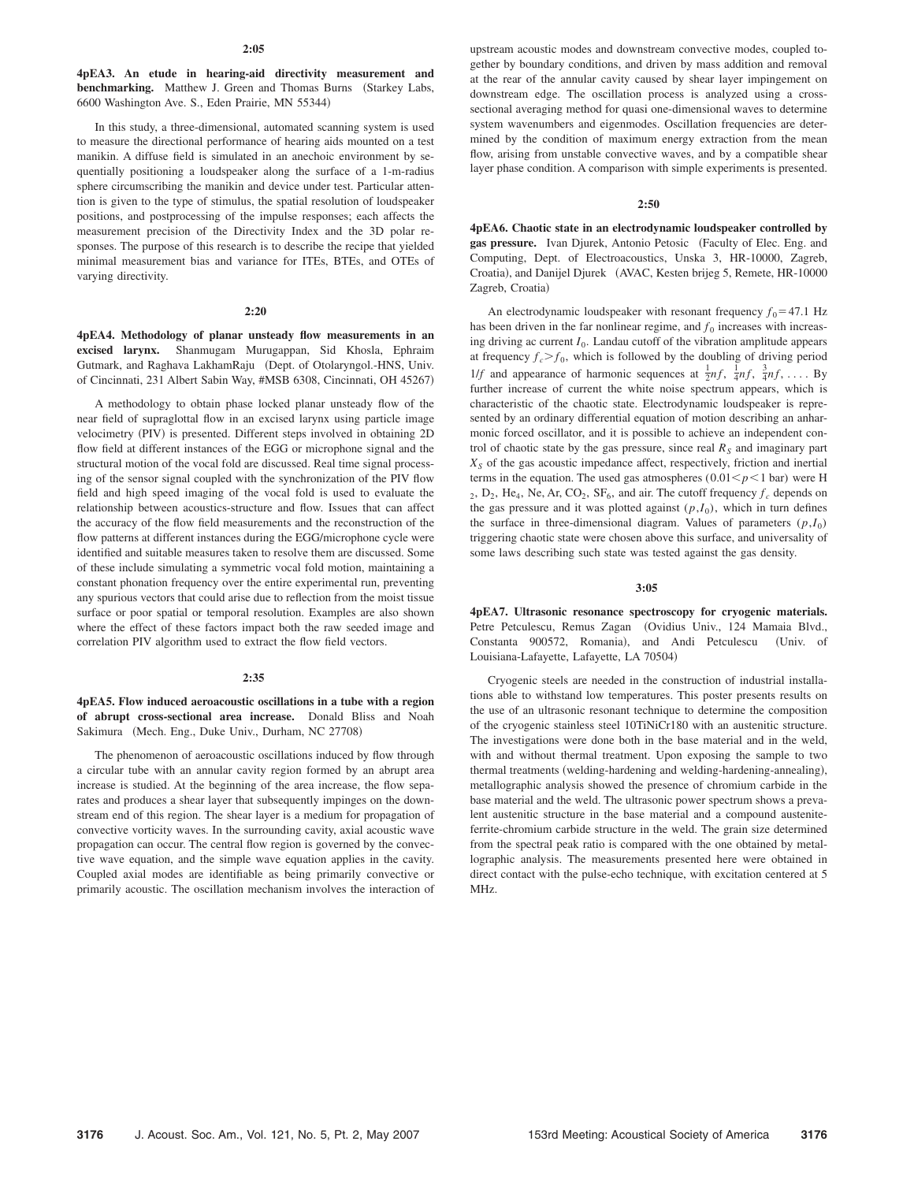**2:05**

**4pEA3. An etude in hearing-aid directivity measurement and benchmarking.** Matthew J. Green and Thomas Burns (Starkey Labs, 6600 Washington Ave. S., Eden Prairie, MN 55344)

In this study, a three-dimensional, automated scanning system is used to measure the directional performance of hearing aids mounted on a test manikin. A diffuse field is simulated in an anechoic environment by sequentially positioning a loudspeaker along the surface of a 1-m-radius sphere circumscribing the manikin and device under test. Particular attention is given to the type of stimulus, the spatial resolution of loudspeaker positions, and postprocessing of the impulse responses; each affects the measurement precision of the Directivity Index and the 3D polar responses. The purpose of this research is to describe the recipe that yielded minimal measurement bias and variance for ITEs, BTEs, and OTEs of varying directivity.

**2:20**

**4pEA4. Methodology of planar unsteady flow measurements in an excised larynx.** Shanmugam Murugappan, Sid Khosla, Ephraim Gutmark, and Raghava LakhamRaju (Dept. of Otolaryngol.-HNS, Univ. of Cincinnati, 231 Albert Sabin Way, #MSB 6308, Cincinnati, OH 45267)

A methodology to obtain phase locked planar unsteady flow of the near field of supraglottal flow in an excised larynx using particle image velocimetry (PIV) is presented. Different steps involved in obtaining 2D flow field at different instances of the EGG or microphone signal and the structural motion of the vocal fold are discussed. Real time signal processing of the sensor signal coupled with the synchronization of the PIV flow field and high speed imaging of the vocal fold is used to evaluate the relationship between acoustics-structure and flow. Issues that can affect the accuracy of the flow field measurements and the reconstruction of the flow patterns at different instances during the EGG/microphone cycle were identified and suitable measures taken to resolve them are discussed. Some of these include simulating a symmetric vocal fold motion, maintaining a constant phonation frequency over the entire experimental run, preventing any spurious vectors that could arise due to reflection from the moist tissue surface or poor spatial or temporal resolution. Examples are also shown where the effect of these factors impact both the raw seeded image and correlation PIV algorithm used to extract the flow field vectors.

**2:35**

**4pEA5. Flow induced aeroacoustic oscillations in a tube with a region of abrupt cross-sectional area increase.** Donald Bliss and Noah Sakimura (Mech. Eng., Duke Univ., Durham, NC 27708)

The phenomenon of aeroacoustic oscillations induced by flow through a circular tube with an annular cavity region formed by an abrupt area increase is studied. At the beginning of the area increase, the flow separates and produces a shear layer that subsequently impinges on the downstream end of this region. The shear layer is a medium for propagation of convective vorticity waves. In the surrounding cavity, axial acoustic wave propagation can occur. The central flow region is governed by the convective wave equation, and the simple wave equation applies in the cavity. Coupled axial modes are identifiable as being primarily convective or primarily acoustic. The oscillation mechanism involves the interaction of upstream acoustic modes and downstream convective modes, coupled together by boundary conditions, and driven by mass addition and removal at the rear of the annular cavity caused by shear layer impingement on downstream edge. The oscillation process is analyzed using a cross-sectional averaging method for quasi one-dimensional waves to determine system wavenumbers and eigenmodes. Oscillation frequencies are determined by the condition of maximum energy extraction from the mean flow, arising from unstable convective waves, and by a compatible shear layer phase condition. A comparison with simple experiments is presented.

**2:50**

**4pEA6. Chaotic state in an electrodynamic loudspeaker controlled by gas pressure.** Ivan Djurek, Antonio Petosic (Faculty of Elec. Eng. and Computing, Dept. of Electroacoustics, Unska 3, HR-10000, Zagreb, Croatia), and Danijel Djurek (AVAC, Kesten brijeg 5, Remete, HR-10000 Zagreb, Croatia)

An electrodynamic loudspeaker with resonant frequency $f_0 = 47.1$ Hz has been driven in the far nonlinear regime, and $f_0$ increases with increasing driving ac current $I_0$. Landau cutoff of the vibration amplitude appears at frequency $f_c > f_0$, which is followed by the doubling of driving period $1/f$ and appearance of harmonic sequences at $\frac{1}{2}nf$, $\frac{1}{4}nf$, $\frac{3}{4}nf, \ldots$. By further increase of current the white noise spectrum appears, which is characteristic of the chaotic state. Electrodynamic loudspeaker is represented by an ordinary differential equation of motion describing an anharmonic forced oscillator, and it is possible to achieve an independent control of chaotic state by the gas pressure, since real $R_S$ and imaginary part $X_S$ of the gas acoustic impedance affect, respectively, friction and inertial terms in the equation. The used gas atmospheres $(0.01 < p < 1$ bar$)$ were $H_2$, $D_2$, $He_4$, Ne, Ar, $CO_2$, $SF_6$, and air. The cutoff frequency $f_c$ depends on the gas pressure and it was plotted against $(p, I_0)$, which in turn defines the surface in three-dimensional diagram. Values of parameters $(p, I_0)$ triggering chaotic state were chosen above this surface, and universality of some laws describing such state was tested against the gas density.

**3:05**

**4pEA7. Ultrasonic resonance spectroscopy for cryogenic materials.** Petre Petculescu, Remus Zagan (Ovidius Univ., 124 Mamaia Blvd., Constanta 900572, Romania), and Andi Petculescu (Univ. of Louisiana-Lafayette, Lafayette, LA 70504)

Cryogenic steels are needed in the construction of industrial installations able to withstand low temperatures. This poster presents results on the use of an ultrasonic resonant technique to determine the composition of the cryogenic stainless steel 10TiNiCr180 with an austenitic structure. The investigations were done both in the base material and in the weld, with and without thermal treatment. Upon exposing the sample to two thermal treatments (welding-hardening and welding-hardening-annealing), metallographic analysis showed the presence of chromium carbide in the base material and the weld. The ultrasonic power spectrum shows a prevalent austenitic structure in the base material and a compound austenite-ferrite-chromium carbide structure in the weld. The grain size determined from the spectral peak ratio is compared with the one obtained by metallographic analysis. The measurements presented here were obtained in direct contact with the pulse-echo technique, with excitation centered at 5 MHz.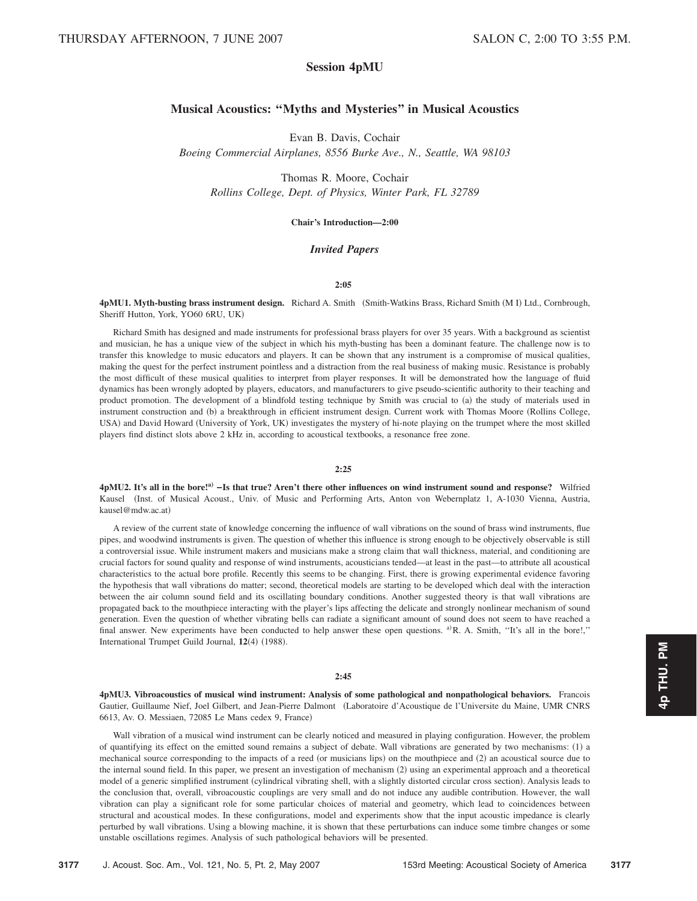THURSDAY AFTERNOON, 7 JUNE 2007 SALON C, 2:00 TO 3:55 P.M.

## Session 4pMU

## Musical Acoustics: "Myths and Mysteries" in Musical Acoustics

Evan B. Davis, Cochair
*Boeing Commercial Airplanes, 8556 Burke Ave., N., Seattle, WA 98103*

Thomas R. Moore, Cochair
*Rollins College, Dept. of Physics, Winter Park, FL 32789*

**Chair's Introduction—2:00**

### *Invited Papers*

**2:05**

**4pMU1. Myth-busting brass instrument design.** Richard A. Smith (Smith-Watkins Brass, Richard Smith (M I) Ltd., Cornbrough, Sheriff Hutton, York, YO60 6RU, UK)

Richard Smith has designed and made instruments for professional brass players for over 35 years. With a background as scientist and musician, he has a unique view of the subject in which his myth-busting has been a dominant feature. The challenge now is to transfer this knowledge to music educators and players. It can be shown that any instrument is a compromise of musical qualities, making the quest for the perfect instrument pointless and a distraction from the real business of making music. Resistance is probably the most difficult of these musical qualities to interpret from player responses. It will be demonstrated how the language of fluid dynamics has been wrongly adopted by players, educators, and manufacturers to give pseudo-scientific authority to their teaching and product promotion. The development of a blindfold testing technique by Smith was crucial to (a) the study of materials used in instrument construction and (b) a breakthrough in efficient instrument design. Current work with Thomas Moore (Rollins College, USA) and David Howard (University of York, UK) investigates the mystery of hi-note playing on the trumpet where the most skilled players find distinct slots above 2 kHz in, according to acoustical textbooks, a resonance free zone.

**2:25**

**4pMU2. It's all in the bore![a] —Is that true? Aren't there other influences on wind instrument sound and response?** Wilfried Kausel (Inst. of Musical Acoust., Univ. of Music and Performing Arts, Anton von Webernplatz 1, A-1030 Vienna, Austria, kausel@mdw.ac.at)

A review of the current state of knowledge concerning the influence of wall vibrations on the sound of brass wind instruments, flue pipes, and woodwind instruments is given. The question of whether this influence is strong enough to be objectively observable is still a controversial issue. While instrument makers and musicians make a strong claim that wall thickness, material, and conditioning are crucial factors for sound quality and response of wind instruments, acousticians tended—at least in the past—to attribute all acoustical characteristics to the actual bore profile. Recently this seems to be changing. First, there is growing experimental evidence favoring the hypothesis that wall vibrations do matter; second, theoretical models are starting to be developed which deal with the interaction between the air column sound field and its oscillating boundary conditions. Another suggested theory is that wall vibrations are propagated back to the mouthpiece interacting with the player's lips affecting the delicate and strongly nonlinear mechanism of sound generation. Even the question of whether vibrating bells can radiate a significant amount of sound does not seem to have reached a final answer. New experiments have been conducted to help answer these open questions. [a]R. A. Smith, "It's all in the bore!," International Trumpet Guild Journal, **12**(4) (1988).

**2:45**

**4pMU3. Vibroacoustics of musical wind instrument: Analysis of some pathological and nonpathological behaviors.** Francois Gautier, Guillaume Nief, Joel Gilbert, and Jean-Pierre Dalmont (Laboratoire d'Acoustique de l'Universite du Maine, UMR CNRS 6613, Av. O. Messiaen, 72085 Le Mans cedex 9, France)

Wall vibration of a musical wind instrument can be clearly noticed and measured in playing configuration. However, the problem of quantifying its effect on the emitted sound remains a subject of debate. Wall vibrations are generated by two mechanisms: (1) a mechanical source corresponding to the impacts of a reed (or musicians lips) on the mouthpiece and (2) an acoustical source due to the internal sound field. In this paper, we present an investigation of mechanism (2) using an experimental approach and a theoretical model of a generic simplified instrument (cylindrical vibrating shell, with a slightly distorted circular cross section). Analysis leads to the conclusion that, overall, vibroacoustic couplings are very small and do not induce any audible contribution. However, the wall vibration can play a significant role for some particular choices of material and geometry, which lead to coincidences between structural and acoustical modes. In these configurations, model and experiments show that the input acoustic impedance is clearly perturbed by wall vibrations. Using a blowing machine, it is shown that these perturbations can induce some timbre changes or some unstable oscillations regimes. Analysis of such pathological behaviors will be presented.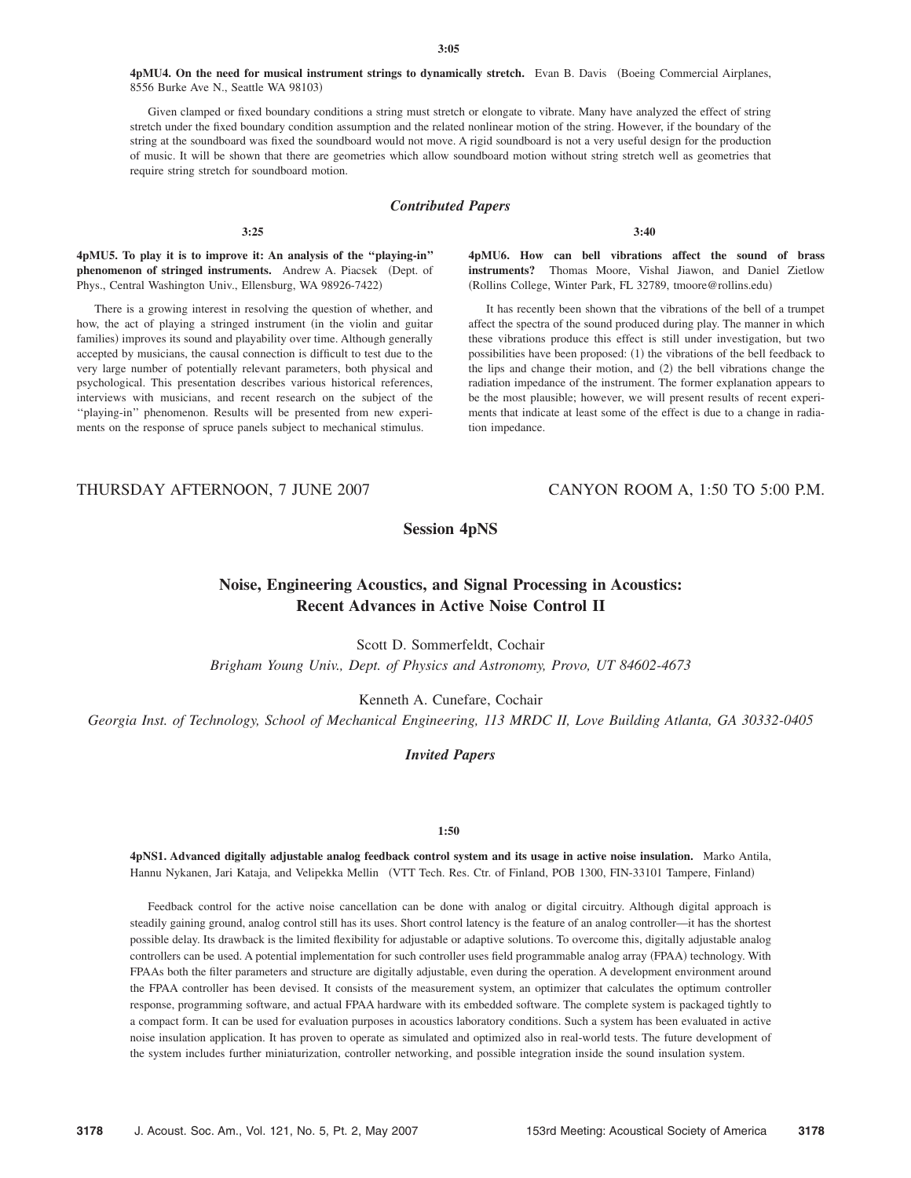**3:05**

**4pMU4. On the need for musical instrument strings to dynamically stretch.** Evan B. Davis (Boeing Commercial Airplanes, 8556 Burke Ave N., Seattle WA 98103)

Given clamped or fixed boundary conditions a string must stretch or elongate to vibrate. Many have analyzed the effect of string stretch under the fixed boundary condition assumption and the related nonlinear motion of the string. However, if the boundary of the string at the soundboard was fixed the soundboard would not move. A rigid soundboard is not a very useful design for the production of music. It will be shown that there are geometries which allow soundboard motion without string stretch well as geometries that require string stretch for soundboard motion.

### *Contributed Papers*

**3:25**

**4pMU5. To play it is to improve it: An analysis of the "playing-in" phenomenon of stringed instruments.** Andrew A. Piacsek (Dept. of Phys., Central Washington Univ., Ellensburg, WA 98926-7422)

There is a growing interest in resolving the question of whether, and how, the act of playing a stringed instrument (in the violin and guitar families) improves its sound and playability over time. Although generally accepted by musicians, the causal connection is difficult to test due to the very large number of potentially relevant parameters, both physical and psychological. This presentation describes various historical references, interviews with musicians, and recent research on the subject of the "playing-in" phenomenon. Results will be presented from new experiments on the response of spruce panels subject to mechanical stimulus.

**3:40**

**4pMU6. How can bell vibrations affect the sound of brass instruments?** Thomas Moore, Vishal Jiawon, and Daniel Zietlow (Rollins College, Winter Park, FL 32789, tmoore@rollins.edu)

It has recently been shown that the vibrations of the bell of a trumpet affect the spectra of the sound produced during play. The manner in which these vibrations produce this effect is still under investigation, but two possibilities have been proposed: (1) the vibrations of the bell feedback to the lips and change their motion, and (2) the bell vibrations change the radiation impedance of the instrument. The former explanation appears to be the most plausible; however, we will present results of recent experiments that indicate at least some of the effect is due to a change in radiation impedance.

THURSDAY AFTERNOON, 7 JUNE 2007 — CANYON ROOM A, 1:50 TO 5:00 P.M.

## Session 4pNS

## Noise, Engineering Acoustics, and Signal Processing in Acoustics: Recent Advances in Active Noise Control II

Scott D. Sommerfeldt, Cochair
*Brigham Young Univ., Dept. of Physics and Astronomy, Provo, UT 84602-4673*

Kenneth A. Cunefare, Cochair
*Georgia Inst. of Technology, School of Mechanical Engineering, 113 MRDC II, Love Building Atlanta, GA 30332-0405*

### *Invited Papers*

**1:50**

**4pNS1. Advanced digitally adjustable analog feedback control system and its usage in active noise insulation.** Marko Antila, Hannu Nykanen, Jari Kataja, and Velipekka Mellin (VTT Tech. Res. Ctr. of Finland, POB 1300, FIN-33101 Tampere, Finland)

Feedback control for the active noise cancellation can be done with analog or digital circuitry. Although digital approach is steadily gaining ground, analog control still has its uses. Short control latency is the feature of an analog controller—it has the shortest possible delay. Its drawback is the limited flexibility for adjustable or adaptive solutions. To overcome this, digitally adjustable analog controllers can be used. A potential implementation for such controller uses field programmable analog array (FPAA) technology. With FPAAs both the filter parameters and structure are digitally adjustable, even during the operation. A development environment around the FPAA controller has been devised. It consists of the measurement system, an optimizer that calculates the optimum controller response, programming software, and actual FPAA hardware with its embedded software. The complete system is packaged tightly to a compact form. It can be used for evaluation purposes in acoustics laboratory conditions. Such a system has been evaluated in active noise insulation application. It has proven to operate as simulated and optimized also in real-world tests. The future development of the system includes further miniaturization, controller networking, and possible integration inside the sound insulation system.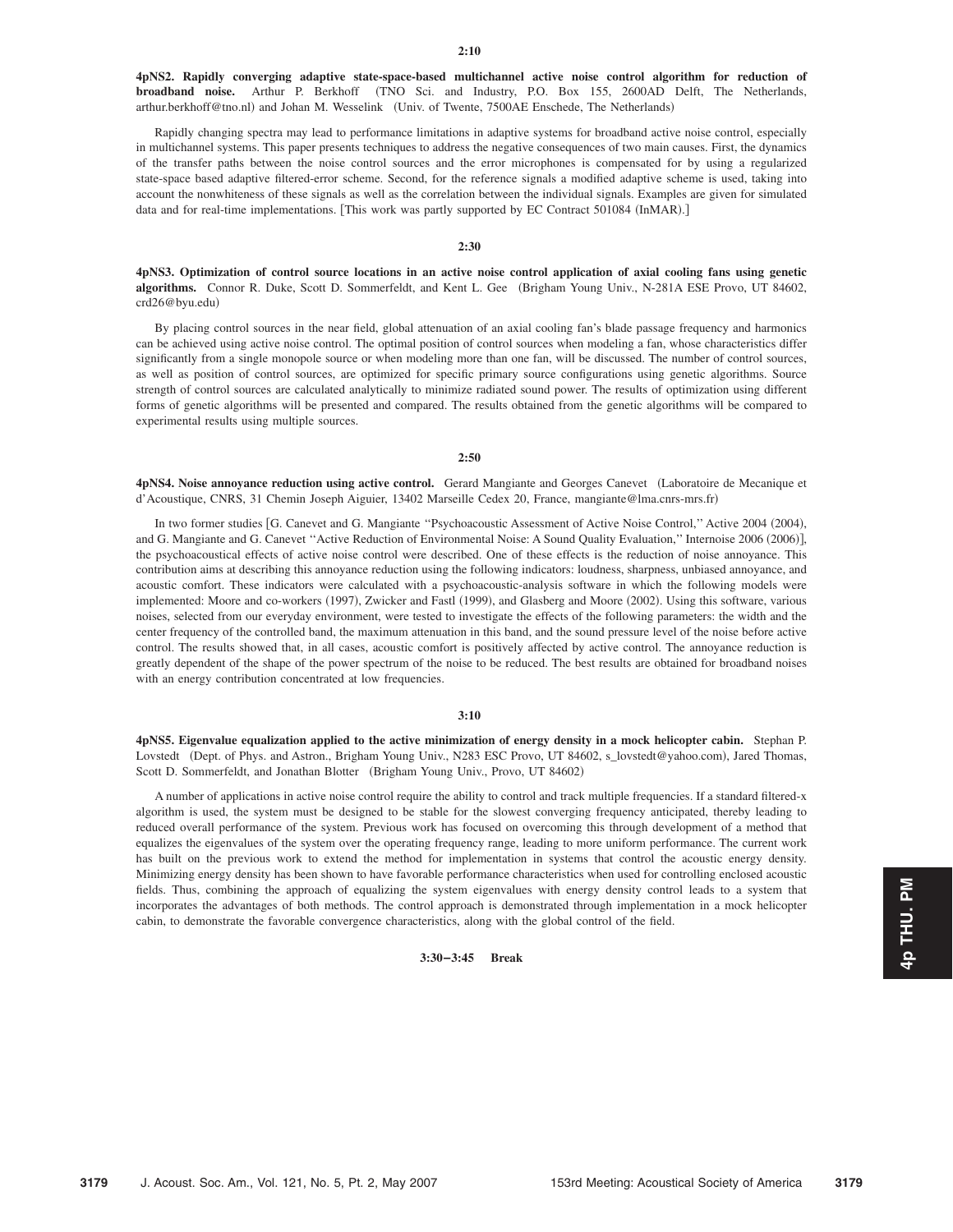**2:10**

**4pNS2. Rapidly converging adaptive state-space-based multichannel active noise control algorithm for reduction of broadband noise.** Arthur P. Berkhoff (TNO Sci. and Industry, P.O. Box 155, 2600AD Delft, The Netherlands, arthur.berkhoff@tno.nl) and Johan M. Wesselink (Univ. of Twente, 7500AE Enschede, The Netherlands)

Rapidly changing spectra may lead to performance limitations in adaptive systems for broadband active noise control, especially in multichannel systems. This paper presents techniques to address the negative consequences of two main causes. First, the dynamics of the transfer paths between the noise control sources and the error microphones is compensated for by using a regularized state-space based adaptive filtered-error scheme. Second, for the reference signals a modified adaptive scheme is used, taking into account the nonwhiteness of these signals as well as the correlation between the individual signals. Examples are given for simulated data and for real-time implementations. [This work was partly supported by EC Contract 501084 (InMAR).]

**2:30**

**4pNS3. Optimization of control source locations in an active noise control application of axial cooling fans using genetic algorithms.** Connor R. Duke, Scott D. Sommerfeldt, and Kent L. Gee (Brigham Young Univ., N-281A ESE Provo, UT 84602, crd26@byu.edu)

By placing control sources in the near field, global attenuation of an axial cooling fan's blade passage frequency and harmonics can be achieved using active noise control. The optimal position of control sources when modeling a fan, whose characteristics differ significantly from a single monopole source or when modeling more than one fan, will be discussed. The number of control sources, as well as position of control sources, are optimized for specific primary source configurations using genetic algorithms. Source strength of control sources are calculated analytically to minimize radiated sound power. The results of optimization using different forms of genetic algorithms will be presented and compared. The results obtained from the genetic algorithms will be compared to experimental results using multiple sources.

**2:50**

**4pNS4. Noise annoyance reduction using active control.** Gerard Mangiante and Georges Canevet (Laboratoire de Mecanique et d'Acoustique, CNRS, 31 Chemin Joseph Aiguier, 13402 Marseille Cedex 20, France, mangiante@lma.cnrs-mrs.fr)

In two former studies [G. Canevet and G. Mangiante "Psychoacoustic Assessment of Active Noise Control," Active 2004 (2004), and G. Mangiante and G. Canevet "Active Reduction of Environmental Noise: A Sound Quality Evaluation," Internoise 2006 (2006)], the psychoacoustical effects of active noise control were described. One of these effects is the reduction of noise annoyance. This contribution aims at describing this annoyance reduction using the following indicators: loudness, sharpness, unbiased annoyance, and acoustic comfort. These indicators were calculated with a psychoacoustic-analysis software in which the following models were implemented: Moore and co-workers (1997), Zwicker and Fastl (1999), and Glasberg and Moore (2002). Using this software, various noises, selected from our everyday environment, were tested to investigate the effects of the following parameters: the width and the center frequency of the controlled band, the maximum attenuation in this band, and the sound pressure level of the noise before active control. The results showed that, in all cases, acoustic comfort is positively affected by active control. The annoyance reduction is greatly dependent of the shape of the power spectrum of the noise to be reduced. The best results are obtained for broadband noises with an energy contribution concentrated at low frequencies.

**3:10**

**4pNS5. Eigenvalue equalization applied to the active minimization of energy density in a mock helicopter cabin.** Stephan P. Lovstedt (Dept. of Phys. and Astron., Brigham Young Univ., N283 ESC Provo, UT 84602, s_lovstedt@yahoo.com), Jared Thomas, Scott D. Sommerfeldt, and Jonathan Blotter (Brigham Young Univ., Provo, UT 84602)

A number of applications in active noise control require the ability to control and track multiple frequencies. If a standard filtered-x algorithm is used, the system must be designed to be stable for the slowest converging frequency anticipated, thereby leading to reduced overall performance of the system. Previous work has focused on overcoming this through development of a method that equalizes the eigenvalues of the system over the operating frequency range, leading to more uniform performance. The current work has built on the previous work to extend the method for implementation in systems that control the acoustic energy density. Minimizing energy density has been shown to have favorable performance characteristics when used for controlling enclosed acoustic fields. Thus, combining the approach of equalizing the system eigenvalues with energy density control leads to a system that incorporates the advantages of both methods. The control approach is demonstrated through implementation in a mock helicopter cabin, to demonstrate the favorable convergence characteristics, along with the global control of the field.

**3:30–3:45 Break**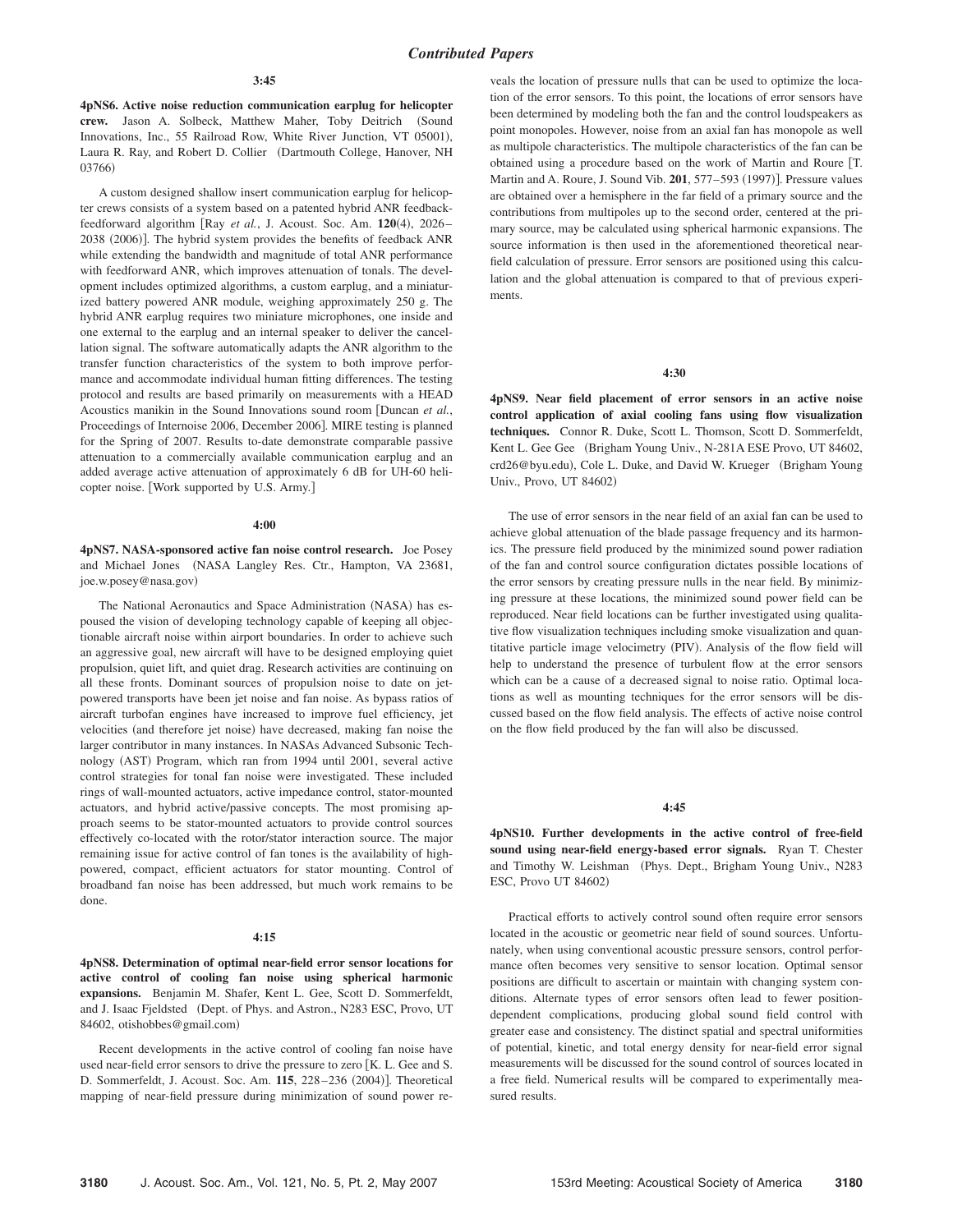## Contributed Papers

**3:45**

**4pNS6. Active noise reduction communication earplug for helicopter crew.** Jason A. Solbeck, Matthew Maher, Toby Deitrich (Sound Innovations, Inc., 55 Railroad Row, White River Junction, VT 05001), Laura R. Ray, and Robert D. Collier (Dartmouth College, Hanover, NH 03766)

A custom designed shallow insert communication earplug for helicopter crews consists of a system based on a patented hybrid ANR feedback-feedforward algorithm [Ray *et al.*, J. Acoust. Soc. Am. **120**(4), 2026–2038 (2006)]. The hybrid system provides the benefits of feedback ANR while extending the bandwidth and magnitude of total ANR performance with feedforward ANR, which improves attenuation of tonals. The development includes optimized algorithms, a custom earplug, and a miniaturized battery powered ANR module, weighing approximately 250 g. The hybrid ANR earplug requires two miniature microphones, one inside and one external to the earplug and an internal speaker to deliver the cancellation signal. The software automatically adapts the ANR algorithm to the transfer function characteristics of the system to both improve performance and accommodate individual human fitting differences. The testing protocol and results are based primarily on measurements with a HEAD Acoustics manikin in the Sound Innovations sound room [Duncan *et al.*, Proceedings of Internoise 2006, December 2006]. MIRE testing is planned for the Spring of 2007. Results to-date demonstrate comparable passive attenuation to a commercially available communication earplug and an added average active attenuation of approximately 6 dB for UH-60 helicopter noise. [Work supported by U.S. Army.]

**4:00**

**4pNS7. NASA-sponsored active fan noise control research.** Joe Posey and Michael Jones (NASA Langley Res. Ctr., Hampton, VA 23681, joe.w.posey@nasa.gov)

The National Aeronautics and Space Administration (NASA) has espoused the vision of developing technology capable of keeping all objectionable aircraft noise within airport boundaries. In order to achieve such an aggressive goal, new aircraft will have to be designed employing quiet propulsion, quiet lift, and quiet drag. Research activities are continuing on all these fronts. Dominant sources of propulsion noise to date on jet-powered transports have been jet noise and fan noise. As bypass ratios of aircraft turbofan engines have increased to improve fuel efficiency, jet velocities (and therefore jet noise) have decreased, making fan noise the larger contributor in many instances. In NASAs Advanced Subsonic Technology (AST) Program, which ran from 1994 until 2001, several active control strategies for tonal fan noise were investigated. These included rings of wall-mounted actuators, active impedance control, stator-mounted actuators, and hybrid active/passive concepts. The most promising approach seems to be stator-mounted actuators to provide control sources effectively co-located with the rotor/stator interaction source. The major remaining issue for active control of fan tones is the availability of high-powered, compact, efficient actuators for stator mounting. Control of broadband fan noise has been addressed, but much work remains to be done.

**4:15**

**4pNS8. Determination of optimal near-field error sensor locations for active control of cooling fan noise using spherical harmonic expansions.** Benjamin M. Shafer, Kent L. Gee, Scott D. Sommerfeldt, and J. Isaac Fjeldsted (Dept. of Phys. and Astron., N283 ESC, Provo, UT 84602, otishobbes@gmail.com)

Recent developments in the active control of cooling fan noise have used near-field error sensors to drive the pressure to zero [K. L. Gee and S. D. Sommerfeldt, J. Acoust. Soc. Am. **115**, 228–236 (2004)]. Theoretical mapping of near-field pressure during minimization of sound power reveals the location of pressure nulls that can be used to optimize the location of the error sensors. To this point, the locations of error sensors have been determined by modeling both the fan and the control loudspeakers as point monopoles. However, noise from an axial fan has monopole as well as multipole characteristics. The multipole characteristics of the fan can be obtained using a procedure based on the work of Martin and Roure [T. Martin and A. Roure, J. Sound Vib. **201**, 577–593 (1997)]. Pressure values are obtained over a hemisphere in the far field of a primary source and the contributions from multipoles up to the second order, centered at the primary source, may be calculated using spherical harmonic expansions. The source information is then used in the aforementioned theoretical near-field calculation of pressure. Error sensors are positioned using this calculation and the global attenuation is compared to that of previous experiments.

**4:30**

**4pNS9. Near field placement of error sensors in an active noise control application of axial cooling fans using flow visualization techniques.** Connor R. Duke, Scott L. Thomson, Scott D. Sommerfeldt, Kent L. Gee Gee (Brigham Young Univ., N-281A ESE Provo, UT 84602, crd26@byu.edu), Cole L. Duke, and David W. Krueger (Brigham Young Univ., Provo, UT 84602)

The use of error sensors in the near field of an axial fan can be used to achieve global attenuation of the blade passage frequency and its harmonics. The pressure field produced by the minimized sound power radiation of the fan and control source configuration dictates possible locations of the error sensors by creating pressure nulls in the near field. By minimizing pressure at these locations, the minimized sound power field can be reproduced. Near field locations can be further investigated using qualitative flow visualization techniques including smoke visualization and quantitative particle image velocimetry (PIV). Analysis of the flow field will help to understand the presence of turbulent flow at the error sensors which can be a cause of a decreased signal to noise ratio. Optimal locations as well as mounting techniques for the error sensors will be discussed based on the flow field analysis. The effects of active noise control on the flow field produced by the fan will also be discussed.

**4:45**

**4pNS10. Further developments in the active control of free-field sound using near-field energy-based error signals.** Ryan T. Chester and Timothy W. Leishman (Phys. Dept., Brigham Young Univ., N283 ESC, Provo UT 84602)

Practical efforts to actively control sound often require error sensors located in the acoustic or geometric near field of sound sources. Unfortunately, when using conventional acoustic pressure sensors, control performance often becomes very sensitive to sensor location. Optimal sensor positions are difficult to ascertain or maintain with changing system conditions. Alternate types of error sensors often lead to fewer position-dependent complications, producing global sound field control with greater ease and consistency. The distinct spatial and spectral uniformities of potential, kinetic, and total energy density for near-field error signal measurements will be discussed for the sound control of sources located in a free field. Numerical results will be compared to experimentally measured results.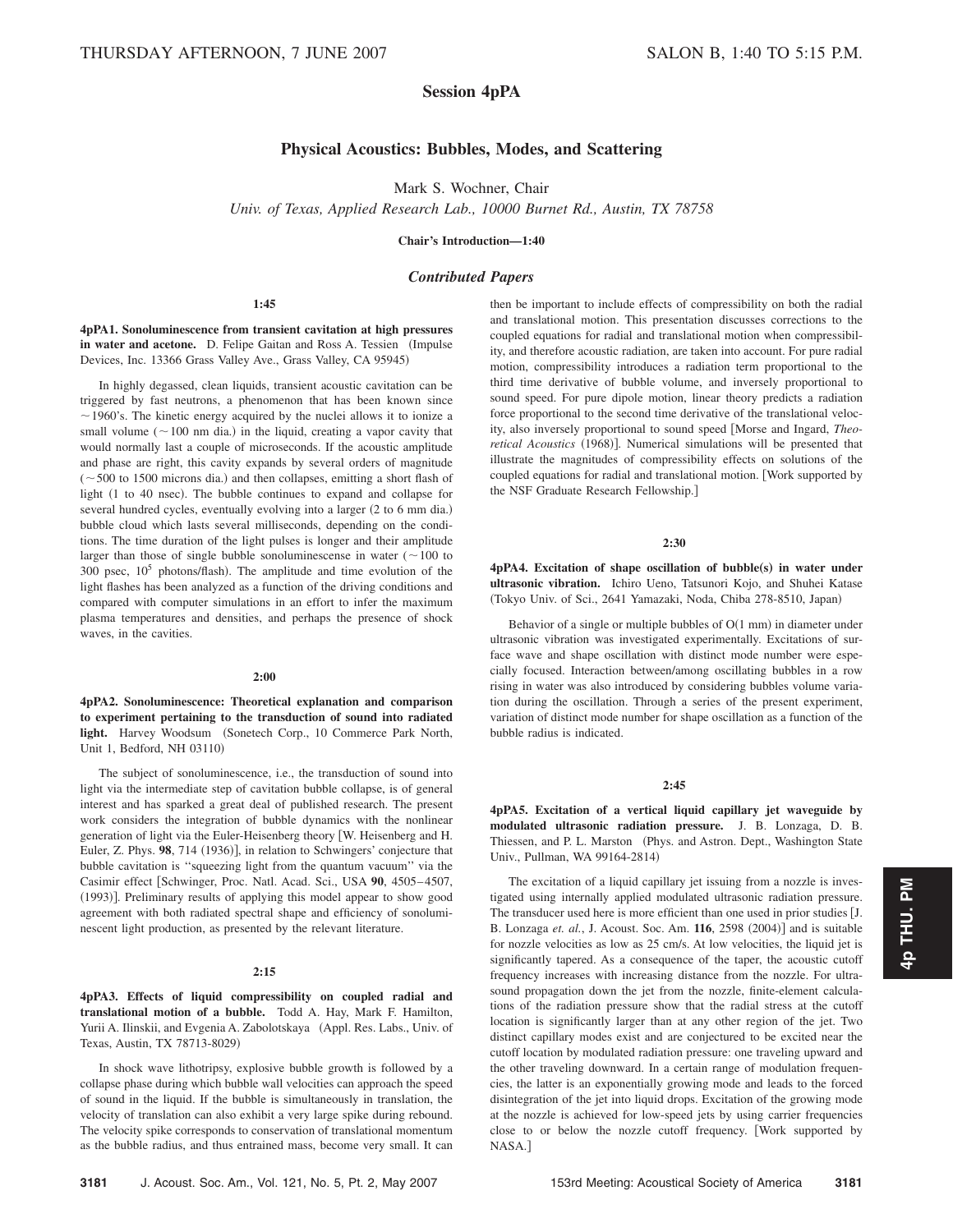THURSDAY AFTERNOON, 7 JUNE 2007 SALON B, 1:40 TO 5:15 P.M.

# Session 4pPA

## Physical Acoustics: Bubbles, Modes, and Scattering

Mark S. Wochner, Chair

*Univ. of Texas, Applied Research Lab., 10000 Burnet Rd., Austin, TX 78758*

**Chair's Introduction—1:40**

### *Contributed Papers*

**1:45**

**4pPA1. Sonoluminescence from transient cavitation at high pressures in water and acetone.** D. Felipe Gaitan and Ross A. Tessien (Impulse Devices, Inc. 13366 Grass Valley Ave., Grass Valley, CA 95945)

In highly degassed, clean liquids, transient acoustic cavitation can be triggered by fast neutrons, a phenomenon that has been known since ~1960's. The kinetic energy acquired by the nuclei allows it to ionize a small volume (~100 nm dia.) in the liquid, creating a vapor cavity that would normally last a couple of microseconds. If the acoustic amplitude and phase are right, this cavity expands by several orders of magnitude (~500 to 1500 microns dia.) and then collapses, emitting a short flash of light (1 to 40 nsec). The bubble continues to expand and collapse for several hundred cycles, eventually evolving into a larger (2 to 6 mm dia.) bubble cloud which lasts several milliseconds, depending on the conditions. The time duration of the light pulses is longer and their amplitude larger than those of single bubble sonoluminescense in water (~100 to 300 psec, $10^5$ photons/flash). The amplitude and time evolution of the light flashes has been analyzed as a function of the driving conditions and compared with computer simulations in an effort to infer the maximum plasma temperatures and densities, and perhaps the presence of shock waves, in the cavities.

**2:00**

**4pPA2. Sonoluminescence: Theoretical explanation and comparison to experiment pertaining to the transduction of sound into radiated light.** Harvey Woodsum (Sonetech Corp., 10 Commerce Park North, Unit 1, Bedford, NH 03110)

The subject of sonoluminescence, i.e., the transduction of sound into light via the intermediate step of cavitation bubble collapse, is of general interest and has sparked a great deal of published research. The present work considers the integration of bubble dynamics with the nonlinear generation of light via the Euler-Heisenberg theory [W. Heisenberg and H. Euler, Z. Phys. **98**, 714 (1936)], in relation to Schwingers' conjecture that bubble cavitation is ''squeezing light from the quantum vacuum'' via the Casimir effect [Schwinger, Proc. Natl. Acad. Sci., USA **90**, 4505–4507, (1993)]. Preliminary results of applying this model appear to show good agreement with both radiated spectral shape and efficiency of sonoluminescent light production, as presented by the relevant literature.

**2:15**

**4pPA3. Effects of liquid compressibility on coupled radial and translational motion of a bubble.** Todd A. Hay, Mark F. Hamilton, Yurii A. Ilinskii, and Evgenia A. Zabolotskaya (Appl. Res. Labs., Univ. of Texas, Austin, TX 78713-8029)

In shock wave lithotripsy, explosive bubble growth is followed by a collapse phase during which bubble wall velocities can approach the speed of sound in the liquid. If the bubble is simultaneously in translation, the velocity of translation can also exhibit a very large spike during rebound. The velocity spike corresponds to conservation of translational momentum as the bubble radius, and thus entrained mass, become very small. It can then be important to include effects of compressibility on both the radial and translational motion. This presentation discusses corrections to the coupled equations for radial and translational motion when compressibility, and therefore acoustic radiation, are taken into account. For pure radial motion, compressibility introduces a radiation term proportional to the third time derivative of bubble volume, and inversely proportional to sound speed. For pure dipole motion, linear theory predicts a radiation force proportional to the second time derivative of the translational velocity, also inversely proportional to sound speed [Morse and Ingard, *Theoretical Acoustics* (1968)]. Numerical simulations will be presented that illustrate the magnitudes of compressibility effects on solutions of the coupled equations for radial and translational motion. [Work supported by the NSF Graduate Research Fellowship.]

**2:30**

**4pPA4. Excitation of shape oscillation of bubble(s) in water under ultrasonic vibration.** Ichiro Ueno, Tatsunori Kojo, and Shuhei Katase (Tokyo Univ. of Sci., 2641 Yamazaki, Noda, Chiba 278-8510, Japan)

Behavior of a single or multiple bubbles of O(1 mm) in diameter under ultrasonic vibration was investigated experimentally. Excitations of surface wave and shape oscillation with distinct mode number were especially focused. Interaction between/among oscillating bubbles in a row rising in water was also introduced by considering bubbles volume variation during the oscillation. Through a series of the present experiment, variation of distinct mode number for shape oscillation as a function of the bubble radius is indicated.

**2:45**

**4pPA5. Excitation of a vertical liquid capillary jet waveguide by modulated ultrasonic radiation pressure.** J. B. Lonzaga, D. B. Thiessen, and P. L. Marston (Phys. and Astron. Dept., Washington State Univ., Pullman, WA 99164-2814)

The excitation of a liquid capillary jet issuing from a nozzle is investigated using internally applied modulated ultrasonic radiation pressure. The transducer used here is more efficient than one used in prior studies [J. B. Lonzaga *et al.*, J. Acoust. Soc. Am. **116**, 2598 (2004)] and is suitable for nozzle velocities as low as 25 cm/s. At low velocities, the liquid jet is significantly tapered. As a consequence of the taper, the acoustic cutoff frequency increases with increasing distance from the nozzle. For ultrasound propagation down the jet from the nozzle, finite-element calculations of the radiation pressure show that the radial stress at the cutoff location is significantly larger than at any other region of the jet. Two distinct capillary modes exist and are conjectured to be excited near the cutoff location by modulated radiation pressure: one traveling upward and the other traveling downward. In a certain range of modulation frequencies, the latter is an exponentially growing mode and leads to the forced disintegration of the jet into liquid drops. Excitation of the growing mode at the nozzle is achieved for low-speed jets by using carrier frequencies close to or below the nozzle cutoff frequency. [Work supported by NASA.]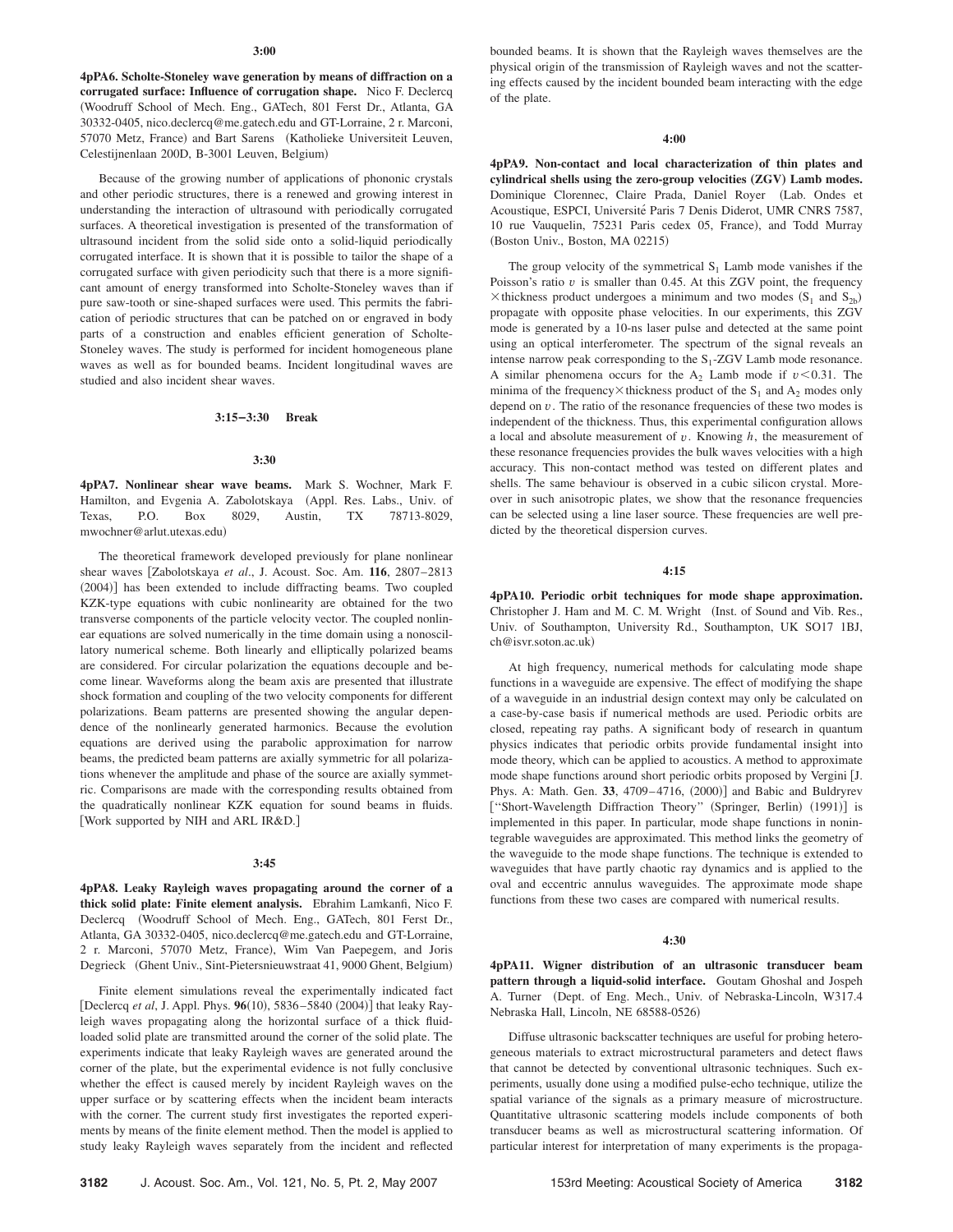**3:00**

**4pPA6. Scholte-Stoneley wave generation by means of diffraction on a corrugated surface: Influence of corrugation shape.** Nico F. Declercq (Woodruff School of Mech. Eng., GATech, 801 Ferst Dr., Atlanta, GA 30332-0405, nico.declercq@me.gatech.edu and GT-Lorraine, 2 r. Marconi, 57070 Metz, France) and Bart Sarens (Katholieke Universiteit Leuven, Celestijnenlaan 200D, B-3001 Leuven, Belgium)

Because of the growing number of applications of phononic crystals and other periodic structures, there is a renewed and growing interest in understanding the interaction of ultrasound with periodically corrugated surfaces. A theoretical investigation is presented of the transformation of ultrasound incident from the solid side onto a solid-liquid periodically corrugated interface. It is shown that it is possible to tailor the shape of a corrugated surface with given periodicity such that there is a more significant amount of energy transformed into Scholte-Stoneley waves than if pure saw-tooth or sine-shaped surfaces were used. This permits the fabrication of periodic structures that can be patched on or engraved in body parts of a construction and enables efficient generation of Scholte-Stoneley waves. The study is performed for incident homogeneous plane waves as well as for bounded beams. Incident longitudinal waves are studied and also incident shear waves.

**3:15–3:30 Break**

**3:30**

**4pPA7. Nonlinear shear wave beams.** Mark S. Wochner, Mark F. Hamilton, and Evgenia A. Zabolotskaya (Appl. Res. Labs., Univ. of Texas, P.O. Box 8029, Austin, TX 78713-8029, mwochner@arlut.utexas.edu)

The theoretical framework developed previously for plane nonlinear shear waves [Zabolotskaya *et al*., J. Acoust. Soc. Am. **116**, 2807–2813 (2004)] has been extended to include diffracting beams. Two coupled KZK-type equations with cubic nonlinearity are obtained for the two transverse components of the particle velocity vector. The coupled nonlinear equations are solved numerically in the time domain using a nonoscillatory numerical scheme. Both linearly and elliptically polarized beams are considered. For circular polarization the equations decouple and become linear. Waveforms along the beam axis are presented that illustrate shock formation and coupling of the two velocity components for different polarizations. Beam patterns are presented showing the angular dependence of the nonlinearly generated harmonics. Because the evolution equations are derived using the parabolic approximation for narrow beams, the predicted beam patterns are axially symmetric for all polarizations whenever the amplitude and phase of the source are axially symmetric. Comparisons are made with the corresponding results obtained from the quadratically nonlinear KZK equation for sound beams in fluids. [Work supported by NIH and ARL IR&D.]

**3:45**

**4pPA8. Leaky Rayleigh waves propagating around the corner of a thick solid plate: Finite element analysis.** Ebrahim Lamkanfi, Nico F. Declercq (Woodruff School of Mech. Eng., GATech, 801 Ferst Dr., Atlanta, GA 30332-0405, nico.declercq@me.gatech.edu and GT-Lorraine, 2 r. Marconi, 57070 Metz, France), Wim Van Paepegem, and Joris Degrieck (Ghent Univ., Sint-Pietersnieuwstraat 41, 9000 Ghent, Belgium)

Finite element simulations reveal the experimentally indicated fact [Declercq *et al*, J. Appl. Phys. **96**(10), 5836–5840 (2004)] that leaky Rayleigh waves propagating along the horizontal surface of a thick fluid-loaded solid plate are transmitted around the corner of the solid plate. The experiments indicate that leaky Rayleigh waves are generated around the corner of the plate, but the experimental evidence is not fully conclusive whether the effect is caused merely by incident Rayleigh waves on the upper surface or by scattering effects when the incident beam interacts with the corner. The current study first investigates the reported experiments by means of the finite element method. Then the model is applied to study leaky Rayleigh waves separately from the incident and reflected bounded beams. It is shown that the Rayleigh waves themselves are the physical origin of the transmission of Rayleigh waves and not the scattering effects caused by the incident bounded beam interacting with the edge of the plate.

**4:00**

**4pPA9. Non-contact and local characterization of thin plates and cylindrical shells using the zero-group velocities (ZGV) Lamb modes.** Dominique Clorennec, Claire Prada, Daniel Royer (Lab. Ondes et Acoustique, ESPCI, Université Paris 7 Denis Diderot, UMR CNRS 7587, 10 rue Vauquelin, 75231 Paris cedex 05, France), and Todd Murray (Boston Univ., Boston, MA 02215)

The group velocity of the symmetrical $S_1$ Lamb mode vanishes if the Poisson's ratio $v$ is smaller than 0.45. At this ZGV point, the frequency $\times$thickness product undergoes a minimum and two modes ($S_1$ and $S_{2b}$) propagate with opposite phase velocities. In our experiments, this ZGV mode is generated by a 10-ns laser pulse and detected at the same point using an optical interferometer. The spectrum of the signal reveals an intense narrow peak corresponding to the $S_1$-ZGV Lamb mode resonance. A similar phenomena occurs for the $A_2$ Lamb mode if $v<0.31$. The minima of the frequency$\times$thickness product of the $S_1$ and $A_2$ modes only depend on $v$. The ratio of the resonance frequencies of these two modes is independent of the thickness. Thus, this experimental configuration allows a local and absolute measurement of $v$. Knowing $h$, the measurement of these resonance frequencies provides the bulk waves velocities with a high accuracy. This non-contact method was tested on different plates and shells. The same behaviour is observed in a cubic silicon crystal. Moreover in such anisotropic plates, we show that the resonance frequencies can be selected using a line laser source. These frequencies are well predicted by the theoretical dispersion curves.

**4:15**

**4pPA10. Periodic orbit techniques for mode shape approximation.** Christopher J. Ham and M. C. M. Wright (Inst. of Sound and Vib. Res., Univ. of Southampton, University Rd., Southampton, UK SO17 1BJ, ch@isvr.soton.ac.uk)

At high frequency, numerical methods for calculating mode shape functions in a waveguide are expensive. The effect of modifying the shape of a waveguide in an industrial design context may only be calculated on a case-by-case basis if numerical methods are used. Periodic orbits are closed, repeating ray paths. A significant body of research in quantum physics indicates that periodic orbits provide fundamental insight into mode theory, which can be applied to acoustics. A method to approximate mode shape functions around short periodic orbits proposed by Vergini [J. Phys. A: Math. Gen. **33**, 4709–4716, (2000)] and Babic and Buldryrev ["Short-Wavelength Diffraction Theory" (Springer, Berlin) (1991)] is implemented in this paper. In particular, mode shape functions in nonintegrable waveguides are approximated. This method links the geometry of the waveguide to the mode shape functions. The technique is extended to waveguides that have partly chaotic ray dynamics and is applied to the oval and eccentric annulus waveguides. The approximate mode shape functions from these two cases are compared with numerical results.

**4:30**

**4pPA11. Wigner distribution of an ultrasonic transducer beam pattern through a liquid-solid interface.** Goutam Ghoshal and Jospeh A. Turner (Dept. of Eng. Mech., Univ. of Nebraska-Lincoln, W317.4 Nebraska Hall, Lincoln, NE 68588-0526)

Diffuse ultrasonic backscatter techniques are useful for probing heterogeneous materials to extract microstructural parameters and detect flaws that cannot be detected by conventional ultrasonic techniques. Such experiments, usually done using a modified pulse-echo technique, utilize the spatial variance of the signals as a primary measure of microstructure. Quantitative ultrasonic scattering models include components of both transducer beams as well as microstructural scattering information. Of particular interest for interpretation of many experiments is the propaga-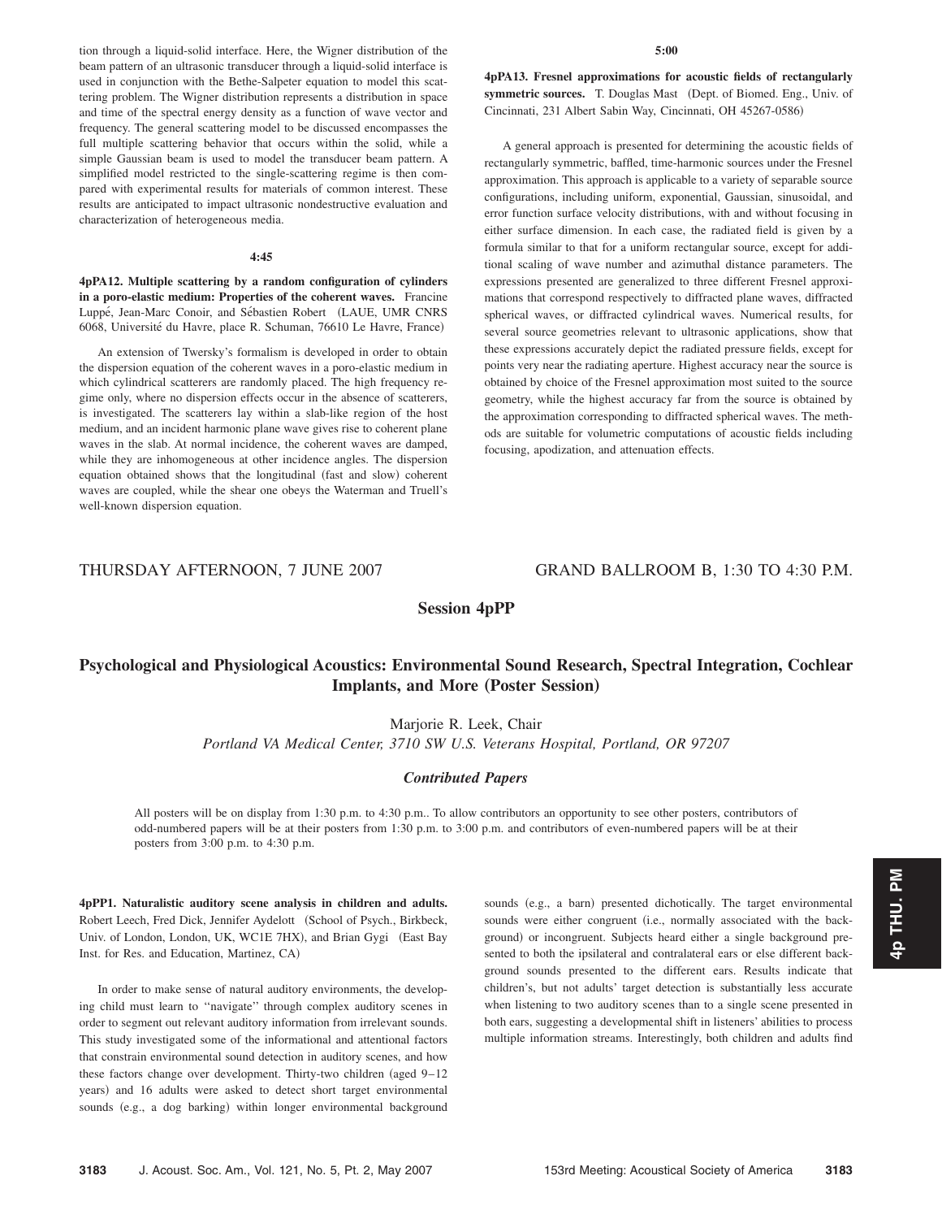tion through a liquid-solid interface. Here, the Wigner distribution of the beam pattern of an ultrasonic transducer through a liquid-solid interface is used in conjunction with the Bethe-Salpeter equation to model this scattering problem. The Wigner distribution represents a distribution in space and time of the spectral energy density as a function of wave vector and frequency. The general scattering model to be discussed encompasses the full multiple scattering behavior that occurs within the solid, while a simple Gaussian beam is used to model the transducer beam pattern. A simplified model restricted to the single-scattering regime is then compared with experimental results for materials of common interest. These results are anticipated to impact ultrasonic nondestructive evaluation and characterization of heterogeneous media.

**4:45**

**4pPA12. Multiple scattering by a random configuration of cylinders in a poro-elastic medium: Properties of the coherent waves.** Francine Luppé, Jean-Marc Conoir, and Sébastien Robert (LAUE, UMR CNRS 6068, Université du Havre, place R. Schuman, 76610 Le Havre, France)

An extension of Twersky's formalism is developed in order to obtain the dispersion equation of the coherent waves in a poro-elastic medium in which cylindrical scatterers are randomly placed. The high frequency regime only, where no dispersion effects occur in the absence of scatterers, is investigated. The scatterers lay within a slab-like region of the host medium, and an incident harmonic plane wave gives rise to coherent plane waves in the slab. At normal incidence, the coherent waves are damped, while they are inhomogeneous at other incidence angles. The dispersion equation obtained shows that the longitudinal (fast and slow) coherent waves are coupled, while the shear one obeys the Waterman and Truell's well-known dispersion equation.

**5:00**

**4pPA13. Fresnel approximations for acoustic fields of rectangularly symmetric sources.** T. Douglas Mast (Dept. of Biomed. Eng., Univ. of Cincinnati, 231 Albert Sabin Way, Cincinnati, OH 45267-0586)

A general approach is presented for determining the acoustic fields of rectangularly symmetric, baffled, time-harmonic sources under the Fresnel approximation. This approach is applicable to a variety of separable source configurations, including uniform, exponential, Gaussian, sinusoidal, and error function surface velocity distributions, with and without focusing in either surface dimension. In each case, the radiated field is given by a formula similar to that for a uniform rectangular source, except for additional scaling of wave number and azimuthal distance parameters. The expressions presented are generalized to three different Fresnel approximations that correspond respectively to diffracted plane waves, diffracted spherical waves, or diffracted cylindrical waves. Numerical results, for several source geometries relevant to ultrasonic applications, show that these expressions accurately depict the radiated pressure fields, except for points very near the radiating aperture. Highest accuracy near the source is obtained by choice of the Fresnel approximation most suited to the source geometry, while the highest accuracy far from the source is obtained by the approximation corresponding to diffracted spherical waves. The methods are suitable for volumetric computations of acoustic fields including focusing, apodization, and attenuation effects.

THURSDAY AFTERNOON, 7 JUNE 2007 — GRAND BALLROOM B, 1:30 TO 4:30 P.M.

## Session 4pPP

## Psychological and Physiological Acoustics: Environmental Sound Research, Spectral Integration, Cochlear Implants, and More (Poster Session)

Marjorie R. Leek, Chair

*Portland VA Medical Center, 3710 SW U.S. Veterans Hospital, Portland, OR 97207*

### *Contributed Papers*

All posters will be on display from 1:30 p.m. to 4:30 p.m.. To allow contributors an opportunity to see other posters, contributors of odd-numbered papers will be at their posters from 1:30 p.m. to 3:00 p.m. and contributors of even-numbered papers will be at their posters from 3:00 p.m. to 4:30 p.m.

**4pPP1. Naturalistic auditory scene analysis in children and adults.** Robert Leech, Fred Dick, Jennifer Aydelott (School of Psych., Birkbeck, Univ. of London, London, UK, WC1E 7HX), and Brian Gygi (East Bay Inst. for Res. and Education, Martinez, CA)

In order to make sense of natural auditory environments, the developing child must learn to "navigate" through complex auditory scenes in order to segment out relevant auditory information from irrelevant sounds. This study investigated some of the informational and attentional factors that constrain environmental sound detection in auditory scenes, and how these factors change over development. Thirty-two children (aged 9–12 years) and 16 adults were asked to detect short target environmental sounds (e.g., a dog barking) within longer environmental background sounds (e.g., a barn) presented dichotically. The target environmental sounds were either congruent (i.e., normally associated with the background) or incongruent. Subjects heard either a single background presented to both the ipsilateral and contralateral ears or else different background sounds presented to the different ears. Results indicate that children's, but not adults' target detection is substantially less accurate when listening to two auditory scenes than to a single scene presented in both ears, suggesting a developmental shift in listeners' abilities to process multiple information streams. Interestingly, both children and adults find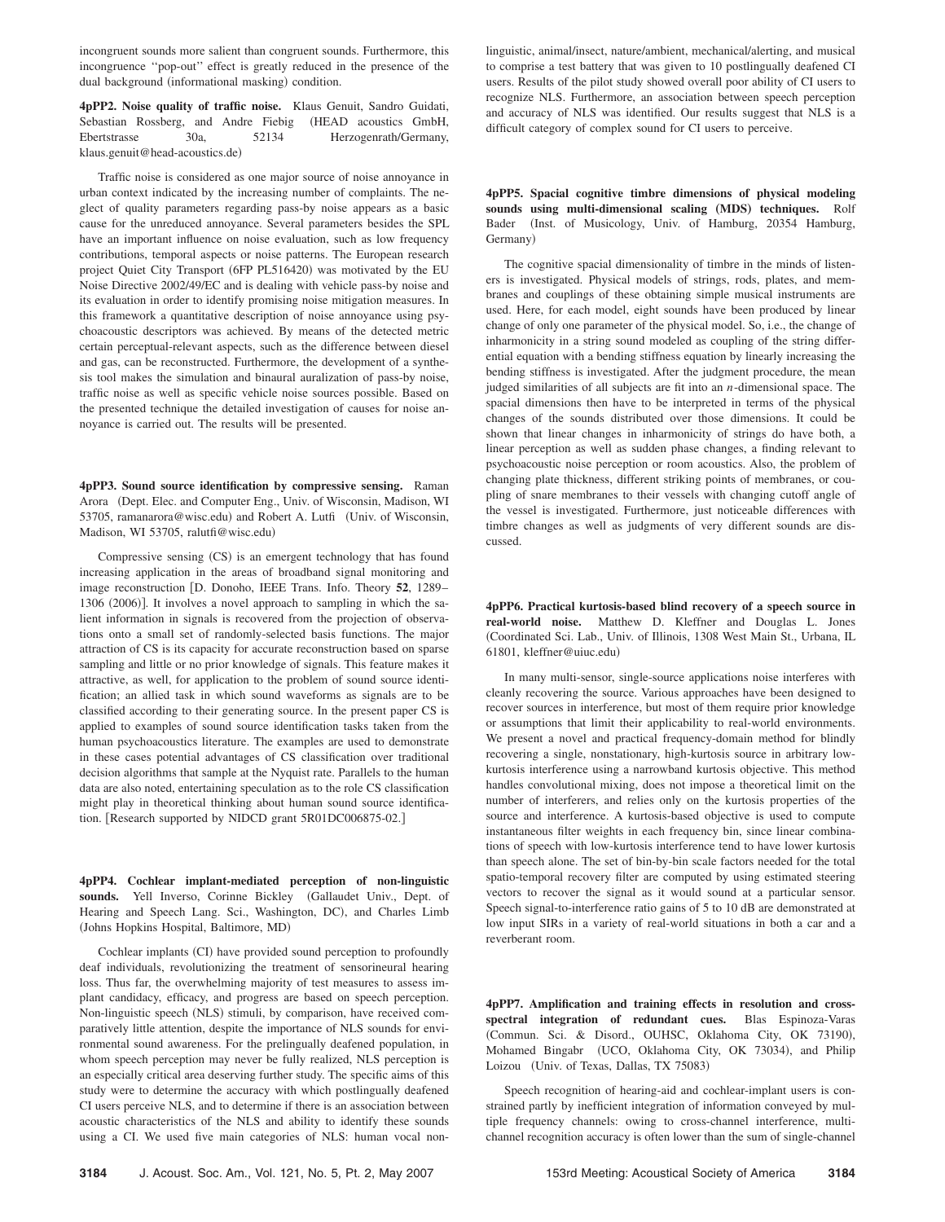incongruent sounds more salient than congruent sounds. Furthermore, this incongruence ''pop-out'' effect is greatly reduced in the presence of the dual background (informational masking) condition.

**4pPP2. Noise quality of traffic noise.** Klaus Genuit, Sandro Guidati, Sebastian Rossberg, and Andre Fiebig (HEAD acoustics GmbH, Ebertstrasse 30a, 52134 Herzogenrath/Germany, klaus.genuit@head-acoustics.de)

Traffic noise is considered as one major source of noise annoyance in urban context indicated by the increasing number of complaints. The neglect of quality parameters regarding pass-by noise appears as a basic cause for the unreduced annoyance. Several parameters besides the SPL have an important influence on noise evaluation, such as low frequency contributions, temporal aspects or noise patterns. The European research project Quiet City Transport (6FP PL516420) was motivated by the EU Noise Directive 2002/49/EC and is dealing with vehicle pass-by noise and its evaluation in order to identify promising noise mitigation measures. In this framework a quantitative description of noise annoyance using psychoacoustic descriptors was achieved. By means of the detected metric certain perceptual-relevant aspects, such as the difference between diesel and gas, can be reconstructed. Furthermore, the development of a synthesis tool makes the simulation and binaural auralization of pass-by noise, traffic noise as well as specific vehicle noise sources possible. Based on the presented technique the detailed investigation of causes for noise annoyance is carried out. The results will be presented.

**4pPP3. Sound source identification by compressive sensing.** Raman Arora (Dept. Elec. and Computer Eng., Univ. of Wisconsin, Madison, WI 53705, ramanarora@wisc.edu) and Robert A. Lutfi (Univ. of Wisconsin, Madison, WI 53705, ralutfi@wisc.edu)

Compressive sensing (CS) is an emergent technology that has found increasing application in the areas of broadband signal monitoring and image reconstruction [D. Donoho, IEEE Trans. Info. Theory **52**, 1289–1306 (2006)]. It involves a novel approach to sampling in which the salient information in signals is recovered from the projection of observations onto a small set of randomly-selected basis functions. The major attraction of CS is its capacity for accurate reconstruction based on sparse sampling and little or no prior knowledge of signals. This feature makes it attractive, as well, for application to the problem of sound source identification; an allied task in which sound waveforms as signals are to be classified according to their generating source. In the present paper CS is applied to examples of sound source identification tasks taken from the human psychoacoustics literature. The examples are used to demonstrate in these cases potential advantages of CS classification over traditional decision algorithms that sample at the Nyquist rate. Parallels to the human data are also noted, entertaining speculation as to the role CS classification might play in theoretical thinking about human sound source identification. [Research supported by NIDCD grant 5R01DC006875-02.]

**4pPP4. Cochlear implant-mediated perception of non-linguistic sounds.** Yell Inverso, Corinne Bickley (Gallaudet Univ., Dept. of Hearing and Speech Lang. Sci., Washington, DC), and Charles Limb (Johns Hopkins Hospital, Baltimore, MD)

Cochlear implants (CI) have provided sound perception to profoundly deaf individuals, revolutionizing the treatment of sensorineural hearing loss. Thus far, the overwhelming majority of test measures to assess implant candidacy, efficacy, and progress are based on speech perception. Non-linguistic speech (NLS) stimuli, by comparison, have received comparatively little attention, despite the importance of NLS sounds for environmental sound awareness. For the prelingually deafened population, in whom speech perception may never be fully realized, NLS perception is an especially critical area deserving further study. The specific aims of this study were to determine the accuracy with which postlingually deafened CI users perceive NLS, and to determine if there is an association between acoustic characteristics of the NLS and ability to identify these sounds using a CI. We used five main categories of NLS: human vocal non-linguistic, animal/insect, nature/ambient, mechanical/alerting, and musical to comprise a test battery that was given to 10 postlingually deafened CI users. Results of the pilot study showed overall poor ability of CI users to recognize NLS. Furthermore, an association between speech perception and accuracy of NLS was identified. Our results suggest that NLS is a difficult category of complex sound for CI users to perceive.

**4pPP5. Spacial cognitive timbre dimensions of physical modeling sounds using multi-dimensional scaling (MDS) techniques.** Rolf Bader (Inst. of Musicology, Univ. of Hamburg, 20354 Hamburg, Germany)

The cognitive spacial dimensionality of timbre in the minds of listeners is investigated. Physical models of strings, rods, plates, and membranes and couplings of these obtaining simple musical instruments are used. Here, for each model, eight sounds have been produced by linear change of only one parameter of the physical model. So, i.e., the change of inharmonicity in a string sound modeled as coupling of the string differential equation with a bending stiffness equation by linearly increasing the bending stiffness is investigated. After the judgment procedure, the mean judged similarities of all subjects are fit into an *n*-dimensional space. The spacial dimensions then have to be interpreted in terms of the physical changes of the sounds distributed over those dimensions. It could be shown that linear changes in inharmonicity of strings do have both, a linear perception as well as sudden phase changes, a finding relevant to psychoacoustic noise perception or room acoustics. Also, the problem of changing plate thickness, different striking points of membranes, or coupling of snare membranes to their vessels with changing cutoff angle of the vessel is investigated. Furthermore, just noticeable differences with timbre changes as well as judgments of very different sounds are discussed.

**4pPP6. Practical kurtosis-based blind recovery of a speech source in real-world noise.** Matthew D. Kleffner and Douglas L. Jones (Coordinated Sci. Lab., Univ. of Illinois, 1308 West Main St., Urbana, IL 61801, kleffner@uiuc.edu)

In many multi-sensor, single-source applications noise interferes with cleanly recovering the source. Various approaches have been designed to recover sources in interference, but most of them require prior knowledge or assumptions that limit their applicability to real-world environments. We present a novel and practical frequency-domain method for blindly recovering a single, nonstationary, high-kurtosis source in arbitrary low-kurtosis interference using a narrowband kurtosis objective. This method handles convolutional mixing, does not impose a theoretical limit on the number of interferers, and relies only on the kurtosis properties of the source and interference. A kurtosis-based objective is used to compute instantaneous filter weights in each frequency bin, since linear combinations of speech with low-kurtosis interference tend to have lower kurtosis than speech alone. The set of bin-by-bin scale factors needed for the total spatio-temporal recovery filter are computed by using estimated steering vectors to recover the signal as it would sound at a particular sensor. Speech signal-to-interference ratio gains of 5 to 10 dB are demonstrated at low input SIRs in a variety of real-world situations in both a car and a reverberant room.

**4pPP7. Amplification and training effects in resolution and cross-spectral integration of redundant cues.** Blas Espinoza-Varas (Commun. Sci. & Disord., OUHSC, Oklahoma City, OK 73190), Mohamed Bingabr (UCO, Oklahoma City, OK 73034), and Philip Loizou (Univ. of Texas, Dallas, TX 75083)

Speech recognition of hearing-aid and cochlear-implant users is constrained partly by inefficient integration of information conveyed by multiple frequency channels: owing to cross-channel interference, multi-channel recognition accuracy is often lower than the sum of single-channel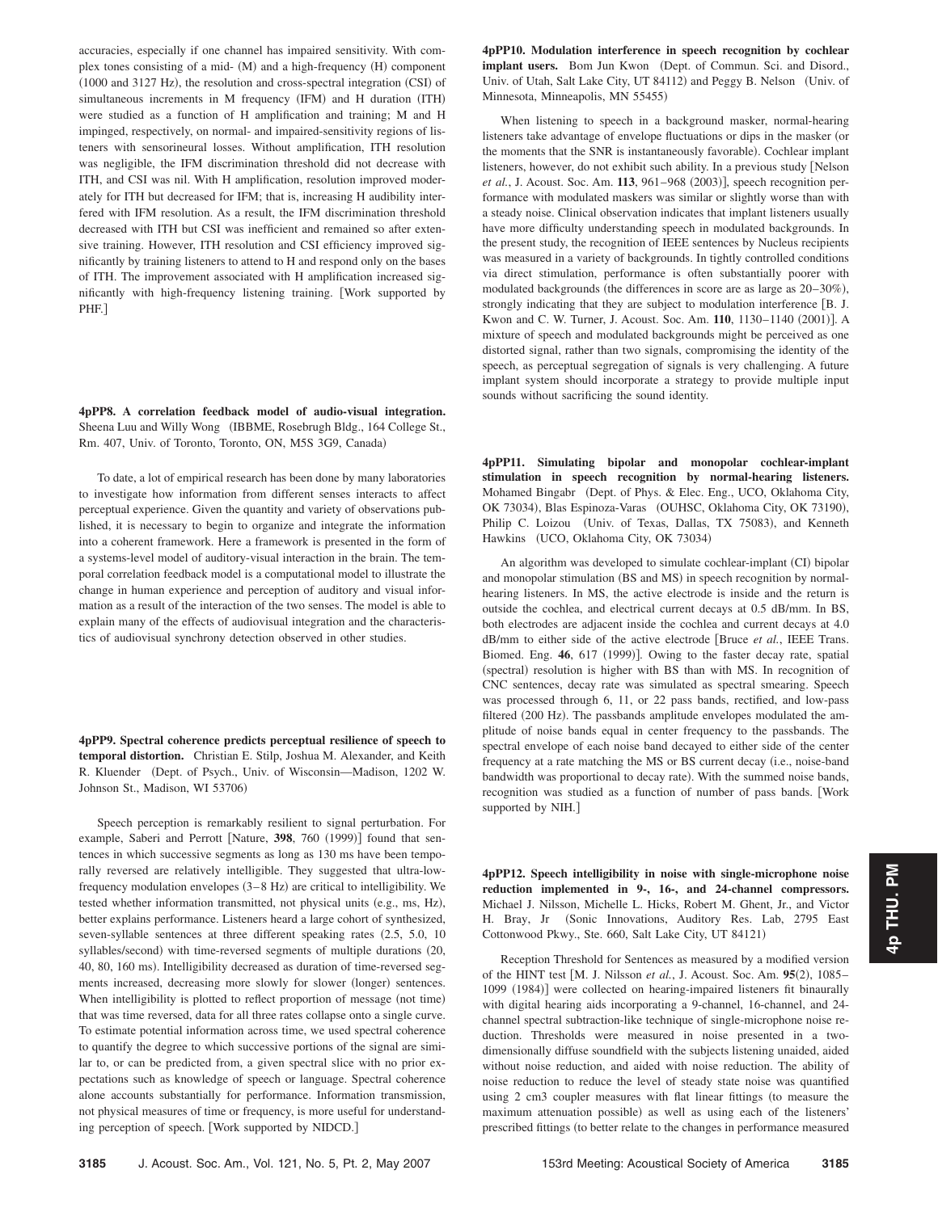accuracies, especially if one channel has impaired sensitivity. With complex tones consisting of a mid- (M) and a high-frequency (H) component (1000 and 3127 Hz), the resolution and cross-spectral integration (CSI) of simultaneous increments in M frequency (IFM) and H duration (ITH) were studied as a function of H amplification and training; M and H impinged, respectively, on normal- and impaired-sensitivity regions of listeners with sensorineural losses. Without amplification, ITH resolution was negligible, the IFM discrimination threshold did not decrease with ITH, and CSI was nil. With H amplification, resolution improved moderately for ITH but decreased for IFM; that is, increasing H audibility interfered with IFM resolution. As a result, the IFM discrimination threshold decreased with ITH but CSI was inefficient and remained so after extensive training. However, ITH resolution and CSI efficiency improved significantly by training listeners to attend to H and respond only on the bases of ITH. The improvement associated with H amplification increased significantly with high-frequency listening training. [Work supported by PHF.]

**4pPP8. A correlation feedback model of audio-visual integration.** Sheena Luu and Willy Wong (IBBME, Rosebrugh Bldg., 164 College St., Rm. 407, Univ. of Toronto, Toronto, ON, M5S 3G9, Canada)

To date, a lot of empirical research has been done by many laboratories to investigate how information from different senses interacts to affect perceptual experience. Given the quantity and variety of observations published, it is necessary to begin to organize and integrate the information into a coherent framework. Here a framework is presented in the form of a systems-level model of auditory-visual interaction in the brain. The temporal correlation feedback model is a computational model to illustrate the change in human experience and perception of auditory and visual information as a result of the interaction of the two senses. The model is able to explain many of the effects of audiovisual integration and the characteristics of audiovisual synchrony detection observed in other studies.

**4pPP9. Spectral coherence predicts perceptual resilience of speech to temporal distortion.** Christian E. Stilp, Joshua M. Alexander, and Keith R. Kluender (Dept. of Psych., Univ. of Wisconsin—Madison, 1202 W. Johnson St., Madison, WI 53706)

Speech perception is remarkably resilient to signal perturbation. For example, Saberi and Perrott [Nature, **398**, 760 (1999)] found that sentences in which successive segments as long as 130 ms have been temporally reversed are relatively intelligible. They suggested that ultra-low-frequency modulation envelopes (3–8 Hz) are critical to intelligibility. We tested whether information transmitted, not physical units (e.g., ms, Hz), better explains performance. Listeners heard a large cohort of synthesized, seven-syllable sentences at three different speaking rates (2.5, 5.0, 10 syllables/second) with time-reversed segments of multiple durations (20, 40, 80, 160 ms). Intelligibility decreased as duration of time-reversed segments increased, decreasing more slowly for slower (longer) sentences. When intelligibility is plotted to reflect proportion of message (not time) that was time reversed, data for all three rates collapse onto a single curve. To estimate potential information across time, we used spectral coherence to quantify the degree to which successive portions of the signal are similar to, or can be predicted from, a given spectral slice with no prior expectations such as knowledge of speech or language. Spectral coherence alone accounts substantially for performance. Information transmission, not physical measures of time or frequency, is more useful for understanding perception of speech. [Work supported by NIDCD.]

**4pPP10. Modulation interference in speech recognition by cochlear implant users.** Bom Jun Kwon (Dept. of Commun. Sci. and Disord., Univ. of Utah, Salt Lake City, UT 84112) and Peggy B. Nelson (Univ. of Minnesota, Minneapolis, MN 55455)

When listening to speech in a background masker, normal-hearing listeners take advantage of envelope fluctuations or dips in the masker (or the moments that the SNR is instantaneously favorable). Cochlear implant listeners, however, do not exhibit such ability. In a previous study [Nelson *et al.*, J. Acoust. Soc. Am. **113**, 961–968 (2003)], speech recognition performance with modulated maskers was similar or slightly worse than with a steady noise. Clinical observation indicates that implant listeners usually have more difficulty understanding speech in modulated backgrounds. In the present study, the recognition of IEEE sentences by Nucleus recipients was measured in a variety of backgrounds. In tightly controlled conditions via direct stimulation, performance is often substantially poorer with modulated backgrounds (the differences in score are as large as 20–30%), strongly indicating that they are subject to modulation interference [B. J. Kwon and C. W. Turner, J. Acoust. Soc. Am. **110**, 1130–1140 (2001)]. A mixture of speech and modulated backgrounds might be perceived as one distorted signal, rather than two signals, compromising the identity of the speech, as perceptual segregation of signals is very challenging. A future implant system should incorporate a strategy to provide multiple input sounds without sacrificing the sound identity.

**4pPP11. Simulating bipolar and monopolar cochlear-implant stimulation in speech recognition by normal-hearing listeners.** Mohamed Bingabr (Dept. of Phys. & Elec. Eng., UCO, Oklahoma City, OK 73034), Blas Espinoza-Varas (OUHSC, Oklahoma City, OK 73190), Philip C. Loizou (Univ. of Texas, Dallas, TX 75083), and Kenneth Hawkins (UCO, Oklahoma City, OK 73034)

An algorithm was developed to simulate cochlear-implant (CI) bipolar and monopolar stimulation (BS and MS) in speech recognition by normal-hearing listeners. In MS, the active electrode is inside and the return is outside the cochlea, and electrical current decays at 0.5 dB/mm. In BS, both electrodes are adjacent inside the cochlea and current decays at 4.0 dB/mm to either side of the active electrode [Bruce *et al.*, IEEE Trans. Biomed. Eng. **46**, 617 (1999)]. Owing to the faster decay rate, spatial (spectral) resolution is higher with BS than with MS. In recognition of CNC sentences, decay rate was simulated as spectral smearing. Speech was processed through 6, 11, or 22 pass bands, rectified, and low-pass filtered (200 Hz). The passbands amplitude envelopes modulated the amplitude of noise bands equal in center frequency to the passbands. The spectral envelope of each noise band decayed to either side of the center frequency at a rate matching the MS or BS current decay (i.e., noise-band bandwidth was proportional to decay rate). With the summed noise bands, recognition was studied as a function of number of pass bands. [Work supported by NIH.]

**4pPP12. Speech intelligibility in noise with single-microphone noise reduction implemented in 9-, 16-, and 24-channel compressors.** Michael J. Nilsson, Michelle L. Hicks, Robert M. Ghent, Jr., and Victor H. Bray, Jr (Sonic Innovations, Auditory Res. Lab, 2795 East Cottonwood Pkwy., Ste. 660, Salt Lake City, UT 84121)

Reception Threshold for Sentences as measured by a modified version of the HINT test [M. J. Nilsson *et al.*, J. Acoust. Soc. Am. **95**(2), 1085–1099 (1984)] were collected on hearing-impaired listeners fit binaurally with digital hearing aids incorporating a 9-channel, 16-channel, and 24-channel spectral subtraction-like technique of single-microphone noise reduction. Thresholds were measured in noise presented in a two-dimensionally diffuse soundfield with the subjects listening unaided, aided without noise reduction, and aided with noise reduction. The ability of noise reduction to reduce the level of steady state noise was quantified using 2 cm3 coupler measures with flat linear fittings (to measure the maximum attenuation possible) as well as using each of the listeners' prescribed fittings (to better relate to the changes in performance measured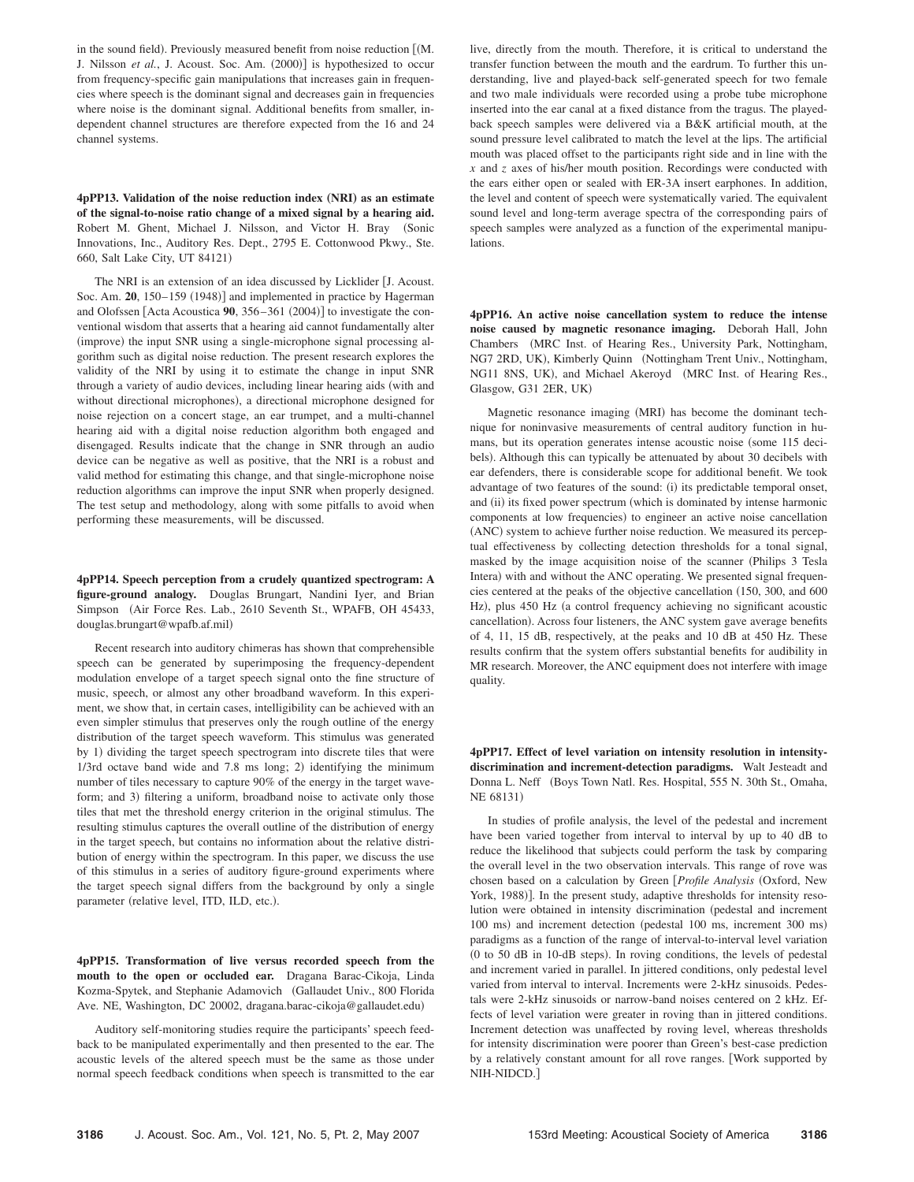in the sound field). Previously measured benefit from noise reduction [(M. J. Nilsson *et al.*, J. Acoust. Soc. Am. (2000)] is hypothesized to occur from frequency-specific gain manipulations that increases gain in frequencies where speech is the dominant signal and decreases gain in frequencies where noise is the dominant signal. Additional benefits from smaller, independent channel structures are therefore expected from the 16 and 24 channel systems.

**4pPP13. Validation of the noise reduction index (NRI) as an estimate of the signal-to-noise ratio change of a mixed signal by a hearing aid.** Robert M. Ghent, Michael J. Nilsson, and Victor H. Bray (Sonic Innovations, Inc., Auditory Res. Dept., 2795 E. Cottonwood Pkwy., Ste. 660, Salt Lake City, UT 84121)

The NRI is an extension of an idea discussed by Licklider [J. Acoust. Soc. Am. **20**, 150–159 (1948)] and implemented in practice by Hagerman and Olofssen [Acta Acoustica **90**, 356–361 (2004)] to investigate the conventional wisdom that asserts that a hearing aid cannot fundamentally alter (improve) the input SNR using a single-microphone signal processing algorithm such as digital noise reduction. The present research explores the validity of the NRI by using it to estimate the change in input SNR through a variety of audio devices, including linear hearing aids (with and without directional microphones), a directional microphone designed for noise rejection on a concert stage, an ear trumpet, and a multi-channel hearing aid with a digital noise reduction algorithm both engaged and disengaged. Results indicate that the change in SNR through an audio device can be negative as well as positive, that the NRI is a robust and valid method for estimating this change, and that single-microphone noise reduction algorithms can improve the input SNR when properly designed. The test setup and methodology, along with some pitfalls to avoid when performing these measurements, will be discussed.

**4pPP14. Speech perception from a crudely quantized spectrogram: A figure-ground analogy.** Douglas Brungart, Nandini Iyer, and Brian Simpson (Air Force Res. Lab., 2610 Seventh St., WPAFB, OH 45433, douglas.brungart@wpafb.af.mil)

Recent research into auditory chimeras has shown that comprehensible speech can be generated by superimposing the frequency-dependent modulation envelope of a target speech signal onto the fine structure of music, speech, or almost any other broadband waveform. In this experiment, we show that, in certain cases, intelligibility can be achieved with an even simpler stimulus that preserves only the rough outline of the energy distribution of the target speech waveform. This stimulus was generated by 1) dividing the target speech spectrogram into discrete tiles that were 1/3rd octave band wide and 7.8 ms long; 2) identifying the minimum number of tiles necessary to capture 90% of the energy in the target waveform; and 3) filtering a uniform, broadband noise to activate only those tiles that met the threshold energy criterion in the original stimulus. The resulting stimulus captures the overall outline of the distribution of energy in the target speech, but contains no information about the relative distribution of energy within the spectrogram. In this paper, we discuss the use of this stimulus in a series of auditory figure-ground experiments where the target speech signal differs from the background by only a single parameter (relative level, ITD, ILD, etc.).

**4pPP15. Transformation of live versus recorded speech from the mouth to the open or occluded ear.** Dragana Barac-Cikoja, Linda Kozma-Spytek, and Stephanie Adamovich (Gallaudet Univ., 800 Florida Ave. NE, Washington, DC 20002, dragana.barac-cikoja@gallaudet.edu)

Auditory self-monitoring studies require the participants' speech feedback to be manipulated experimentally and then presented to the ear. The acoustic levels of the altered speech must be the same as those under normal speech feedback conditions when speech is transmitted to the ear live, directly from the mouth. Therefore, it is critical to understand the transfer function between the mouth and the eardrum. To further this understanding, live and played-back self-generated speech for two female and two male individuals were recorded using a probe tube microphone inserted into the ear canal at a fixed distance from the tragus. The played-back speech samples were delivered via a B&K artificial mouth, at the sound pressure level calibrated to match the level at the lips. The artificial mouth was placed offset to the participants right side and in line with the $x$ and $z$ axes of his/her mouth position. Recordings were conducted with the ears either open or sealed with ER-3A insert earphones. In addition, the level and content of speech were systematically varied. The equivalent sound level and long-term average spectra of the corresponding pairs of speech samples were analyzed as a function of the experimental manipulations.

**4pPP16. An active noise cancellation system to reduce the intense noise caused by magnetic resonance imaging.** Deborah Hall, John Chambers (MRC Inst. of Hearing Res., University Park, Nottingham, NG7 2RD, UK), Kimberly Quinn (Nottingham Trent Univ., Nottingham, NG11 8NS, UK), and Michael Akeroyd (MRC Inst. of Hearing Res., Glasgow, G31 2ER, UK)

Magnetic resonance imaging (MRI) has become the dominant technique for noninvasive measurements of central auditory function in humans, but its operation generates intense acoustic noise (some 115 decibels). Although this can typically be attenuated by about 30 decibels with ear defenders, there is considerable scope for additional benefit. We took advantage of two features of the sound: (i) its predictable temporal onset, and (ii) its fixed power spectrum (which is dominated by intense harmonic components at low frequencies) to engineer an active noise cancellation (ANC) system to achieve further noise reduction. We measured its perceptual effectiveness by collecting detection thresholds for a tonal signal, masked by the image acquisition noise of the scanner (Philips 3 Tesla Intera) with and without the ANC operating. We presented signal frequencies centered at the peaks of the objective cancellation (150, 300, and 600 Hz), plus 450 Hz (a control frequency achieving no significant acoustic cancellation). Across four listeners, the ANC system gave average benefits of 4, 11, 15 dB, respectively, at the peaks and 10 dB at 450 Hz. These results confirm that the system offers substantial benefits for audibility in MR research. Moreover, the ANC equipment does not interfere with image quality.

**4pPP17. Effect of level variation on intensity resolution in intensity-discrimination and increment-detection paradigms.** Walt Jesteadt and Donna L. Neff (Boys Town Natl. Res. Hospital, 555 N. 30th St., Omaha, NE 68131)

In studies of profile analysis, the level of the pedestal and increment have been varied together from interval to interval by up to 40 dB to reduce the likelihood that subjects could perform the task by comparing the overall level in the two observation intervals. This range of rove was chosen based on a calculation by Green [*Profile Analysis* (Oxford, New York, 1988)]. In the present study, adaptive thresholds for intensity resolution were obtained in intensity discrimination (pedestal and increment 100 ms) and increment detection (pedestal 100 ms, increment 300 ms) paradigms as a function of the range of interval-to-interval level variation (0 to 50 dB in 10-dB steps). In roving conditions, the levels of pedestal and increment varied in parallel. In jittered conditions, only pedestal level varied from interval to interval. Increments were 2-kHz sinusoids. Pedestals were 2-kHz sinusoids or narrow-band noises centered on 2 kHz. Effects of level variation were greater in roving than in jittered conditions. Increment detection was unaffected by roving level, whereas thresholds for intensity discrimination were poorer than Green's best-case prediction by a relatively constant amount for all rove ranges. [Work supported by NIH-NIDCD.]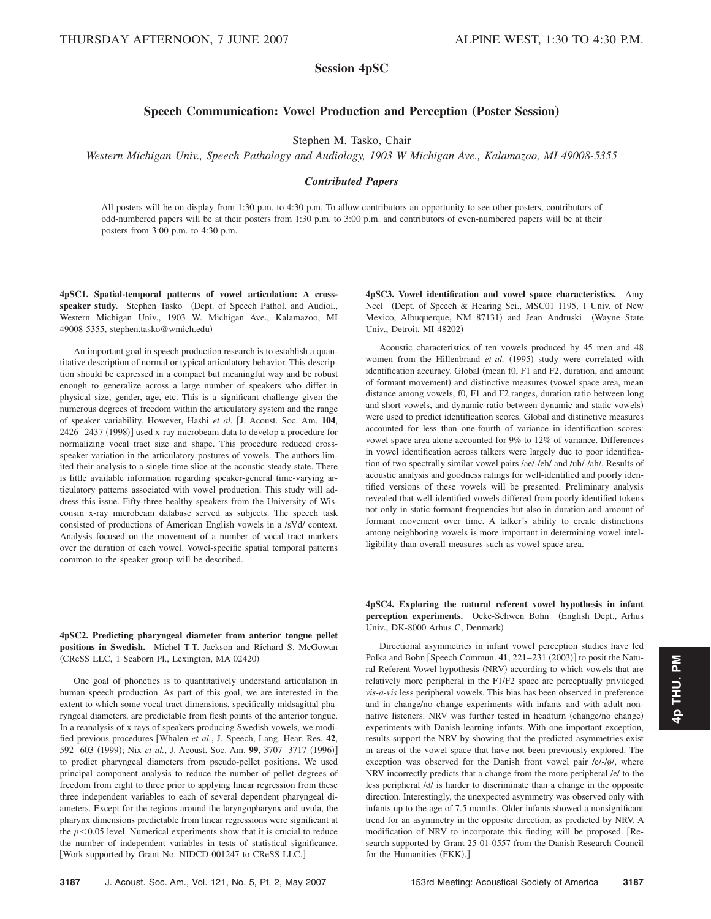## Session 4pSC

### Speech Communication: Vowel Production and Perception (Poster Session)

Stephen M. Tasko, Chair

*Western Michigan Univ., Speech Pathology and Audiology, 1903 W Michigan Ave., Kalamazoo, MI 49008-5355*

#### *Contributed Papers*

All posters will be on display from 1:30 p.m. to 4:30 p.m. To allow contributors an opportunity to see other posters, contributors of odd-numbered papers will be at their posters from 1:30 p.m. to 3:00 p.m. and contributors of even-numbered papers will be at their posters from 3:00 p.m. to 4:30 p.m.

**4pSC1. Spatial-temporal patterns of vowel articulation: A cross-speaker study.** Stephen Tasko (Dept. of Speech Pathol. and Audiol., Western Michigan Univ., 1903 W. Michigan Ave., Kalamazoo, MI 49008-5355, stephen.tasko@wmich.edu)

An important goal in speech production research is to establish a quantitative description of normal or typical articulatory behavior. This description should be expressed in a compact but meaningful way and be robust enough to generalize across a large number of speakers who differ in physical size, gender, age, etc. This is a significant challenge given the numerous degrees of freedom within the articulatory system and the range of speaker variability. However, Hashi *et al.* [J. Acoust. Soc. Am. **104**, 2426–2437 (1998)] used x-ray microbeam data to develop a procedure for normalizing vocal tract size and shape. This procedure reduced cross-speaker variation in the articulatory postures of vowels. The authors limited their analysis to a single time slice at the acoustic steady state. There is little available information regarding speaker-general time-varying articulatory patterns associated with vowel production. This study will address this issue. Fifty-three healthy speakers from the University of Wisconsin x-ray microbeam database served as subjects. The speech task consisted of productions of American English vowels in a /sVd/ context. Analysis focused on the movement of a number of vocal tract markers over the duration of each vowel. Vowel-specific spatial temporal patterns common to the speaker group will be described.

**4pSC2. Predicting pharyngeal diameter from anterior tongue pellet positions in Swedish.** Michel T-T. Jackson and Richard S. McGowan (CReSS LLC, 1 Seaborn Pl., Lexington, MA 02420)

One goal of phonetics is to quantitatively understand articulation in human speech production. As part of this goal, we are interested in the extent to which some vocal tract dimensions, specifically midsagittal pharyngeal diameters, are predictable from flesh points of the anterior tongue. In a reanalysis of x rays of speakers producing Swedish vowels, we modified previous procedures [Whalen *et al.*, J. Speech, Lang. Hear. Res. **42**, 592–603 (1999); Nix *et al.*, J. Acoust. Soc. Am. **99**, 3707–3717 (1996)] to predict pharyngeal diameters from pseudo-pellet positions. We used principal component analysis to reduce the number of pellet degrees of freedom from eight to three prior to applying linear regression from these three independent variables to each of several dependent pharyngeal diameters. Except for the regions around the laryngopharynx and uvula, the pharynx dimensions predictable from linear regressions were significant at the $p<0.05$ level. Numerical experiments show that it is crucial to reduce the number of independent variables in tests of statistical significance. [Work supported by Grant No. NIDCD-001247 to CReSS LLC.]

**4pSC3. Vowel identification and vowel space characteristics.** Amy Neel (Dept. of Speech & Hearing Sci., MSC01 1195, 1 Univ. of New Mexico, Albuquerque, NM 87131) and Jean Andruski (Wayne State Univ., Detroit, MI 48202)

Acoustic characteristics of ten vowels produced by 45 men and 48 women from the Hillenbrand *et al.* (1995) study were correlated with identification accuracy. Global (mean f0, F1 and F2, duration, and amount of formant movement) and distinctive measures (vowel space area, mean distance among vowels, f0, F1 and F2 ranges, duration ratio between long and short vowels, and dynamic ratio between dynamic and static vowels) were used to predict identification scores. Global and distinctive measures accounted for less than one-fourth of variance in identification scores: vowel space area alone accounted for 9% to 12% of variance. Differences in vowel identification across talkers were largely due to poor identification of two spectrally similar vowel pairs /ae/-/eh/ and /uh/-/ah/. Results of acoustic analysis and goodness ratings for well-identified and poorly identified versions of these vowels will be presented. Preliminary analysis revealed that well-identified vowels differed from poorly identified tokens not only in static formant frequencies but also in duration and amount of formant movement over time. A talker's ability to create distinctions among neighboring vowels is more important in determining vowel intelligibility than overall measures such as vowel space area.

**4pSC4. Exploring the natural referent vowel hypothesis in infant perception experiments.** Ocke-Schwen Bohn (English Dept., Arhus Univ., DK-8000 Arhus C, Denmark)

Directional asymmetries in infant vowel perception studies have led Polka and Bohn [Speech Commun. **41**, 221–231 (2003)] to posit the Natural Referent Vowel hypothesis (NRV) according to which vowels that are relatively more peripheral in the F1/F2 space are perceptually privileged *vis-a-vis* less peripheral vowels. This bias has been observed in preference and in change/no change experiments with infants and with adult nonnative listeners. NRV was further tested in headturn (change/no change) experiments with Danish-learning infants. With one important exception, results support the NRV by showing that the predicted asymmetries exist in areas of the vowel space that have not been previously explored. The exception was observed for the Danish front vowel pair /e/-/ø/, where NRV incorrectly predicts that a change from the more peripheral /e/ to the less peripheral /ø/ is harder to discriminate than a change in the opposite direction. Interestingly, the unexpected asymmetry was observed only with infants up to the age of 7.5 months. Older infants showed a nonsignificant trend for an asymmetry in the opposite direction, as predicted by NRV. A modification of NRV to incorporate this finding will be proposed. [Research supported by Grant 25-01-0557 from the Danish Research Council for the Humanities (FKK).]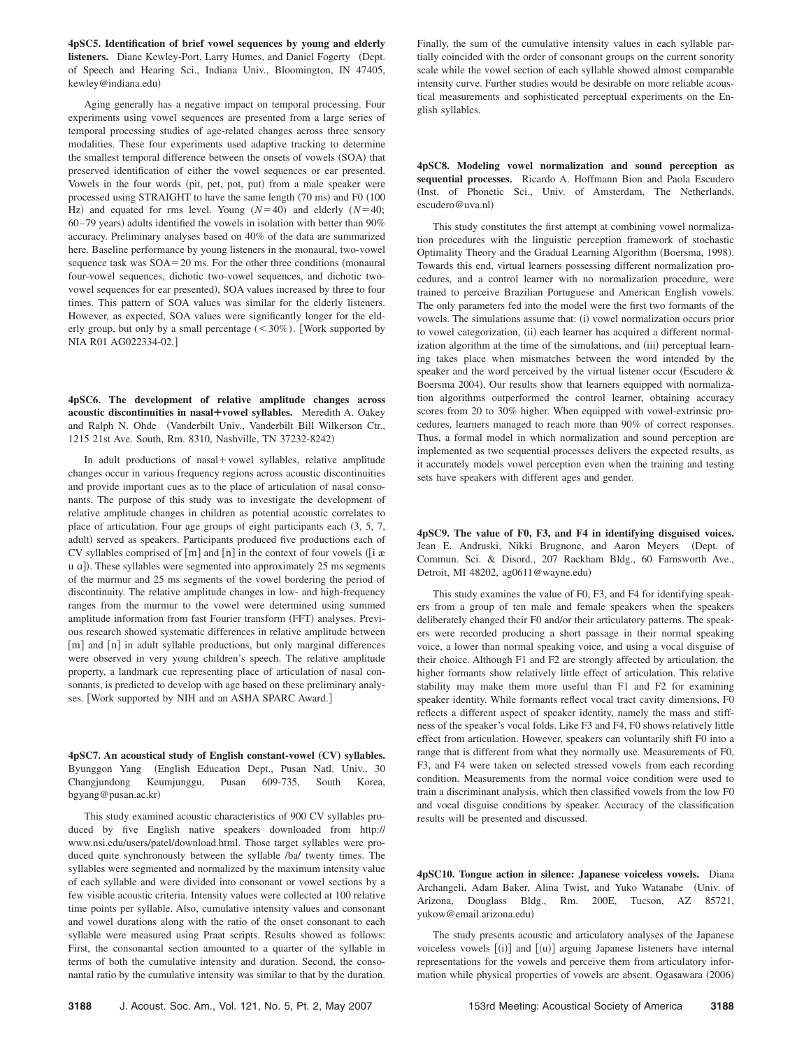**4pSC5. Identification of brief vowel sequences by young and elderly listeners.** Diane Kewley-Port, Larry Humes, and Daniel Fogerty (Dept. of Speech and Hearing Sci., Indiana Univ., Bloomington, IN 47405, kewley@indiana.edu)

Aging generally has a negative impact on temporal processing. Four experiments using vowel sequences are presented from a large series of temporal processing studies of age-related changes across three sensory modalities. These four experiments used adaptive tracking to determine the smallest temporal difference between the onsets of vowels (SOA) that preserved identification of either the vowel sequences or ear presented. Vowels in the four words (pit, pet, pot, put) from a male speaker were processed using STRAIGHT to have the same length (70 ms) and F0 (100 Hz) and equated for rms level. Young ($N=40$) and elderly ($N=40$; 60–79 years) adults identified the vowels in isolation with better than 90% accuracy. Preliminary analyses based on 40% of the data are summarized here. Baseline performance by young listeners in the monaural, two-vowel sequence task was SOA=20 ms. For the other three conditions (monaural four-vowel sequences, dichotic two-vowel sequences, and dichotic two-vowel sequences for ear presented), SOA values increased by three to four times. This pattern of SOA values was similar for the elderly listeners. However, as expected, SOA values were significantly longer for the elderly group, but only by a small percentage ($<30\%$). [Work supported by NIA R01 AG022334-02.]

**4pSC6. The development of relative amplitude changes across acoustic discontinuities in nasal+vowel syllables.** Meredith A. Oakey and Ralph N. Ohde (Vanderbilt Univ., Vanderbilt Bill Wilkerson Ctr., 1215 21st Ave. South, Rm. 8310, Nashville, TN 37232-8242)

In adult productions of nasal+vowel syllables, relative amplitude changes occur in various frequency regions across acoustic discontinuities and provide important cues as to the place of articulation of nasal consonants. The purpose of this study was to investigate the development of relative amplitude changes in children as potential acoustic correlates to place of articulation. Four age groups of eight participants each (3, 5, 7, adult) served as speakers. Participants produced five productions each of CV syllables comprised of [m] and [n] in the context of four vowels ([i æ u ɑ]). These syllables were segmented into approximately 25 ms segments of the murmur and 25 ms segments of the vowel bordering the period of discontinuity. The relative amplitude changes in low- and high-frequency ranges from the murmur to the vowel were determined using summed amplitude information from fast Fourier transform (FFT) analyses. Previous research showed systematic differences in relative amplitude between [m] and [n] in adult syllable productions, but only marginal differences were observed in very young children's speech. The relative amplitude property, a landmark cue representing place of articulation of nasal consonants, is predicted to develop with age based on these preliminary analyses. [Work supported by NIH and an ASHA SPARC Award.]

**4pSC7. An acoustical study of English constant-vowel (CV) syllables.** Byunggon Yang (English Education Dept., Pusan Natl. Univ., 30 Changjundong Keumjunggu, Pusan 609-735, South Korea, bgyang@pusan.ac.kr)

This study examined acoustic characteristics of 900 CV syllables produced by five English native speakers downloaded from http://www.nsi.edu/users/patel/download.html. Those target syllables were produced quite synchronously between the syllable /ba/ twenty times. The syllables were segmented and normalized by the maximum intensity value of each syllable and were divided into consonant or vowel sections by a few visible acoustic criteria. Intensity values were collected at 100 relative time points per syllable. Also, cumulative intensity values and consonant and vowel durations along with the ratio of the onset consonant to each syllable were measured using Praat scripts. Results showed as follows: First, the consonantal section amounted to a quarter of the syllable in terms of both the cumulative intensity and duration. Second, the consonantal ratio by the cumulative intensity was similar to that by the duration. Finally, the sum of the cumulative intensity values in each syllable partially coincided with the order of consonant groups on the current sonority scale while the vowel section of each syllable showed almost comparable intensity curve. Further studies would be desirable on more reliable acoustical measurements and sophisticated perceptual experiments on the English syllables.

**4pSC8. Modeling vowel normalization and sound perception as sequential processes.** Ricardo A. Hoffmann Bion and Paola Escudero (Inst. of Phonetic Sci., Univ. of Amsterdam, The Netherlands, escudero@uva.nl)

This study constitutes the first attempt at combining vowel normalization procedures with the linguistic perception framework of stochastic Optimality Theory and the Gradual Learning Algorithm (Boersma, 1998). Towards this end, virtual learners possessing different normalization procedures, and a control learner with no normalization procedure, were trained to perceive Brazilian Portuguese and American English vowels. The only parameters fed into the model were the first two formants of the vowels. The simulations assume that: (i) vowel normalization occurs prior to vowel categorization, (ii) each learner has acquired a different normalization algorithm at the time of the simulations, and (iii) perceptual learning takes place when mismatches between the word intended by the speaker and the word perceived by the virtual listener occur (Escudero & Boersma 2004). Our results show that learners equipped with normalization algorithms outperformed the control learner, obtaining accuracy scores from 20 to 30% higher. When equipped with vowel-extrinsic procedures, learners managed to reach more than 90% of correct responses. Thus, a formal model in which normalization and sound perception are implemented as two sequential processes delivers the expected results, as it accurately models vowel perception even when the training and testing sets have speakers with different ages and gender.

**4pSC9. The value of F0, F3, and F4 in identifying disguised voices.** Jean E. Andruski, Nikki Brugnone, and Aaron Meyers (Dept. of Commun. Sci. & Disord., 207 Rackham Bldg., 60 Farnsworth Ave., Detroit, MI 48202, ag0611@wayne.edu)

This study examines the value of F0, F3, and F4 for identifying speakers from a group of ten male and female speakers when the speakers deliberately changed their F0 and/or their articulatory patterns. The speakers were recorded producing a short passage in their normal speaking voice, a lower than normal speaking voice, and using a vocal disguise of their choice. Although F1 and F2 are strongly affected by articulation, the higher formants show relatively little effect of articulation. This relative stability may make them more useful than F1 and F2 for examining speaker identity. While formants reflect vocal tract cavity dimensions, F0 reflects a different aspect of speaker identity, namely the mass and stiffness of the speaker's vocal folds. Like F3 and F4, F0 shows relatively little effect from articulation. However, speakers can voluntarily shift F0 into a range that is different from what they normally use. Measurements of F0, F3, and F4 were taken on selected stressed vowels from each recording condition. Measurements from the normal voice condition were used to train a discriminant analysis, which then classified vowels from the low F0 and vocal disguise conditions by speaker. Accuracy of the classification results will be presented and discussed.

**4pSC10. Tongue action in silence: Japanese voiceless vowels.** Diana Archangeli, Adam Baker, Alina Twist, and Yuko Watanabe (Univ. of Arizona, Douglass Bldg., Rm. 200E, Tucson, AZ 85721, yukow@email.arizona.edu)

The study presents acoustic and articulatory analyses of the Japanese voiceless vowels [(i)] and [(u)] arguing Japanese listeners have internal representations for the vowels and perceive them from articulatory information while physical properties of vowels are absent. Ogasawara (2006)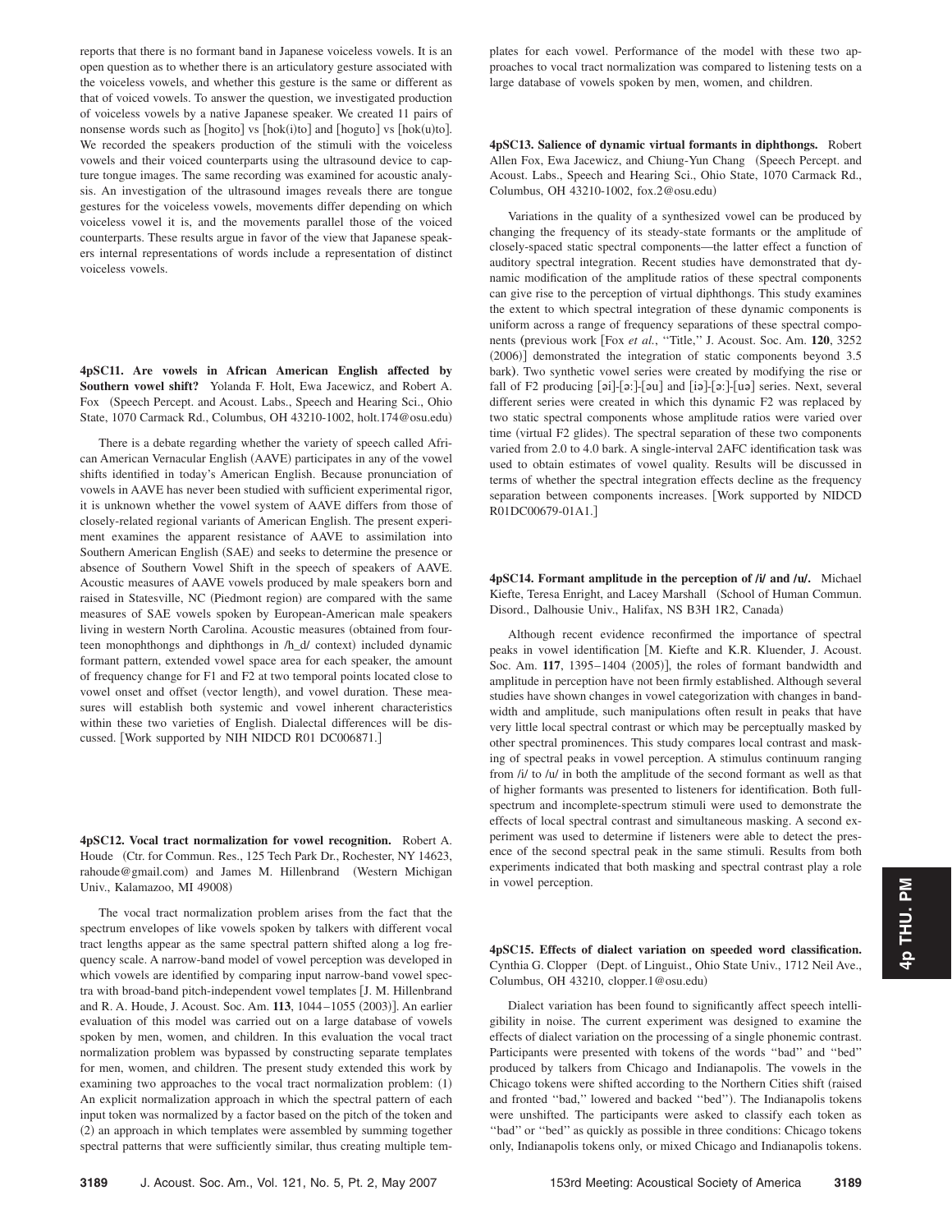reports that there is no formant band in Japanese voiceless vowels. It is an open question as to whether there is an articulatory gesture associated with the voiceless vowels, and whether this gesture is the same or different as that of voiced vowels. To answer the question, we investigated production of voiceless vowels by a native Japanese speaker. We created 11 pairs of nonsense words such as [hogito] vs [hok(i)to] and [hoguto] vs [hok(u)to]. We recorded the speakers production of the stimuli with the voiceless vowels and their voiced counterparts using the ultrasound device to capture tongue images. The same recording was examined for acoustic analysis. An investigation of the ultrasound images reveals there are tongue gestures for the voiceless vowels, movements differ depending on which voiceless vowel it is, and the movements parallel those of the voiced counterparts. These results argue in favor of the view that Japanese speakers internal representations of words include a representation of distinct voiceless vowels.

**4pSC11. Are vowels in African American English affected by Southern vowel shift?** Yolanda F. Holt, Ewa Jacewicz, and Robert A. Fox (Speech Percept. and Acoust. Labs., Speech and Hearing Sci., Ohio State, 1070 Carmack Rd., Columbus, OH 43210-1002, holt.174@osu.edu)

There is a debate regarding whether the variety of speech called African American Vernacular English (AAVE) participates in any of the vowel shifts identified in today's American English. Because pronunciation of vowels in AAVE has never been studied with sufficient experimental rigor, it is unknown whether the vowel system of AAVE differs from those of closely-related regional variants of American English. The present experiment examines the apparent resistance of AAVE to assimilation into Southern American English (SAE) and seeks to determine the presence or absence of Southern Vowel Shift in the speech of speakers of AAVE. Acoustic measures of AAVE vowels produced by male speakers born and raised in Statesville, NC (Piedmont region) are compared with the same measures of SAE vowels spoken by European-American male speakers living in western North Carolina. Acoustic measures (obtained from fourteen monophthongs and diphthongs in /h_d/ context) included dynamic formant pattern, extended vowel space area for each speaker, the amount of frequency change for F1 and F2 at two temporal points located close to vowel onset and offset (vector length), and vowel duration. These measures will establish both systemic and vowel inherent characteristics within these two varieties of English. Dialectal differences will be discussed. [Work supported by NIH NIDCD R01 DC006871.]

**4pSC12. Vocal tract normalization for vowel recognition.** Robert A. Houde (Ctr. for Commun. Res., 125 Tech Park Dr., Rochester, NY 14623, rahoude@gmail.com) and James M. Hillenbrand (Western Michigan Univ., Kalamazoo, MI 49008)

The vocal tract normalization problem arises from the fact that the spectrum envelopes of like vowels spoken by talkers with different vocal tract lengths appear as the same spectral pattern shifted along a log frequency scale. A narrow-band model of vowel perception was developed in which vowels are identified by comparing input narrow-band vowel spectra with broad-band pitch-independent vowel templates [J. M. Hillenbrand and R. A. Houde, J. Acoust. Soc. Am. **113**, 1044–1055 (2003)]. An earlier evaluation of this model was carried out on a large database of vowels spoken by men, women, and children. In this evaluation the vocal tract normalization problem was bypassed by constructing separate templates for men, women, and children. The present study extended this work by examining two approaches to the vocal tract normalization problem: (1) An explicit normalization approach in which the spectral pattern of each input token was normalized by a factor based on the pitch of the token and (2) an approach in which templates were assembled by summing together spectral patterns that were sufficiently similar, thus creating multiple templates for each vowel. Performance of the model with these two approaches to vocal tract normalization was compared to listening tests on a large database of vowels spoken by men, women, and children.

**4pSC13. Salience of dynamic virtual formants in diphthongs.** Robert Allen Fox, Ewa Jacewicz, and Chiung-Yun Chang (Speech Percept. and Acoust. Labs., Speech and Hearing Sci., Ohio State, 1070 Carmack Rd., Columbus, OH 43210-1002, fox.2@osu.edu)

Variations in the quality of a synthesized vowel can be produced by changing the frequency of its steady-state formants or the amplitude of closely-spaced static spectral components—the latter effect a function of auditory spectral integration. Recent studies have demonstrated that dynamic modification of the amplitude ratios of these spectral components can give rise to the perception of virtual diphthongs. This study examines the extent to which spectral integration of these dynamic components is uniform across a range of frequency separations of these spectral components (previous work [Fox *et al.*, "Title," J. Acoust. Soc. Am. **120**, 3252 (2006)] demonstrated the integration of static components beyond 3.5 bark). Two synthetic vowel series were created by modifying the rise or fall of F2 producing [əi]-[əː]-[əu] and [iə]-[əː]-[uə] series. Next, several different series were created in which this dynamic F2 was replaced by two static spectral components whose amplitude ratios were varied over time (virtual F2 glides). The spectral separation of these two components varied from 2.0 to 4.0 bark. A single-interval 2AFC identification task was used to obtain estimates of vowel quality. Results will be discussed in terms of whether the spectral integration effects decline as the frequency separation between components increases. [Work supported by NIDCD R01DC00679-01A1.]

**4pSC14. Formant amplitude in the perception of /i/ and /u/.** Michael Kiefte, Teresa Enright, and Lacey Marshall (School of Human Commun. Disord., Dalhousie Univ., Halifax, NS B3H 1R2, Canada)

Although recent evidence reconfirmed the importance of spectral peaks in vowel identification [M. Kiefte and K.R. Kluender, J. Acoust. Soc. Am. **117**, 1395–1404 (2005)], the roles of formant bandwidth and amplitude in perception have not been firmly established. Although several studies have shown changes in vowel categorization with changes in bandwidth and amplitude, such manipulations often result in peaks that have very little local spectral contrast or which may be perceptually masked by other spectral prominences. This study compares local contrast and masking of spectral peaks in vowel perception. A stimulus continuum ranging from /i/ to /u/ in both the amplitude of the second formant as well as that of higher formants was presented to listeners for identification. Both full-spectrum and incomplete-spectrum stimuli were used to demonstrate the effects of local spectral contrast and simultaneous masking. A second experiment was used to determine if listeners were able to detect the presence of the second spectral peak in the same stimuli. Results from both experiments indicated that both masking and spectral contrast play a role in vowel perception.

**4pSC15. Effects of dialect variation on speeded word classification.** Cynthia G. Clopper (Dept. of Linguist., Ohio State Univ., 1712 Neil Ave., Columbus, OH 43210, clopper.1@osu.edu)

Dialect variation has been found to significantly affect speech intelligibility in noise. The current experiment was designed to examine the effects of dialect variation on the processing of a single phonemic contrast. Participants were presented with tokens of the words "bad" and "bed" produced by talkers from Chicago and Indianapolis. The vowels in the Chicago tokens were shifted according to the Northern Cities shift (raised and fronted "bad," lowered and backed "bed"). The Indianapolis tokens were unshifted. The participants were asked to classify each token as "bad" or "bed" as quickly as possible in three conditions: Chicago tokens only, Indianapolis tokens only, or mixed Chicago and Indianapolis tokens.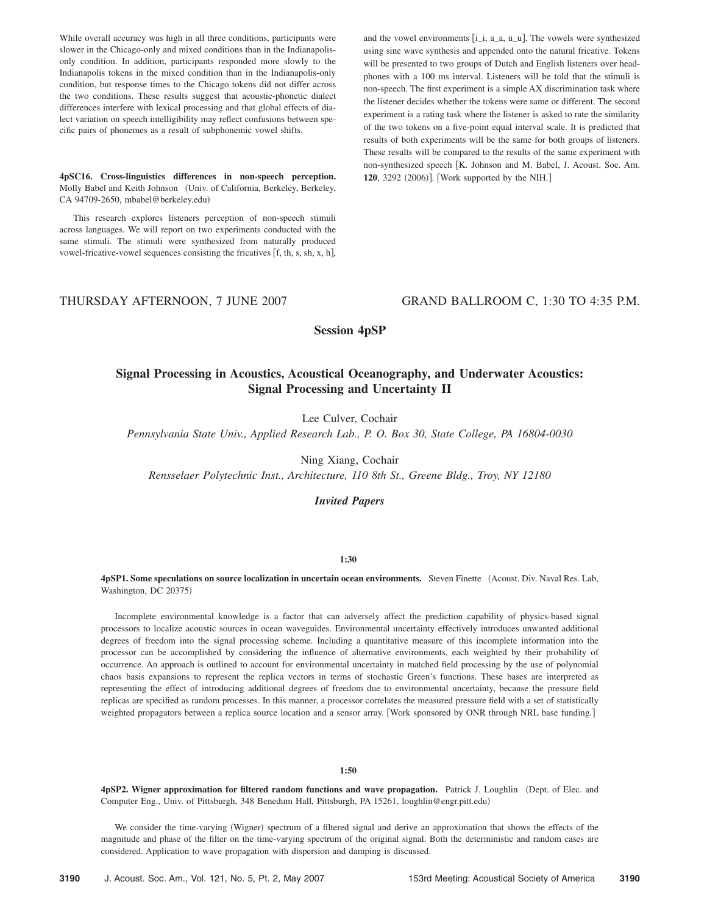While overall accuracy was high in all three conditions, participants were slower in the Chicago-only and mixed conditions than in the Indianapolis-only condition. In addition, participants responded more slowly to the Indianapolis tokens in the mixed condition than in the Indianapolis-only condition, but response times to the Chicago tokens did not differ across the two conditions. These results suggest that acoustic-phonetic dialect differences interfere with lexical processing and that global effects of dialect variation on speech intelligibility may reflect confusions between specific pairs of phonemes as a result of subphonemic vowel shifts.

**4pSC16. Cross-linguistics differences in non-speech perception.** Molly Babel and Keith Johnson (Univ. of California, Berkeley, Berkeley, CA 94709-2650, mbabel@berkeley.edu)

This research explores listeners perception of non-speech stimuli across languages. We will report on two experiments conducted with the same stimuli. The stimuli were synthesized from naturally produced vowel-fricative-vowel sequences consisting the fricatives [f, th, s, sh, x, h], and the vowel environments [i_i, a_a, u_u]. The vowels were synthesized using sine wave synthesis and appended onto the natural fricative. Tokens will be presented to two groups of Dutch and English listeners over headphones with a 100 ms interval. Listeners will be told that the stimuli is non-speech. The first experiment is a simple AX discrimination task where the listener decides whether the tokens were same or different. The second experiment is a rating task where the listener is asked to rate the similarity of the two tokens on a five-point equal interval scale. It is predicted that results of both experiments will be the same for both groups of listeners. These results will be compared to the results of the same experiment with non-synthesized speech [K. Johnson and M. Babel, J. Acoust. Soc. Am. **120**, 3292 (2006)]. [Work supported by the NIH.]

THURSDAY AFTERNOON, 7 JUNE 2007 GRAND BALLROOM C, 1:30 TO 4:35 P.M.

## Session 4pSP

## Signal Processing in Acoustics, Acoustical Oceanography, and Underwater Acoustics: Signal Processing and Uncertainty II

Lee Culver, Cochair
*Pennsylvania State Univ., Applied Research Lab., P. O. Box 30, State College, PA 16804-0030*

Ning Xiang, Cochair
*Rensselaer Polytechnic Inst., Architecture, 110 8th St., Greene Bldg., Troy, NY 12180*

### *Invited Papers*

**1:30**

**4pSP1. Some speculations on source localization in uncertain ocean environments.** Steven Finette (Acoust. Div. Naval Res. Lab, Washington, DC 20375)

Incomplete environmental knowledge is a factor that can adversely affect the prediction capability of physics-based signal processors to localize acoustic sources in ocean waveguides. Environmental uncertainty effectively introduces unwanted additional degrees of freedom into the signal processing scheme. Including a quantitative measure of this incomplete information into the processor can be accomplished by considering the influence of alternative environments, each weighted by their probability of occurrence. An approach is outlined to account for environmental uncertainty in matched field processing by the use of polynomial chaos basis expansions to represent the replica vectors in terms of stochastic Green's functions. These bases are interpreted as representing the effect of introducing additional degrees of freedom due to environmental uncertainty, because the pressure field replicas are specified as random processes. In this manner, a processor correlates the measured pressure field with a set of statistically weighted propagators between a replica source location and a sensor array. [Work sponsored by ONR through NRL base funding.]

**1:50**

**4pSP2. Wigner approximation for filtered random functions and wave propagation.** Patrick J. Loughlin (Dept. of Elec. and Computer Eng., Univ. of Pittsburgh, 348 Benedum Hall, Pittsburgh, PA 15261, loughlin@engr.pitt.edu)

We consider the time-varying (Wigner) spectrum of a filtered signal and derive an approximation that shows the effects of the magnitude and phase of the filter on the time-varying spectrum of the original signal. Both the deterministic and random cases are considered. Application to wave propagation with dispersion and damping is discussed.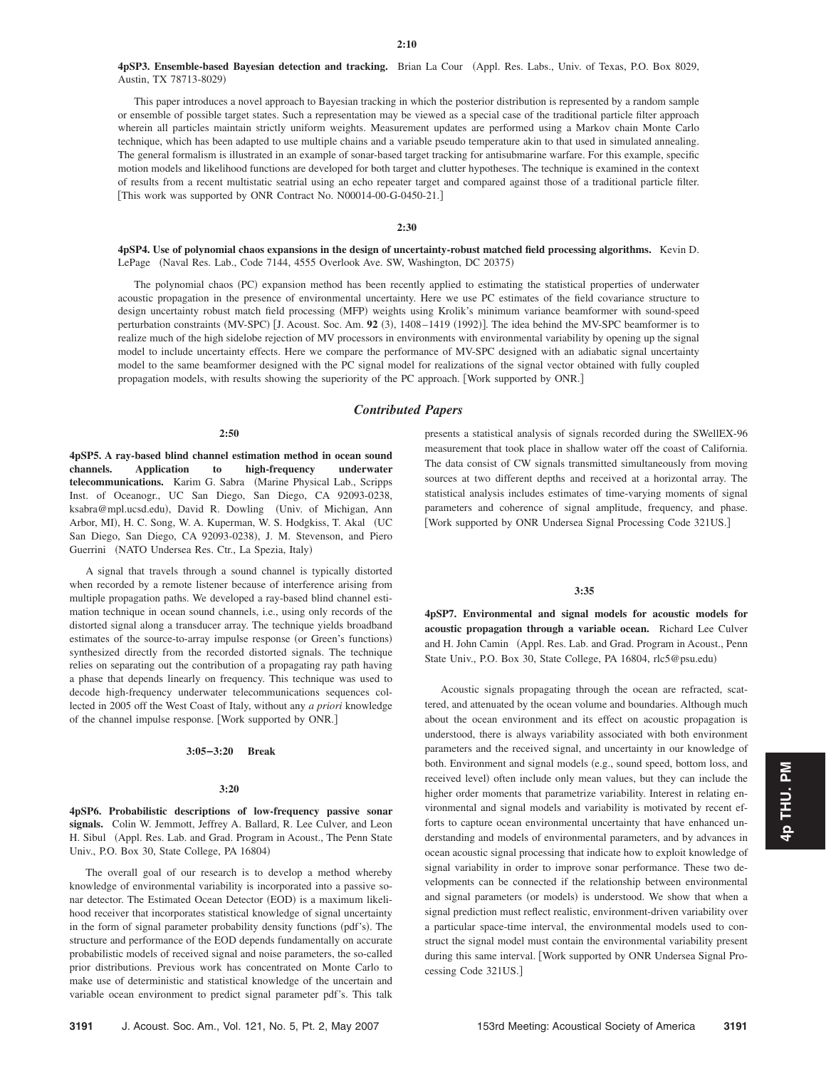**2:10**

**4pSP3. Ensemble-based Bayesian detection and tracking.** Brian La Cour (Appl. Res. Labs., Univ. of Texas, P.O. Box 8029, Austin, TX 78713-8029)

This paper introduces a novel approach to Bayesian tracking in which the posterior distribution is represented by a random sample or ensemble of possible target states. Such a representation may be viewed as a special case of the traditional particle filter approach wherein all particles maintain strictly uniform weights. Measurement updates are performed using a Markov chain Monte Carlo technique, which has been adapted to use multiple chains and a variable pseudo temperature akin to that used in simulated annealing. The general formalism is illustrated in an example of sonar-based target tracking for antisubmarine warfare. For this example, specific motion models and likelihood functions are developed for both target and clutter hypotheses. The technique is examined in the context of results from a recent multistatic seatrial using an echo repeater target and compared against those of a traditional particle filter. [This work was supported by ONR Contract No. N00014-00-G-0450-21.]

**2:30**

**4pSP4. Use of polynomial chaos expansions in the design of uncertainty-robust matched field processing algorithms.** Kevin D. LePage (Naval Res. Lab., Code 7144, 4555 Overlook Ave. SW, Washington, DC 20375)

The polynomial chaos (PC) expansion method has been recently applied to estimating the statistical properties of underwater acoustic propagation in the presence of environmental uncertainty. Here we use PC estimates of the field covariance structure to design uncertainty robust match field processing (MFP) weights using Krolik's minimum variance beamformer with sound-speed perturbation constraints (MV-SPC) [J. Acoust. Soc. Am. **92** (3), 1408–1419 (1992)]. The idea behind the MV-SPC beamformer is to realize much of the high sidelobe rejection of MV processors in environments with environmental variability by opening up the signal model to include uncertainty effects. Here we compare the performance of MV-SPC designed with an adiabatic signal uncertainty model to the same beamformer designed with the PC signal model for realizations of the signal vector obtained with fully coupled propagation models, with results showing the superiority of the PC approach. [Work supported by ONR.]

## *Contributed Papers*

**2:50**

**4pSP5. A ray-based blind channel estimation method in ocean sound channels. Application to high-frequency underwater telecommunications.** Karim G. Sabra (Marine Physical Lab., Scripps Inst. of Oceanogr., UC San Diego, San Diego, CA 92093-0238, ksabra@mpl.ucsd.edu), David R. Dowling (Univ. of Michigan, Ann Arbor, MI), H. C. Song, W. A. Kuperman, W. S. Hodgkiss, T. Akal (UC San Diego, San Diego, CA 92093-0238), J. M. Stevenson, and Piero Guerrini (NATO Undersea Res. Ctr., La Spezia, Italy)

A signal that travels through a sound channel is typically distorted when recorded by a remote listener because of interference arising from multiple propagation paths. We developed a ray-based blind channel estimation technique in ocean sound channels, i.e., using only records of the distorted signal along a transducer array. The technique yields broadband estimates of the source-to-array impulse response (or Green's functions) synthesized directly from the recorded distorted signals. The technique relies on separating out the contribution of a propagating ray path having a phase that depends linearly on frequency. This technique was used to decode high-frequency underwater telecommunications sequences collected in 2005 off the West Coast of Italy, without any *a priori* knowledge of the channel impulse response. [Work supported by ONR.]

**3:05–3:20 Break**

**3:20**

**4pSP6. Probabilistic descriptions of low-frequency passive sonar signals.** Colin W. Jemmott, Jeffrey A. Ballard, R. Lee Culver, and Leon H. Sibul (Appl. Res. Lab. and Grad. Program in Acoust., The Penn State Univ., P.O. Box 30, State College, PA 16804)

The overall goal of our research is to develop a method whereby knowledge of environmental variability is incorporated into a passive sonar detector. The Estimated Ocean Detector (EOD) is a maximum likelihood receiver that incorporates statistical knowledge of signal uncertainty in the form of signal parameter probability density functions (pdf's). The structure and performance of the EOD depends fundamentally on accurate probabilistic models of received signal and noise parameters, the so-called prior distributions. Previous work has concentrated on Monte Carlo to make use of deterministic and statistical knowledge of the uncertain and variable ocean environment to predict signal parameter pdf's. This talk presents a statistical analysis of signals recorded during the SWellEX-96 measurement that took place in shallow water off the coast of California. The data consist of CW signals transmitted simultaneously from moving sources at two different depths and received at a horizontal array. The statistical analysis includes estimates of time-varying moments of signal parameters and coherence of signal amplitude, frequency, and phase. [Work supported by ONR Undersea Signal Processing Code 321US.]

**3:35**

**4pSP7. Environmental and signal models for acoustic models for acoustic propagation through a variable ocean.** Richard Lee Culver and H. John Camin (Appl. Res. Lab. and Grad. Program in Acoust., Penn State Univ., P.O. Box 30, State College, PA 16804, rlc5@psu.edu)

Acoustic signals propagating through the ocean are refracted, scattered, and attenuated by the ocean volume and boundaries. Although much about the ocean environment and its effect on acoustic propagation is understood, there is always variability associated with both environment parameters and the received signal, and uncertainty in our knowledge of both. Environment and signal models (e.g., sound speed, bottom loss, and received level) often include only mean values, but they can include the higher order moments that parametrize variability. Interest in relating environmental and signal models and variability is motivated by recent efforts to capture ocean environmental uncertainty that have enhanced understanding and models of environmental parameters, and by advances in ocean acoustic signal processing that indicate how to exploit knowledge of signal variability in order to improve sonar performance. These two developments can be connected if the relationship between environmental and signal parameters (or models) is understood. We show that when a signal prediction must reflect realistic, environment-driven variability over a particular space-time interval, the environmental models used to construct the signal model must contain the environmental variability present during this same interval. [Work supported by ONR Undersea Signal Processing Code 321US.]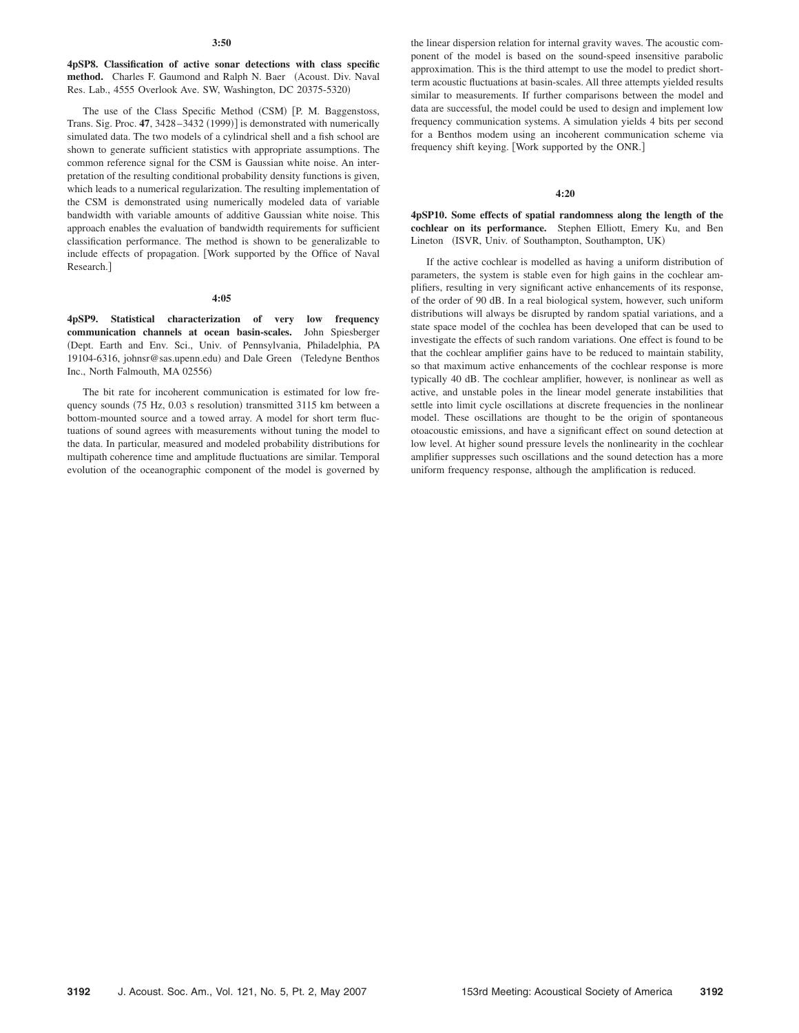**3:50**

**4pSP8. Classification of active sonar detections with class specific method.** Charles F. Gaumond and Ralph N. Baer (Acoust. Div. Naval Res. Lab., 4555 Overlook Ave. SW, Washington, DC 20375-5320)

The use of the Class Specific Method (CSM) [P. M. Baggenstoss, Trans. Sig. Proc. **47**, 3428–3432 (1999)] is demonstrated with numerically simulated data. The two models of a cylindrical shell and a fish school are shown to generate sufficient statistics with appropriate assumptions. The common reference signal for the CSM is Gaussian white noise. An interpretation of the resulting conditional probability density functions is given, which leads to a numerical regularization. The resulting implementation of the CSM is demonstrated using numerically modeled data of variable bandwidth with variable amounts of additive Gaussian white noise. This approach enables the evaluation of bandwidth requirements for sufficient classification performance. The method is shown to be generalizable to include effects of propagation. [Work supported by the Office of Naval Research.]

**4:05**

**4pSP9. Statistical characterization of very low frequency communication channels at ocean basin-scales.** John Spiesberger (Dept. Earth and Env. Sci., Univ. of Pennsylvania, Philadelphia, PA 19104-6316, johnsr@sas.upenn.edu) and Dale Green (Teledyne Benthos Inc., North Falmouth, MA 02556)

The bit rate for incoherent communication is estimated for low frequency sounds (75 Hz, 0.03 s resolution) transmitted 3115 km between a bottom-mounted source and a towed array. A model for short term fluctuations of sound agrees with measurements without tuning the model to the data. In particular, measured and modeled probability distributions for multipath coherence time and amplitude fluctuations are similar. Temporal evolution of the oceanographic component of the model is governed by the linear dispersion relation for internal gravity waves. The acoustic component of the model is based on the sound-speed insensitive parabolic approximation. This is the third attempt to use the model to predict short-term acoustic fluctuations at basin-scales. All three attempts yielded results similar to measurements. If further comparisons between the model and data are successful, the model could be used to design and implement low frequency communication systems. A simulation yields 4 bits per second for a Benthos modem using an incoherent communication scheme via frequency shift keying. [Work supported by the ONR.]

**4:20**

**4pSP10. Some effects of spatial randomness along the length of the cochlear on its performance.** Stephen Elliott, Emery Ku, and Ben Lineton (ISVR, Univ. of Southampton, Southampton, UK)

If the active cochlear is modelled as having a uniform distribution of parameters, the system is stable even for high gains in the cochlear amplifiers, resulting in very significant active enhancements of its response, of the order of 90 dB. In a real biological system, however, such uniform distributions will always be disrupted by random spatial variations, and a state space model of the cochlea has been developed that can be used to investigate the effects of such random variations. One effect is found to be that the cochlear amplifier gains have to be reduced to maintain stability, so that maximum active enhancements of the cochlear response is more typically 40 dB. The cochlear amplifier, however, is nonlinear as well as active, and unstable poles in the linear model generate instabilities that settle into limit cycle oscillations at discrete frequencies in the nonlinear model. These oscillations are thought to be the origin of spontaneous otoacoustic emissions, and have a significant effect on sound detection at low level. At higher sound pressure levels the nonlinearity in the cochlear amplifier suppresses such oscillations and the sound detection has a more uniform frequency response, although the amplification is reduced.